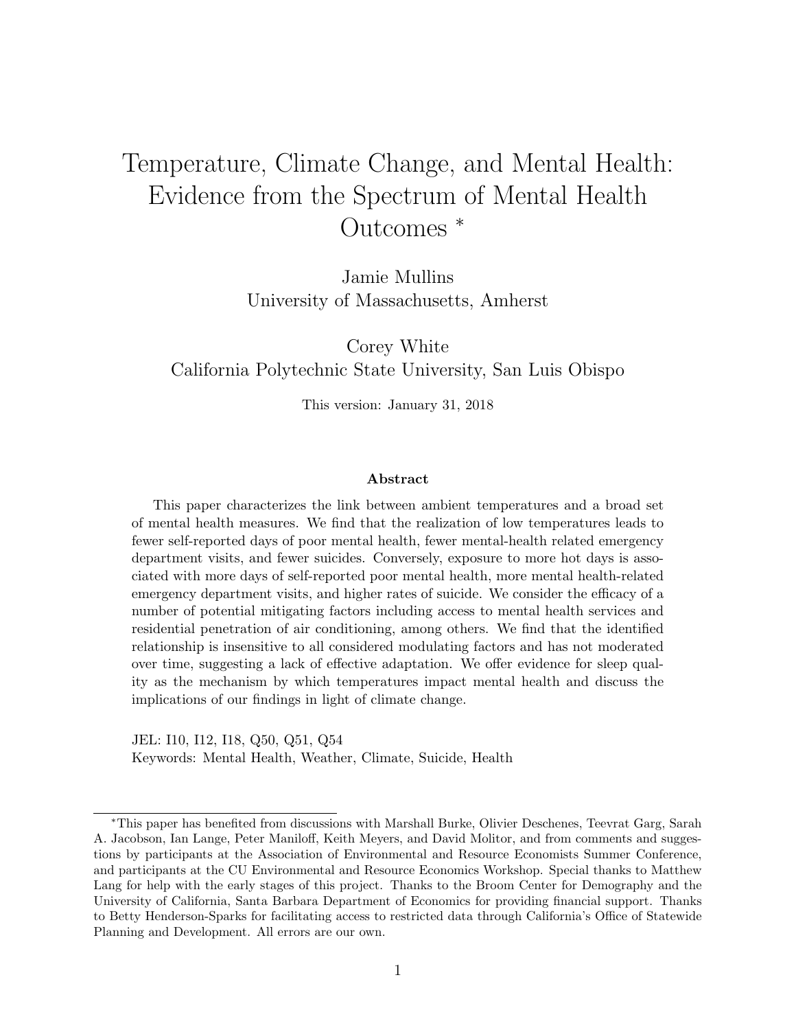# Temperature, Climate Change, and Mental Health: Evidence from the Spectrum of Mental Health Outcomes *

Jamie Mullins
University of Massachusetts, Amherst

Corey White
California Polytechnic State University, San Luis Obispo

This version: January 31, 2018

### Abstract

This paper characterizes the link between ambient temperatures and a broad set of mental health measures. We find that the realization of low temperatures leads to fewer self-reported days of poor mental health, fewer mental-health related emergency department visits, and fewer suicides. Conversely, exposure to more hot days is associated with more days of self-reported poor mental health, more mental health-related emergency department visits, and higher rates of suicide. We consider the efficacy of a number of potential mitigating factors including access to mental health services and residential penetration of air conditioning, among others. We find that the identified relationship is insensitive to all considered modulating factors and has not moderated over time, suggesting a lack of effective adaptation. We offer evidence for sleep quality as the mechanism by which temperatures impact mental health and discuss the implications of our findings in light of climate change.

JEL: I10, I12, I18, Q50, Q51, Q54
Keywords: Mental Health, Weather, Climate, Suicide, Health

*This paper has benefited from discussions with Marshall Burke, Olivier Deschenes, Teevrat Garg, Sarah A. Jacobson, Ian Lange, Peter Maniloff, Keith Meyers, and David Molitor, and from comments and suggestions by participants at the Association of Environmental and Resource Economists Summer Conference, and participants at the CU Environmental and Resource Economics Workshop. Special thanks to Matthew Lang for help with the early stages of this project. Thanks to the Broom Center for Demography and the University of California, Santa Barbara Department of Economics for providing financial support. Thanks to Betty Henderson-Sparks for facilitating access to restricted data through California's Office of Statewide Planning and Development. All errors are our own.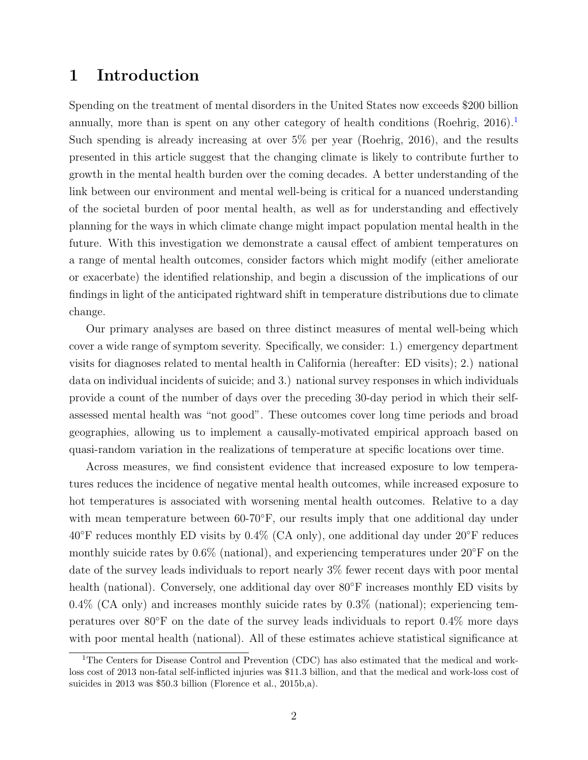# 1 Introduction

Spending on the treatment of mental disorders in the United States now exceeds $200 billion annually, more than is spent on any other category of health conditions (Roehrig, 2016).[1] Such spending is already increasing at over 5% per year (Roehrig, 2016), and the results presented in this article suggest that the changing climate is likely to contribute further to growth in the mental health burden over the coming decades. A better understanding of the link between our environment and mental well-being is critical for a nuanced understanding of the societal burden of poor mental health, as well as for understanding and effectively planning for the ways in which climate change might impact population mental health in the future. With this investigation we demonstrate a causal effect of ambient temperatures on a range of mental health outcomes, consider factors which might modify (either ameliorate or exacerbate) the identified relationship, and begin a discussion of the implications of our findings in light of the anticipated rightward shift in temperature distributions due to climate change.

Our primary analyses are based on three distinct measures of mental well-being which cover a wide range of symptom severity. Specifically, we consider: 1.) emergency department visits for diagnoses related to mental health in California (hereafter: ED visits); 2.) national data on individual incidents of suicide; and 3.) national survey responses in which individuals provide a count of the number of days over the preceding 30-day period in which their self-assessed mental health was "not good". These outcomes cover long time periods and broad geographies, allowing us to implement a causally-motivated empirical approach based on quasi-random variation in the realizations of temperature at specific locations over time.

Across measures, we find consistent evidence that increased exposure to low temperatures reduces the incidence of negative mental health outcomes, while increased exposure to hot temperatures is associated with worsening mental health outcomes. Relative to a day with mean temperature between 60-70°F, our results imply that one additional day under 40°F reduces monthly ED visits by 0.4% (CA only), one additional day under 20°F reduces monthly suicide rates by 0.6% (national), and experiencing temperatures under 20°F on the date of the survey leads individuals to report nearly 3% fewer recent days with poor mental health (national). Conversely, one additional day over 80°F increases monthly ED visits by 0.4% (CA only) and increases monthly suicide rates by 0.3% (national); experiencing temperatures over 80°F on the date of the survey leads individuals to report 0.4% more days with poor mental health (national). All of these estimates achieve statistical significance at

[1] The Centers for Disease Control and Prevention (CDC) has also estimated that the medical and work-loss cost of 2013 non-fatal self-inflicted injuries was $11.3 billion, and that the medical and work-loss cost of suicides in 2013 was $50.3 billion (Florence et al., 2015b,a).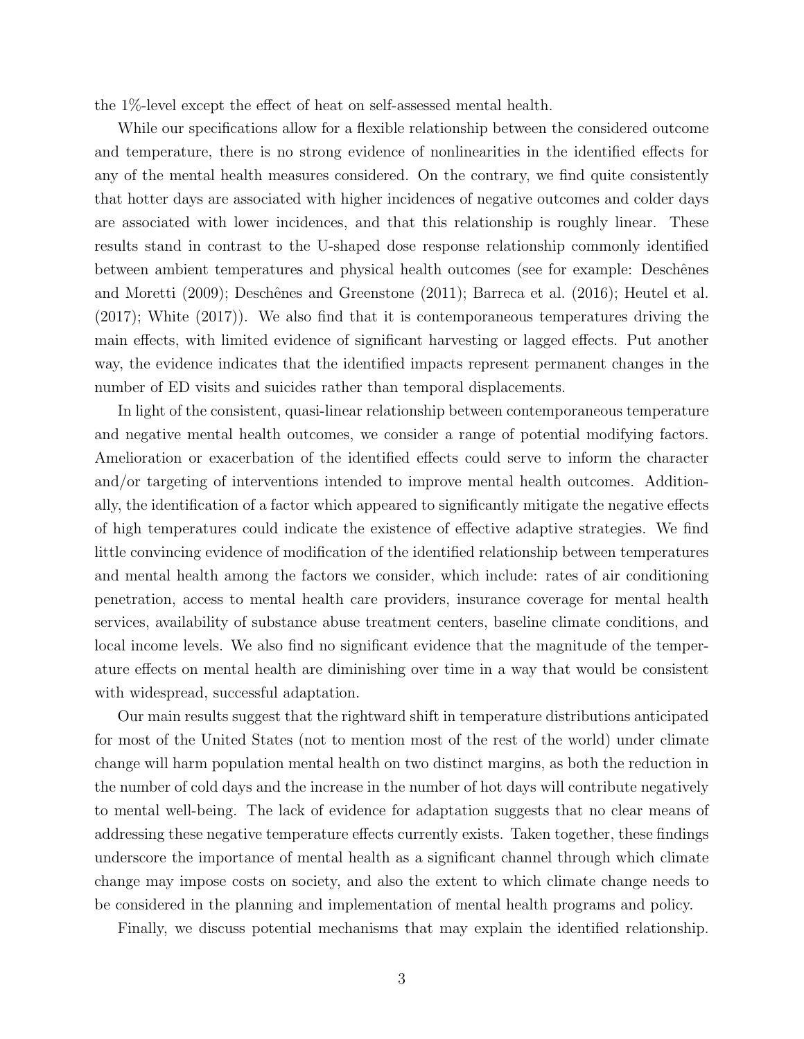the 1%-level except the effect of heat on self-assessed mental health.

While our specifications allow for a flexible relationship between the considered outcome and temperature, there is no strong evidence of nonlinearities in the identified effects for any of the mental health measures considered. On the contrary, we find quite consistently that hotter days are associated with higher incidences of negative outcomes and colder days are associated with lower incidences, and that this relationship is roughly linear. These results stand in contrast to the U-shaped dose response relationship commonly identified between ambient temperatures and physical health outcomes (see for example: Deschênes and Moretti (2009); Deschênes and Greenstone (2011); Barreca et al. (2016); Heutel et al. (2017); White (2017)). We also find that it is contemporaneous temperatures driving the main effects, with limited evidence of significant harvesting or lagged effects. Put another way, the evidence indicates that the identified impacts represent permanent changes in the number of ED visits and suicides rather than temporal displacements.

In light of the consistent, quasi-linear relationship between contemporaneous temperature and negative mental health outcomes, we consider a range of potential modifying factors. Amelioration or exacerbation of the identified effects could serve to inform the character and/or targeting of interventions intended to improve mental health outcomes. Additionally, the identification of a factor which appeared to significantly mitigate the negative effects of high temperatures could indicate the existence of effective adaptive strategies. We find little convincing evidence of modification of the identified relationship between temperatures and mental health among the factors we consider, which include: rates of air conditioning penetration, access to mental health care providers, insurance coverage for mental health services, availability of substance abuse treatment centers, baseline climate conditions, and local income levels. We also find no significant evidence that the magnitude of the temperature effects on mental health are diminishing over time in a way that would be consistent with widespread, successful adaptation.

Our main results suggest that the rightward shift in temperature distributions anticipated for most of the United States (not to mention most of the rest of the world) under climate change will harm population mental health on two distinct margins, as both the reduction in the number of cold days and the increase in the number of hot days will contribute negatively to mental well-being. The lack of evidence for adaptation suggests that no clear means of addressing these negative temperature effects currently exists. Taken together, these findings underscore the importance of mental health as a significant channel through which climate change may impose costs on society, and also the extent to which climate change needs to be considered in the planning and implementation of mental health programs and policy.

Finally, we discuss potential mechanisms that may explain the identified relationship.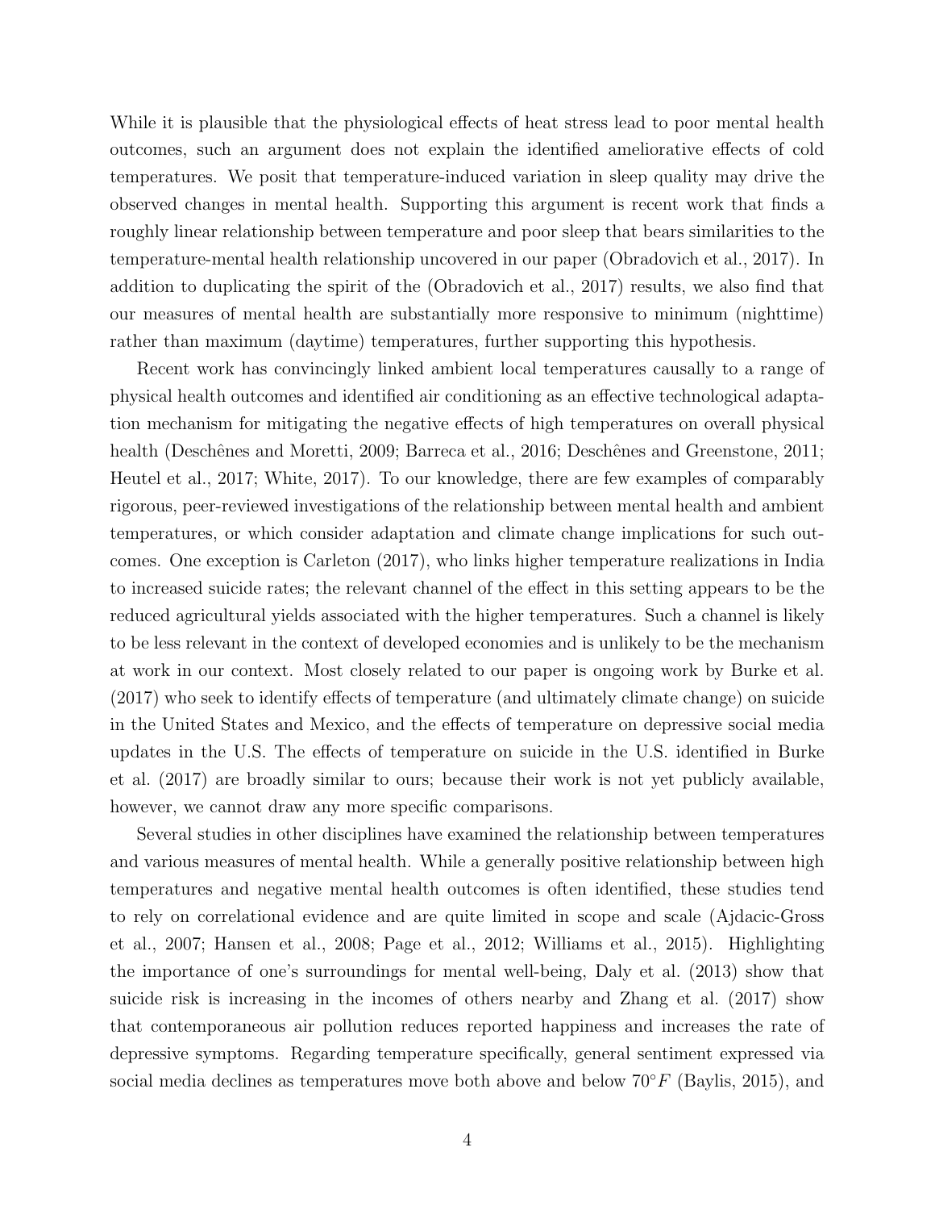While it is plausible that the physiological effects of heat stress lead to poor mental health outcomes, such an argument does not explain the identified ameliorative effects of cold temperatures. We posit that temperature-induced variation in sleep quality may drive the observed changes in mental health. Supporting this argument is recent work that finds a roughly linear relationship between temperature and poor sleep that bears similarities to the temperature-mental health relationship uncovered in our paper (Obradovich et al., 2017). In addition to duplicating the spirit of the (Obradovich et al., 2017) results, we also find that our measures of mental health are substantially more responsive to minimum (nighttime) rather than maximum (daytime) temperatures, further supporting this hypothesis.

Recent work has convincingly linked ambient local temperatures causally to a range of physical health outcomes and identified air conditioning as an effective technological adaptation mechanism for mitigating the negative effects of high temperatures on overall physical health (Deschênes and Moretti, 2009; Barreca et al., 2016; Deschênes and Greenstone, 2011; Heutel et al., 2017; White, 2017). To our knowledge, there are few examples of comparably rigorous, peer-reviewed investigations of the relationship between mental health and ambient temperatures, or which consider adaptation and climate change implications for such outcomes. One exception is Carleton (2017), who links higher temperature realizations in India to increased suicide rates; the relevant channel of the effect in this setting appears to be the reduced agricultural yields associated with the higher temperatures. Such a channel is likely to be less relevant in the context of developed economies and is unlikely to be the mechanism at work in our context. Most closely related to our paper is ongoing work by Burke et al. (2017) who seek to identify effects of temperature (and ultimately climate change) on suicide in the United States and Mexico, and the effects of temperature on depressive social media updates in the U.S. The effects of temperature on suicide in the U.S. identified in Burke et al. (2017) are broadly similar to ours; because their work is not yet publicly available, however, we cannot draw any more specific comparisons.

Several studies in other disciplines have examined the relationship between temperatures and various measures of mental health. While a generally positive relationship between high temperatures and negative mental health outcomes is often identified, these studies tend to rely on correlational evidence and are quite limited in scope and scale (Ajdacic-Gross et al., 2007; Hansen et al., 2008; Page et al., 2012; Williams et al., 2015). Highlighting the importance of one's surroundings for mental well-being, Daly et al. (2013) show that suicide risk is increasing in the incomes of others nearby and Zhang et al. (2017) show that contemporaneous air pollution reduces reported happiness and increases the rate of depressive symptoms. Regarding temperature specifically, general sentiment expressed via social media declines as temperatures move both above and below $70°F$ (Baylis, 2015), and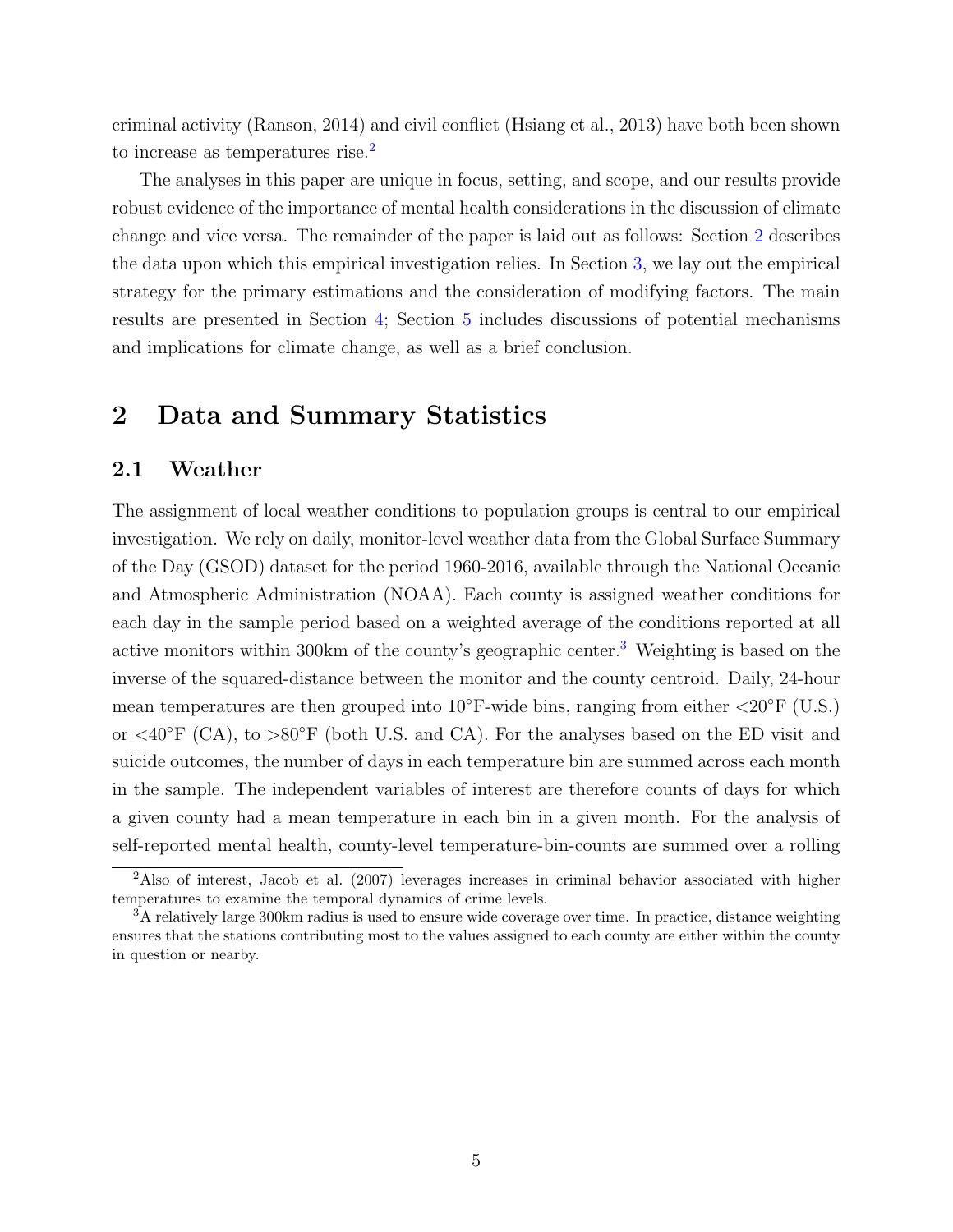criminal activity (Ranson, 2014) and civil conflict (Hsiang et al., 2013) have both been shown to increase as temperatures rise.[2]

The analyses in this paper are unique in focus, setting, and scope, and our results provide robust evidence of the importance of mental health considerations in the discussion of climate change and vice versa. The remainder of the paper is laid out as follows: Section 2 describes the data upon which this empirical investigation relies. In Section 3, we lay out the empirical strategy for the primary estimations and the consideration of modifying factors. The main results are presented in Section 4; Section 5 includes discussions of potential mechanisms and implications for climate change, as well as a brief conclusion.

# 2 Data and Summary Statistics

## 2.1 Weather

The assignment of local weather conditions to population groups is central to our empirical investigation. We rely on daily, monitor-level weather data from the Global Surface Summary of the Day (GSOD) dataset for the period 1960-2016, available through the National Oceanic and Atmospheric Administration (NOAA). Each county is assigned weather conditions for each day in the sample period based on a weighted average of the conditions reported at all active monitors within 300km of the county's geographic center.[3] Weighting is based on the inverse of the squared-distance between the monitor and the county centroid. Daily, 24-hour mean temperatures are then grouped into 10°F-wide bins, ranging from either <20°F (U.S.) or <40°F (CA), to >80°F (both U.S. and CA). For the analyses based on the ED visit and suicide outcomes, the number of days in each temperature bin are summed across each month in the sample. The independent variables of interest are therefore counts of days for which a given county had a mean temperature in each bin in a given month. For the analysis of self-reported mental health, county-level temperature-bin-counts are summed over a rolling

[2] Also of interest, Jacob et al. (2007) leverages increases in criminal behavior associated with higher temperatures to examine the temporal dynamics of crime levels.

[3] A relatively large 300km radius is used to ensure wide coverage over time. In practice, distance weighting ensures that the stations contributing most to the values assigned to each county are either within the county in question or nearby.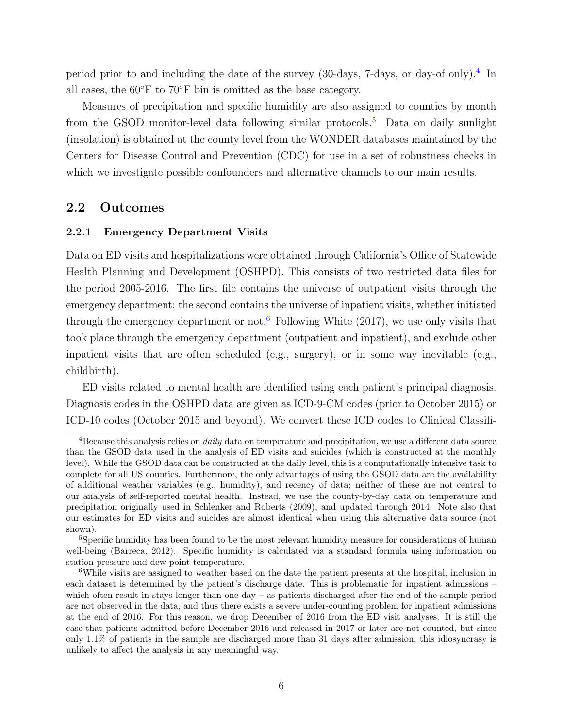period prior to and including the date of the survey (30-days, 7-days, or day-of only).[4] In all cases, the 60°F to 70°F bin is omitted as the base category.

Measures of precipitation and specific humidity are also assigned to counties by month from the GSOD monitor-level data following similar protocols.[5] Data on daily sunlight (insolation) is obtained at the county level from the WONDER databases maintained by the Centers for Disease Control and Prevention (CDC) for use in a set of robustness checks in which we investigate possible confounders and alternative channels to our main results.

## 2.2 Outcomes

### 2.2.1 Emergency Department Visits

Data on ED visits and hospitalizations were obtained through California's Office of Statewide Health Planning and Development (OSHPD). This consists of two restricted data files for the period 2005-2016. The first file contains the universe of outpatient visits through the emergency department; the second contains the universe of inpatient visits, whether initiated through the emergency department or not.[6] Following White (2017), we use only visits that took place through the emergency department (outpatient and inpatient), and exclude other inpatient visits that are often scheduled (e.g., surgery), or in some way inevitable (e.g., childbirth).

ED visits related to mental health are identified using each patient's principal diagnosis. Diagnosis codes in the OSHPD data are given as ICD-9-CM codes (prior to October 2015) or ICD-10 codes (October 2015 and beyond). We convert these ICD codes to Clinical Classifi-

[4] Because this analysis relies on *daily* data on temperature and precipitation, we use a different data source than the GSOD data used in the analysis of ED visits and suicides (which is constructed at the monthly level). While the GSOD data can be constructed at the daily level, this is a computationally intensive task to complete for all US counties. Furthermore, the only advantages of using the GSOD data are the availability of additional weather variables (e.g., humidity), and recency of data; neither of these are not central to our analysis of self-reported mental health. Instead, we use the county-by-day data on temperature and precipitation originally used in Schlenker and Roberts (2009), and updated through 2014. Note also that our estimates for ED visits and suicides are almost identical when using this alternative data source (not shown).

[5] Specific humidity has been found to be the most relevant humidity measure for considerations of human well-being (Barreca, 2012). Specific humidity is calculated via a standard formula using information on station pressure and dew point temperature.

[6] While visits are assigned to weather based on the date the patient presents at the hospital, inclusion in each dataset is determined by the patient's discharge date. This is problematic for inpatient admissions – which often result in stays longer than one day – as patients discharged after the end of the sample period are not observed in the data, and thus there exists a severe under-counting problem for inpatient admissions at the end of 2016. For this reason, we drop December of 2016 from the ED visit analyses. It is still the case that patients admitted before December 2016 and released in 2017 or later are not counted, but since only 1.1% of patients in the sample are discharged more than 31 days after admission, this idiosyncrasy is unlikely to affect the analysis in any meaningful way.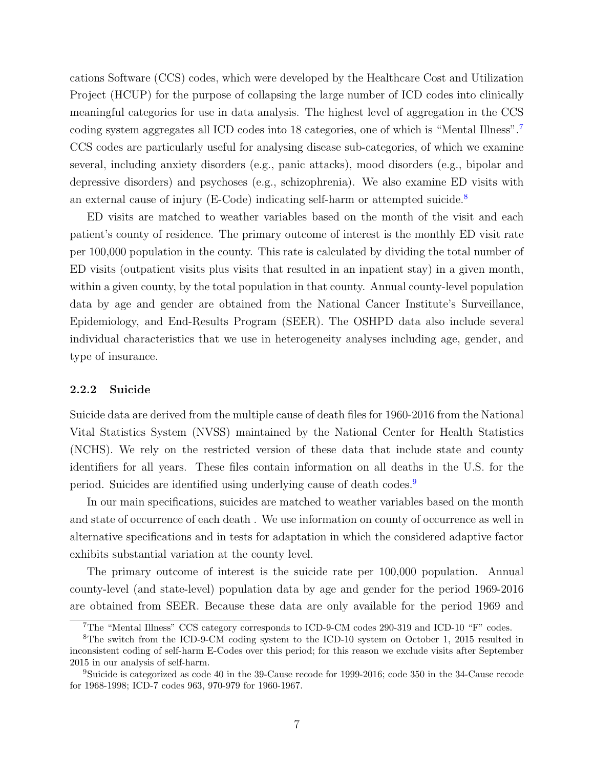cations Software (CCS) codes, which were developed by the Healthcare Cost and Utilization Project (HCUP) for the purpose of collapsing the large number of ICD codes into clinically meaningful categories for use in data analysis. The highest level of aggregation in the CCS coding system aggregates all ICD codes into 18 categories, one of which is "Mental Illness".[7] CCS codes are particularly useful for analysing disease sub-categories, of which we examine several, including anxiety disorders (e.g., panic attacks), mood disorders (e.g., bipolar and depressive disorders) and psychoses (e.g., schizophrenia). We also examine ED visits with an external cause of injury (E-Code) indicating self-harm or attempted suicide.[8]

ED visits are matched to weather variables based on the month of the visit and each patient's county of residence. The primary outcome of interest is the monthly ED visit rate per 100,000 population in the county. This rate is calculated by dividing the total number of ED visits (outpatient visits plus visits that resulted in an inpatient stay) in a given month, within a given county, by the total population in that county. Annual county-level population data by age and gender are obtained from the National Cancer Institute's Surveillance, Epidemiology, and End-Results Program (SEER). The OSHPD data also include several individual characteristics that we use in heterogeneity analyses including age, gender, and type of insurance.

### 2.2.2 Suicide

Suicide data are derived from the multiple cause of death files for 1960-2016 from the National Vital Statistics System (NVSS) maintained by the National Center for Health Statistics (NCHS). We rely on the restricted version of these data that include state and county identifiers for all years. These files contain information on all deaths in the U.S. for the period. Suicides are identified using underlying cause of death codes.[9]

In our main specifications, suicides are matched to weather variables based on the month and state of occurrence of each death . We use information on county of occurrence as well in alternative specifications and in tests for adaptation in which the considered adaptive factor exhibits substantial variation at the county level.

The primary outcome of interest is the suicide rate per 100,000 population. Annual county-level (and state-level) population data by age and gender for the period 1969-2016 are obtained from SEER. Because these data are only available for the period 1969 and

[7] The "Mental Illness" CCS category corresponds to ICD-9-CM codes 290-319 and ICD-10 "F" codes.

[8] The switch from the ICD-9-CM coding system to the ICD-10 system on October 1, 2015 resulted in inconsistent coding of self-harm E-Codes over this period; for this reason we exclude visits after September 2015 in our analysis of self-harm.

[9] Suicide is categorized as code 40 in the 39-Cause recode for 1999-2016; code 350 in the 34-Cause recode for 1968-1998; ICD-7 codes 963, 970-979 for 1960-1967.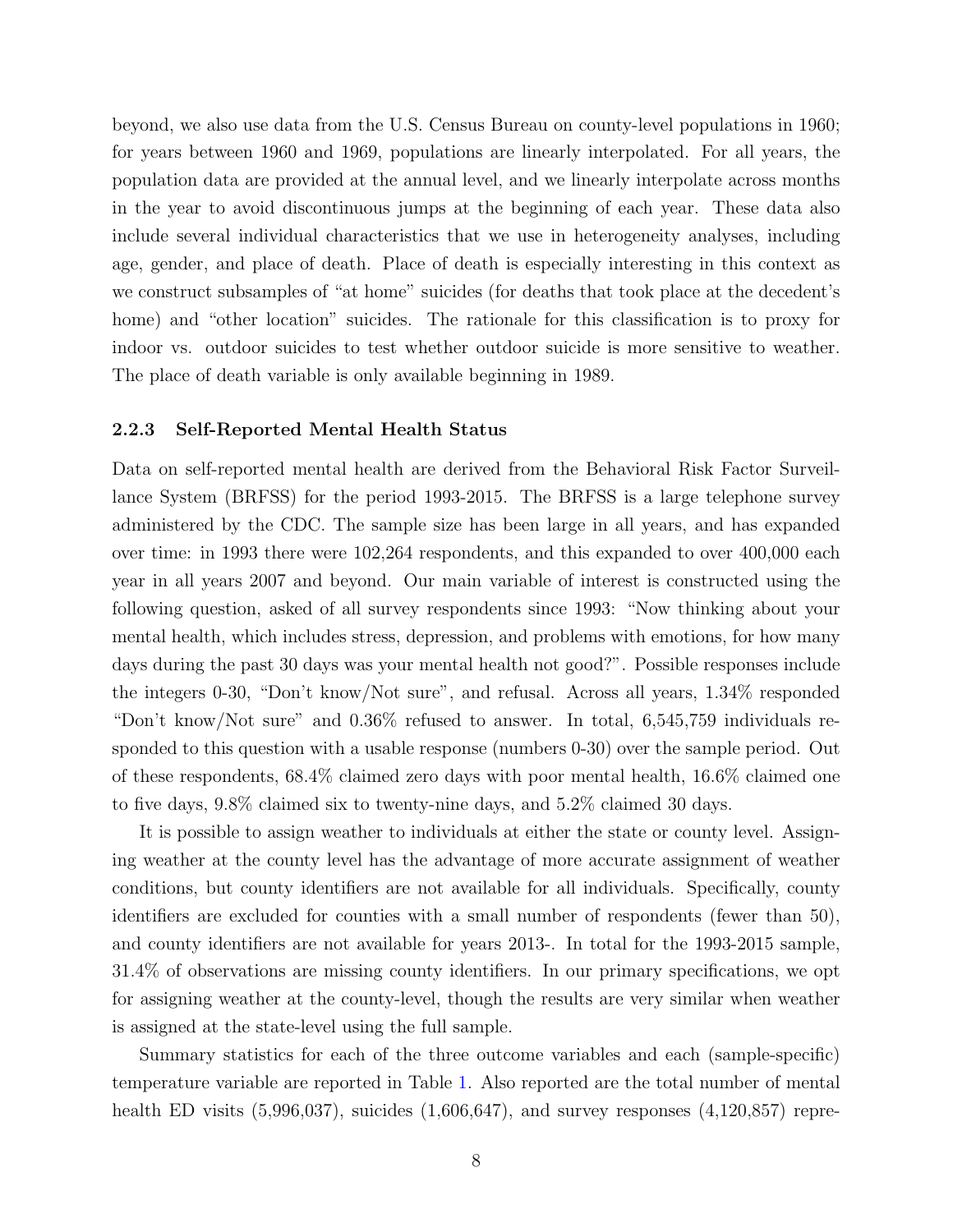beyond, we also use data from the U.S. Census Bureau on county-level populations in 1960; for years between 1960 and 1969, populations are linearly interpolated. For all years, the population data are provided at the annual level, and we linearly interpolate across months in the year to avoid discontinuous jumps at the beginning of each year. These data also include several individual characteristics that we use in heterogeneity analyses, including age, gender, and place of death. Place of death is especially interesting in this context as we construct subsamples of "at home" suicides (for deaths that took place at the decedent's home) and "other location" suicides. The rationale for this classification is to proxy for indoor vs. outdoor suicides to test whether outdoor suicide is more sensitive to weather. The place of death variable is only available beginning in 1989.

### 2.2.3 Self-Reported Mental Health Status

Data on self-reported mental health are derived from the Behavioral Risk Factor Surveillance System (BRFSS) for the period 1993-2015. The BRFSS is a large telephone survey administered by the CDC. The sample size has been large in all years, and has expanded over time: in 1993 there were 102,264 respondents, and this expanded to over 400,000 each year in all years 2007 and beyond. Our main variable of interest is constructed using the following question, asked of all survey respondents since 1993: "Now thinking about your mental health, which includes stress, depression, and problems with emotions, for how many days during the past 30 days was your mental health not good?". Possible responses include the integers 0-30, "Don't know/Not sure", and refusal. Across all years, 1.34% responded "Don't know/Not sure" and 0.36% refused to answer. In total, 6,545,759 individuals responded to this question with a usable response (numbers 0-30) over the sample period. Out of these respondents, 68.4% claimed zero days with poor mental health, 16.6% claimed one to five days, 9.8% claimed six to twenty-nine days, and 5.2% claimed 30 days.

It is possible to assign weather to individuals at either the state or county level. Assigning weather at the county level has the advantage of more accurate assignment of weather conditions, but county identifiers are not available for all individuals. Specifically, county identifiers are excluded for counties with a small number of respondents (fewer than 50), and county identifiers are not available for years 2013-. In total for the 1993-2015 sample, 31.4% of observations are missing county identifiers. In our primary specifications, we opt for assigning weather at the county-level, though the results are very similar when weather is assigned at the state-level using the full sample.

Summary statistics for each of the three outcome variables and each (sample-specific) temperature variable are reported in Table 1. Also reported are the total number of mental health ED visits (5,996,037), suicides (1,606,647), and survey responses (4,120,857) repre-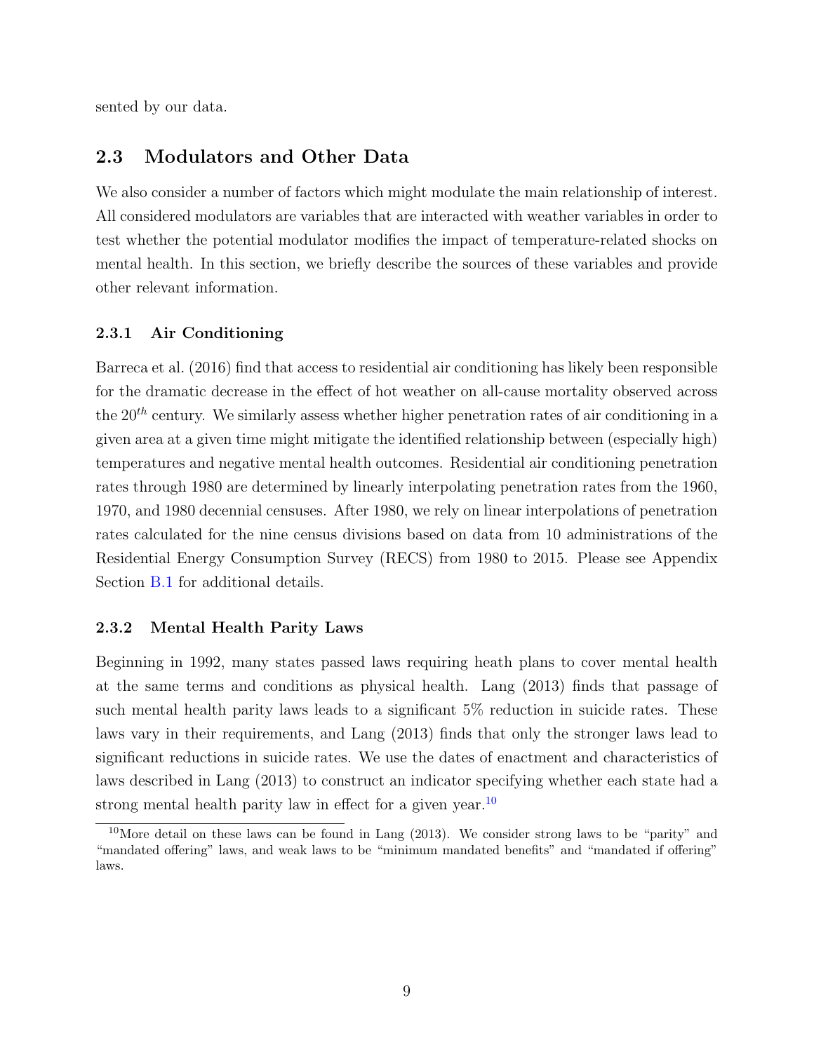sented by our data.

## 2.3 Modulators and Other Data

We also consider a number of factors which might modulate the main relationship of interest. All considered modulators are variables that are interacted with weather variables in order to test whether the potential modulator modifies the impact of temperature-related shocks on mental health. In this section, we briefly describe the sources of these variables and provide other relevant information.

### 2.3.1 Air Conditioning

Barreca et al. (2016) find that access to residential air conditioning has likely been responsible for the dramatic decrease in the effect of hot weather on all-cause mortality observed across the $20^{th}$ century. We similarly assess whether higher penetration rates of air conditioning in a given area at a given time might mitigate the identified relationship between (especially high) temperatures and negative mental health outcomes. Residential air conditioning penetration rates through 1980 are determined by linearly interpolating penetration rates from the 1960, 1970, and 1980 decennial censuses. After 1980, we rely on linear interpolations of penetration rates calculated for the nine census divisions based on data from 10 administrations of the Residential Energy Consumption Survey (RECS) from 1980 to 2015. Please see Appendix Section B.1 for additional details.

### 2.3.2 Mental Health Parity Laws

Beginning in 1992, many states passed laws requiring heath plans to cover mental health at the same terms and conditions as physical health. Lang (2013) finds that passage of such mental health parity laws leads to a significant 5% reduction in suicide rates. These laws vary in their requirements, and Lang (2013) finds that only the stronger laws lead to significant reductions in suicide rates. We use the dates of enactment and characteristics of laws described in Lang (2013) to construct an indicator specifying whether each state had a strong mental health parity law in effect for a given year.[10]

[10] More detail on these laws can be found in Lang (2013). We consider strong laws to be "parity" and "mandated offering" laws, and weak laws to be "minimum mandated benefits" and "mandated if offering" laws.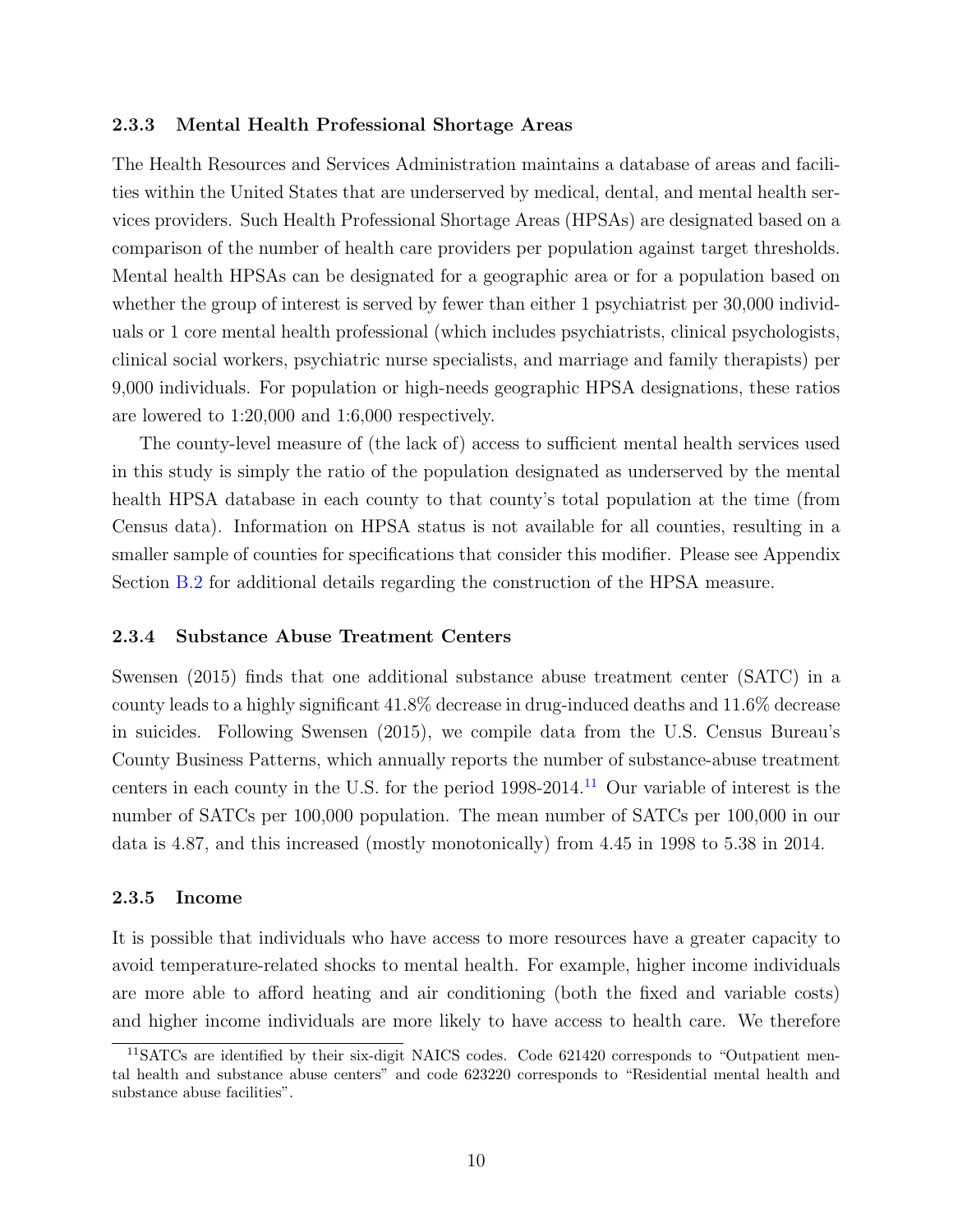### 2.3.3 Mental Health Professional Shortage Areas

The Health Resources and Services Administration maintains a database of areas and facilities within the United States that are underserved by medical, dental, and mental health services providers. Such Health Professional Shortage Areas (HPSAs) are designated based on a comparison of the number of health care providers per population against target thresholds. Mental health HPSAs can be designated for a geographic area or for a population based on whether the group of interest is served by fewer than either 1 psychiatrist per 30,000 individuals or 1 core mental health professional (which includes psychiatrists, clinical psychologists, clinical social workers, psychiatric nurse specialists, and marriage and family therapists) per 9,000 individuals. For population or high-needs geographic HPSA designations, these ratios are lowered to 1:20,000 and 1:6,000 respectively.

The county-level measure of (the lack of) access to sufficient mental health services used in this study is simply the ratio of the population designated as underserved by the mental health HPSA database in each county to that county's total population at the time (from Census data). Information on HPSA status is not available for all counties, resulting in a smaller sample of counties for specifications that consider this modifier. Please see Appendix Section B.2 for additional details regarding the construction of the HPSA measure.

### 2.3.4 Substance Abuse Treatment Centers

Swensen (2015) finds that one additional substance abuse treatment center (SATC) in a county leads to a highly significant 41.8% decrease in drug-induced deaths and 11.6% decrease in suicides. Following Swensen (2015), we compile data from the U.S. Census Bureau's County Business Patterns, which annually reports the number of substance-abuse treatment centers in each county in the U.S. for the period 1998-2014.[11] Our variable of interest is the number of SATCs per 100,000 population. The mean number of SATCs per 100,000 in our data is 4.87, and this increased (mostly monotonically) from 4.45 in 1998 to 5.38 in 2014.

### 2.3.5 Income

It is possible that individuals who have access to more resources have a greater capacity to avoid temperature-related shocks to mental health. For example, higher income individuals are more able to afford heating and air conditioning (both the fixed and variable costs) and higher income individuals are more likely to have access to health care. We therefore

[11] SATCs are identified by their six-digit NAICS codes. Code 621420 corresponds to "Outpatient mental health and substance abuse centers" and code 623220 corresponds to "Residential mental health and substance abuse facilities".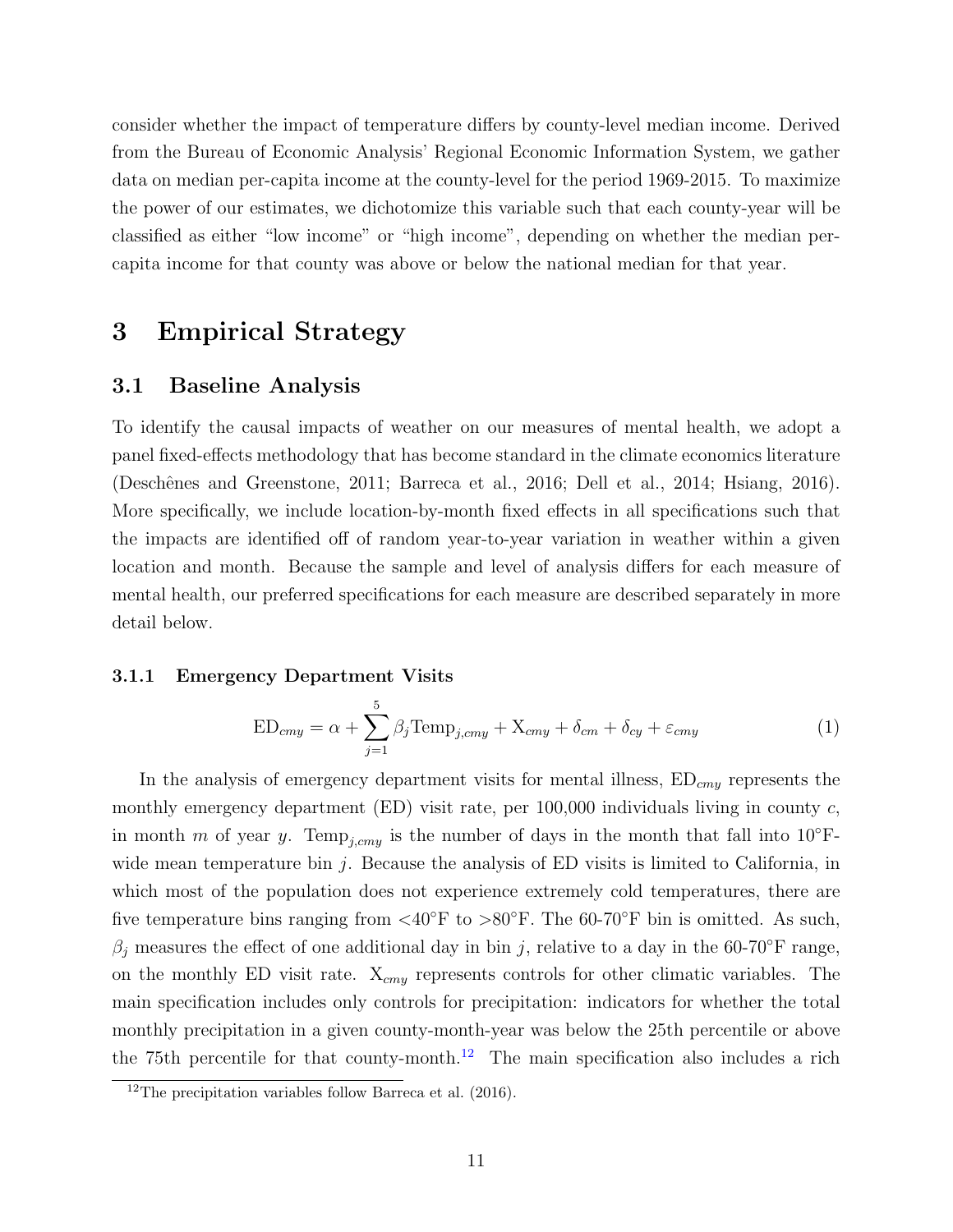consider whether the impact of temperature differs by county-level median income. Derived from the Bureau of Economic Analysis' Regional Economic Information System, we gather data on median per-capita income at the county-level for the period 1969-2015. To maximize the power of our estimates, we dichotomize this variable such that each county-year will be classified as either "low income" or "high income", depending on whether the median per-capita income for that county was above or below the national median for that year.

# 3 Empirical Strategy

## 3.1 Baseline Analysis

To identify the causal impacts of weather on our measures of mental health, we adopt a panel fixed-effects methodology that has become standard in the climate economics literature (Deschênes and Greenstone, 2011; Barreca et al., 2016; Dell et al., 2014; Hsiang, 2016). More specifically, we include location-by-month fixed effects in all specifications such that the impacts are identified off of random year-to-year variation in weather within a given location and month. Because the sample and level of analysis differs for each measure of mental health, our preferred specifications for each measure are described separately in more detail below.

### 3.1.1 Emergency Department Visits

$$\text{ED}_{cmy} = \alpha + \sum_{j=1}^{5} \beta_j \text{Temp}_{j,cmy} + \text{X}_{cmy} + \delta_{cm} + \delta_{cy} + \varepsilon_{cmy} \tag{1}$$

In the analysis of emergency department visits for mental illness, $\text{ED}_{cmy}$ represents the monthly emergency department (ED) visit rate, per 100,000 individuals living in county $c$, in month $m$ of year $y$. $\text{Temp}_{j,cmy}$ is the number of days in the month that fall into 10°F-wide mean temperature bin $j$. Because the analysis of ED visits is limited to California, in which most of the population does not experience extremely cold temperatures, there are five temperature bins ranging from <40°F to >80°F. The 60-70°F bin is omitted. As such, $\beta_j$ measures the effect of one additional day in bin $j$, relative to a day in the 60-70°F range, on the monthly ED visit rate. $\text{X}_{cmy}$ represents controls for other climatic variables. The main specification includes only controls for precipitation: indicators for whether the total monthly precipitation in a given county-month-year was below the 25th percentile or above the 75th percentile for that county-month.[12] The main specification also includes a rich

[12] The precipitation variables follow Barreca et al. (2016).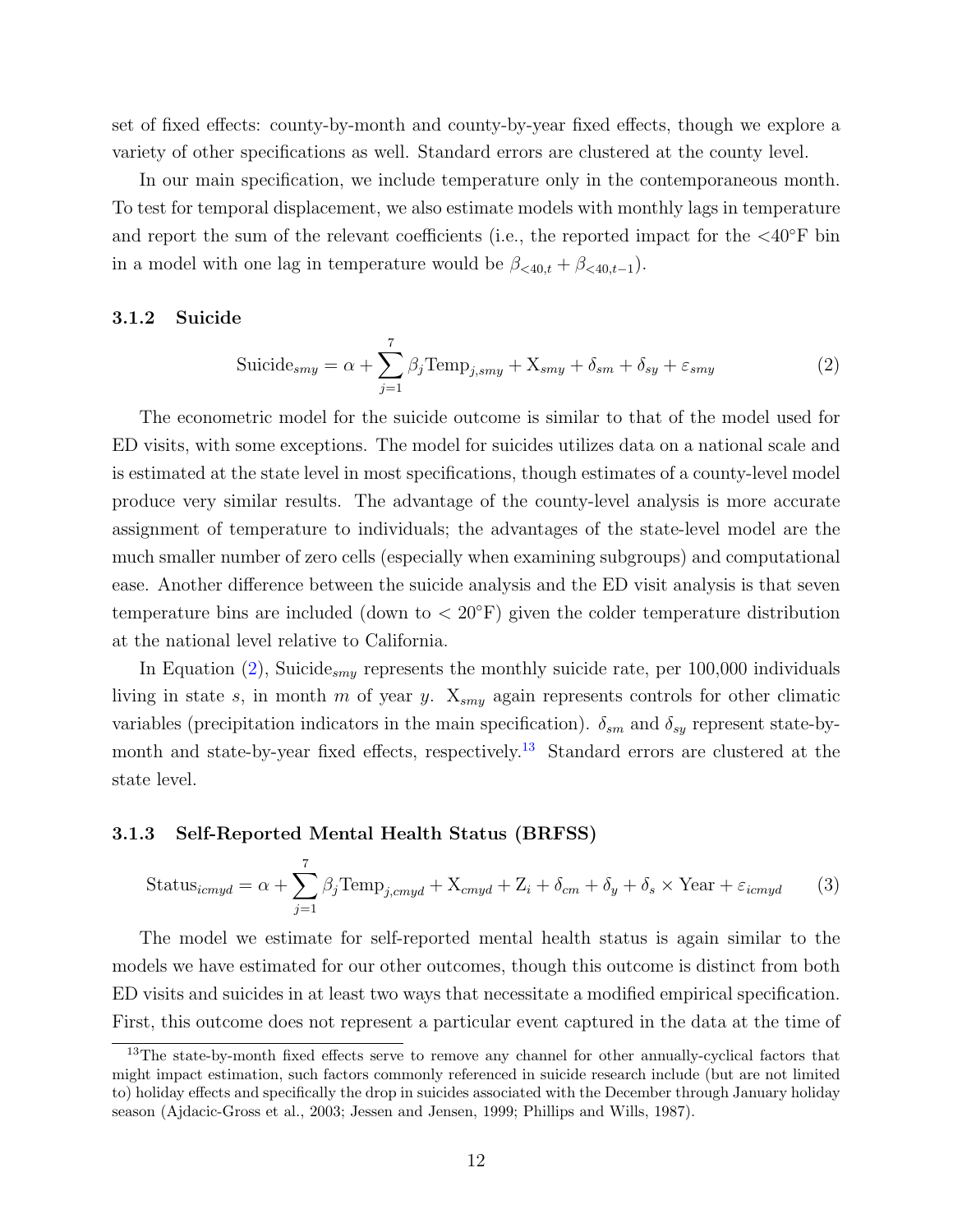set of fixed effects: county-by-month and county-by-year fixed effects, though we explore a variety of other specifications as well. Standard errors are clustered at the county level.

In our main specification, we include temperature only in the contemporaneous month. To test for temporal displacement, we also estimate models with monthly lags in temperature and report the sum of the relevant coefficients (i.e., the reported impact for the <40°F bin in a model with one lag in temperature would be $\beta_{<40,t} + \beta_{<40,t-1}$).

### 3.1.2 Suicide

$$\text{Suicide}_{smy} = \alpha + \sum_{j=1}^{7} \beta_j \text{Temp}_{j,smy} + \text{X}_{smy} + \delta_{sm} + \delta_{sy} + \varepsilon_{smy} \tag{2}$$

The econometric model for the suicide outcome is similar to that of the model used for ED visits, with some exceptions. The model for suicides utilizes data on a national scale and is estimated at the state level in most specifications, though estimates of a county-level model produce very similar results. The advantage of the county-level analysis is more accurate assignment of temperature to individuals; the advantages of the state-level model are the much smaller number of zero cells (especially when examining subgroups) and computational ease. Another difference between the suicide analysis and the ED visit analysis is that seven temperature bins are included (down to < 20°F) given the colder temperature distribution at the national level relative to California.

In Equation (2), $\text{Suicide}_{smy}$ represents the monthly suicide rate, per 100,000 individuals living in state $s$, in month $m$ of year $y$. $\text{X}_{smy}$ again represents controls for other climatic variables (precipitation indicators in the main specification). $\delta_{sm}$ and $\delta_{sy}$ represent state-by-month and state-by-year fixed effects, respectively.[13] Standard errors are clustered at the state level.

### 3.1.3 Self-Reported Mental Health Status (BRFSS)

$$\text{Status}_{icmyd} = \alpha + \sum_{j=1}^{7} \beta_j \text{Temp}_{j,cmyd} + \text{X}_{cmyd} + \text{Z}_i + \delta_{cm} + \delta_y + \delta_s \times \text{Year} + \varepsilon_{icmyd} \tag{3}$$

The model we estimate for self-reported mental health status is again similar to the models we have estimated for our other outcomes, though this outcome is distinct from both ED visits and suicides in at least two ways that necessitate a modified empirical specification. First, this outcome does not represent a particular event captured in the data at the time of

[13] The state-by-month fixed effects serve to remove any channel for other annually-cyclical factors that might impact estimation, such factors commonly referenced in suicide research include (but are not limited to) holiday effects and specifically the drop in suicides associated with the December through January holiday season (Ajdacic-Gross et al., 2003; Jessen and Jensen, 1999; Phillips and Wills, 1987).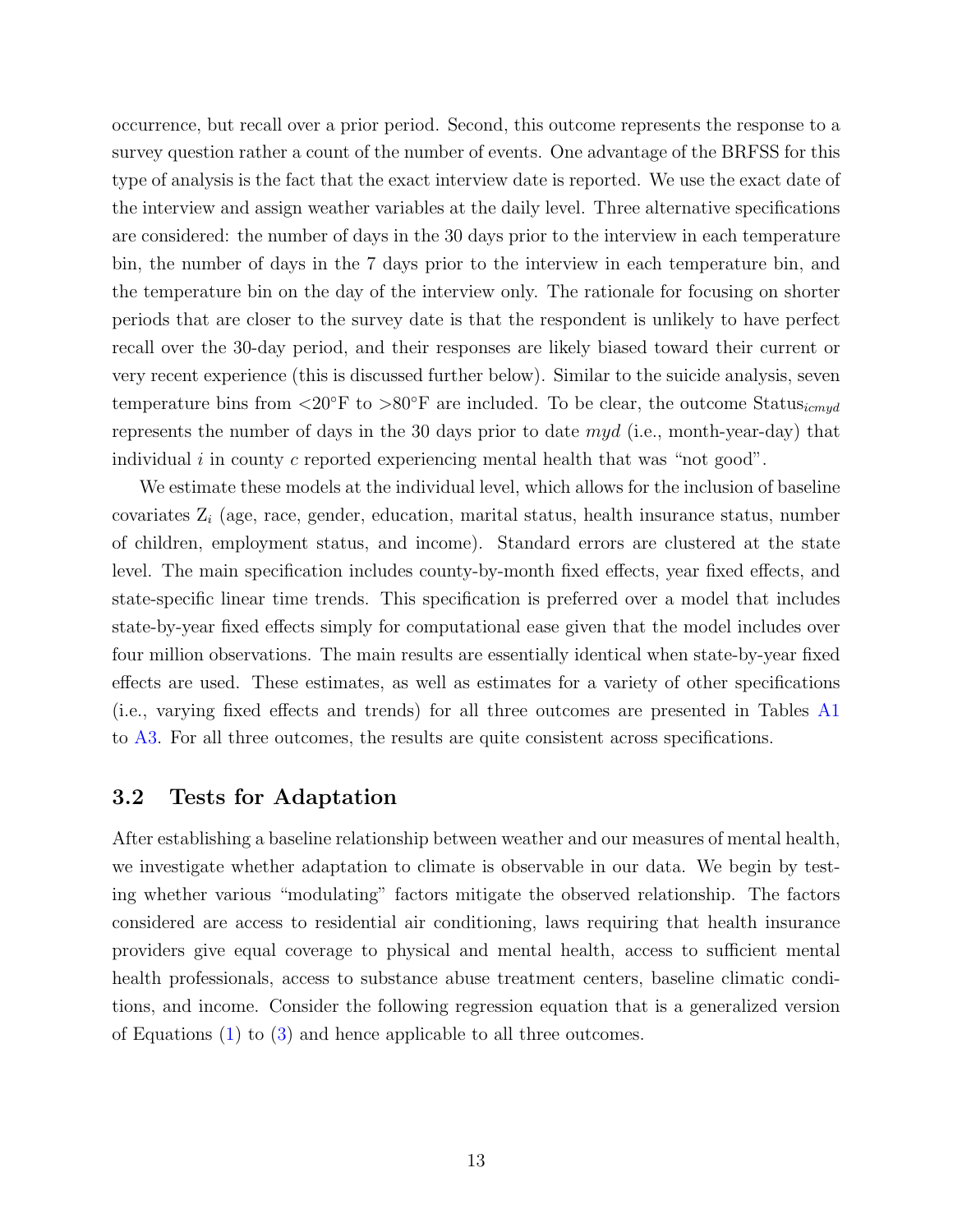occurrence, but recall over a prior period. Second, this outcome represents the response to a survey question rather a count of the number of events. One advantage of the BRFSS for this type of analysis is the fact that the exact interview date is reported. We use the exact date of the interview and assign weather variables at the daily level. Three alternative specifications are considered: the number of days in the 30 days prior to the interview in each temperature bin, the number of days in the 7 days prior to the interview in each temperature bin, and the temperature bin on the day of the interview only. The rationale for focusing on shorter periods that are closer to the survey date is that the respondent is unlikely to have perfect recall over the 30-day period, and their responses are likely biased toward their current or very recent experience (this is discussed further below). Similar to the suicide analysis, seven temperature bins from <20°F to >80°F are included. To be clear, the outcome $\text{Status}_{icmyd}$ represents the number of days in the 30 days prior to date $myd$ (i.e., month-year-day) that individual $i$ in county $c$ reported experiencing mental health that was "not good".

We estimate these models at the individual level, which allows for the inclusion of baseline covariates $\text{Z}_i$ (age, race, gender, education, marital status, health insurance status, number of children, employment status, and income). Standard errors are clustered at the state level. The main specification includes county-by-month fixed effects, year fixed effects, and state-specific linear time trends. This specification is preferred over a model that includes state-by-year fixed effects simply for computational ease given that the model includes over four million observations. The main results are essentially identical when state-by-year fixed effects are used. These estimates, as well as estimates for a variety of other specifications (i.e., varying fixed effects and trends) for all three outcomes are presented in Tables A1 to A3. For all three outcomes, the results are quite consistent across specifications.

## 3.2 Tests for Adaptation

After establishing a baseline relationship between weather and our measures of mental health, we investigate whether adaptation to climate is observable in our data. We begin by testing whether various "modulating" factors mitigate the observed relationship. The factors considered are access to residential air conditioning, laws requiring that health insurance providers give equal coverage to physical and mental health, access to sufficient mental health professionals, access to substance abuse treatment centers, baseline climatic conditions, and income. Consider the following regression equation that is a generalized version of Equations (1) to (3) and hence applicable to all three outcomes.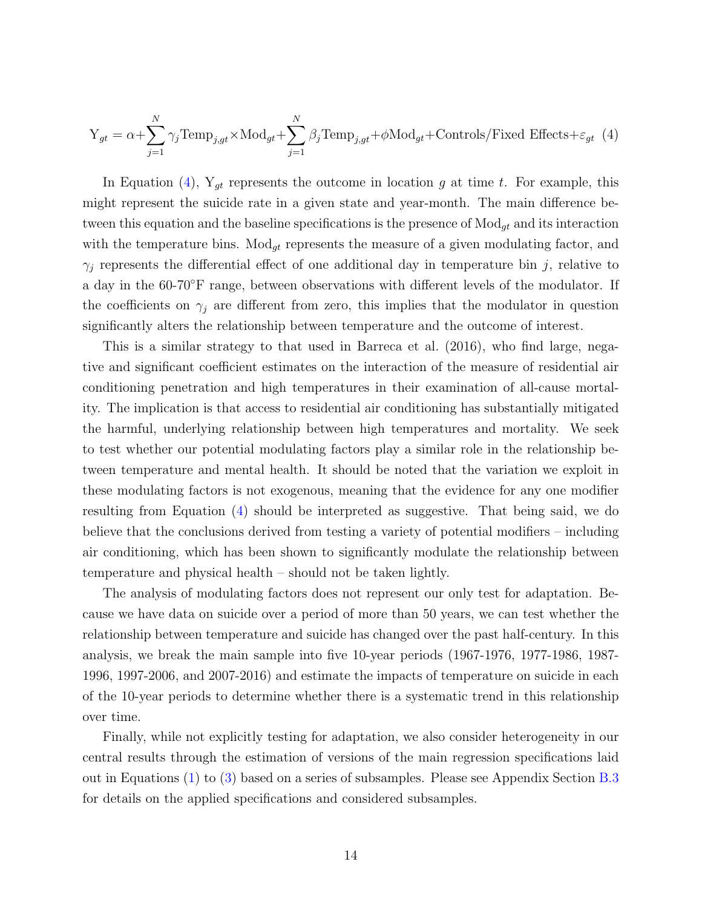$$\text{Y}_{gt} = \alpha + \sum_{j=1}^{N} \gamma_j \text{Temp}_{j,gt} \times \text{Mod}_{gt} + \sum_{j=1}^{N} \beta_j \text{Temp}_{j,gt} + \phi \text{Mod}_{gt} + \text{Controls/Fixed Effects} + \varepsilon_{gt} \quad (4)$$

In Equation (4), $\text{Y}_{gt}$ represents the outcome in location $g$ at time $t$. For example, this might represent the suicide rate in a given state and year-month. The main difference between this equation and the baseline specifications is the presence of $\text{Mod}_{gt}$ and its interaction with the temperature bins. $\text{Mod}_{gt}$ represents the measure of a given modulating factor, and $\gamma_j$ represents the differential effect of one additional day in temperature bin $j$, relative to a day in the 60-70°F range, between observations with different levels of the modulator. If the coefficients on $\gamma_j$ are different from zero, this implies that the modulator in question significantly alters the relationship between temperature and the outcome of interest.

This is a similar strategy to that used in Barreca et al. (2016), who find large, negative and significant coefficient estimates on the interaction of the measure of residential air conditioning penetration and high temperatures in their examination of all-cause mortality. The implication is that access to residential air conditioning has substantially mitigated the harmful, underlying relationship between high temperatures and mortality. We seek to test whether our potential modulating factors play a similar role in the relationship between temperature and mental health. It should be noted that the variation we exploit in these modulating factors is not exogenous, meaning that the evidence for any one modifier resulting from Equation (4) should be interpreted as suggestive. That being said, we do believe that the conclusions derived from testing a variety of potential modifiers – including air conditioning, which has been shown to significantly modulate the relationship between temperature and physical health – should not be taken lightly.

The analysis of modulating factors does not represent our only test for adaptation. Because we have data on suicide over a period of more than 50 years, we can test whether the relationship between temperature and suicide has changed over the past half-century. In this analysis, we break the main sample into five 10-year periods (1967-1976, 1977-1986, 1987-1996, 1997-2006, and 2007-2016) and estimate the impacts of temperature on suicide in each of the 10-year periods to determine whether there is a systematic trend in this relationship over time.

Finally, while not explicitly testing for adaptation, we also consider heterogeneity in our central results through the estimation of versions of the main regression specifications laid out in Equations (1) to (3) based on a series of subsamples. Please see Appendix Section B.3 for details on the applied specifications and considered subsamples.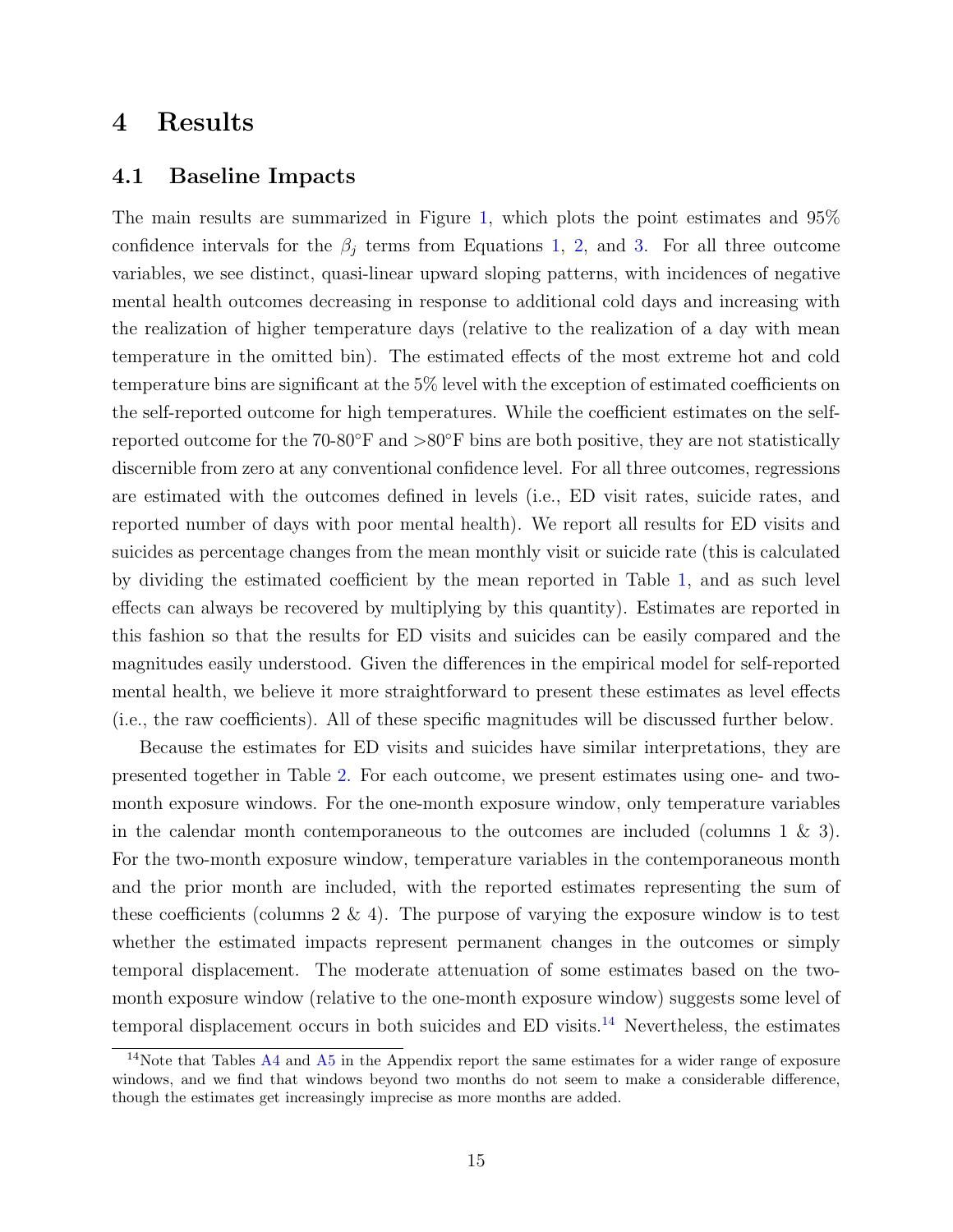# 4 Results

## 4.1 Baseline Impacts

The main results are summarized in Figure 1, which plots the point estimates and 95% confidence intervals for the $\beta_j$ terms from Equations 1, 2, and 3. For all three outcome variables, we see distinct, quasi-linear upward sloping patterns, with incidences of negative mental health outcomes decreasing in response to additional cold days and increasing with the realization of higher temperature days (relative to the realization of a day with mean temperature in the omitted bin). The estimated effects of the most extreme hot and cold temperature bins are significant at the 5% level with the exception of estimated coefficients on the self-reported outcome for high temperatures. While the coefficient estimates on the self-reported outcome for the 70-80°F and >80°F bins are both positive, they are not statistically discernible from zero at any conventional confidence level. For all three outcomes, regressions are estimated with the outcomes defined in levels (i.e., ED visit rates, suicide rates, and reported number of days with poor mental health). We report all results for ED visits and suicides as percentage changes from the mean monthly visit or suicide rate (this is calculated by dividing the estimated coefficient by the mean reported in Table 1, and as such level effects can always be recovered by multiplying by this quantity). Estimates are reported in this fashion so that the results for ED visits and suicides can be easily compared and the magnitudes easily understood. Given the differences in the empirical model for self-reported mental health, we believe it more straightforward to present these estimates as level effects (i.e., the raw coefficients). All of these specific magnitudes will be discussed further below.

Because the estimates for ED visits and suicides have similar interpretations, they are presented together in Table 2. For each outcome, we present estimates using one- and two-month exposure windows. For the one-month exposure window, only temperature variables in the calendar month contemporaneous to the outcomes are included (columns 1 & 3). For the two-month exposure window, temperature variables in the contemporaneous month and the prior month are included, with the reported estimates representing the sum of these coefficients (columns 2 & 4). The purpose of varying the exposure window is to test whether the estimated impacts represent permanent changes in the outcomes or simply temporal displacement. The moderate attenuation of some estimates based on the two-month exposure window (relative to the one-month exposure window) suggests some level of temporal displacement occurs in both suicides and ED visits.[14] Nevertheless, the estimates

[14] Note that Tables A4 and A5 in the Appendix report the same estimates for a wider range of exposure windows, and we find that windows beyond two months do not seem to make a considerable difference, though the estimates get increasingly imprecise as more months are added.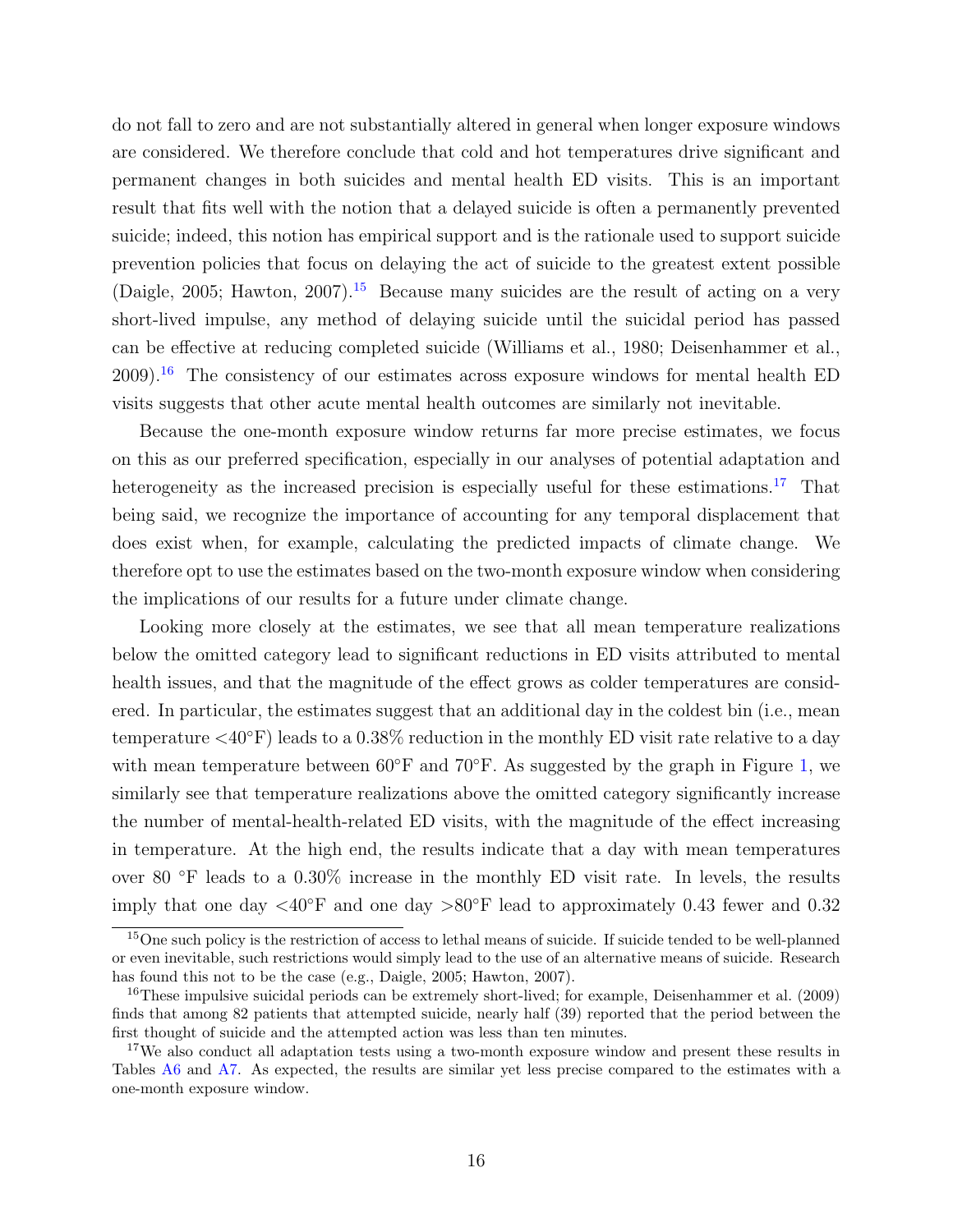do not fall to zero and are not substantially altered in general when longer exposure windows are considered. We therefore conclude that cold and hot temperatures drive significant and permanent changes in both suicides and mental health ED visits. This is an important result that fits well with the notion that a delayed suicide is often a permanently prevented suicide; indeed, this notion has empirical support and is the rationale used to support suicide prevention policies that focus on delaying the act of suicide to the greatest extent possible (Daigle, 2005; Hawton, 2007).[15] Because many suicides are the result of acting on a very short-lived impulse, any method of delaying suicide until the suicidal period has passed can be effective at reducing completed suicide (Williams et al., 1980; Deisenhammer et al., 2009).[16] The consistency of our estimates across exposure windows for mental health ED visits suggests that other acute mental health outcomes are similarly not inevitable.

Because the one-month exposure window returns far more precise estimates, we focus on this as our preferred specification, especially in our analyses of potential adaptation and heterogeneity as the increased precision is especially useful for these estimations.[17] That being said, we recognize the importance of accounting for any temporal displacement that does exist when, for example, calculating the predicted impacts of climate change. We therefore opt to use the estimates based on the two-month exposure window when considering the implications of our results for a future under climate change.

Looking more closely at the estimates, we see that all mean temperature realizations below the omitted category lead to significant reductions in ED visits attributed to mental health issues, and that the magnitude of the effect grows as colder temperatures are considered. In particular, the estimates suggest that an additional day in the coldest bin (i.e., mean temperature <40°F) leads to a 0.38% reduction in the monthly ED visit rate relative to a day with mean temperature between 60°F and 70°F. As suggested by the graph in Figure 1, we similarly see that temperature realizations above the omitted category significantly increase the number of mental-health-related ED visits, with the magnitude of the effect increasing in temperature. At the high end, the results indicate that a day with mean temperatures over 80 °F leads to a 0.30% increase in the monthly ED visit rate. In levels, the results imply that one day <40°F and one day >80°F lead to approximately 0.43 fewer and 0.32

---

[15] One such policy is the restriction of access to lethal means of suicide. If suicide tended to be well-planned or even inevitable, such restrictions would simply lead to the use of an alternative means of suicide. Research has found this not to be the case (e.g., Daigle, 2005; Hawton, 2007).

[16] These impulsive suicidal periods can be extremely short-lived; for example, Deisenhammer et al. (2009) finds that among 82 patients that attempted suicide, nearly half (39) reported that the period between the first thought of suicide and the attempted action was less than ten minutes.

[17] We also conduct all adaptation tests using a two-month exposure window and present these results in Tables A6 and A7. As expected, the results are similar yet less precise compared to the estimates with a one-month exposure window.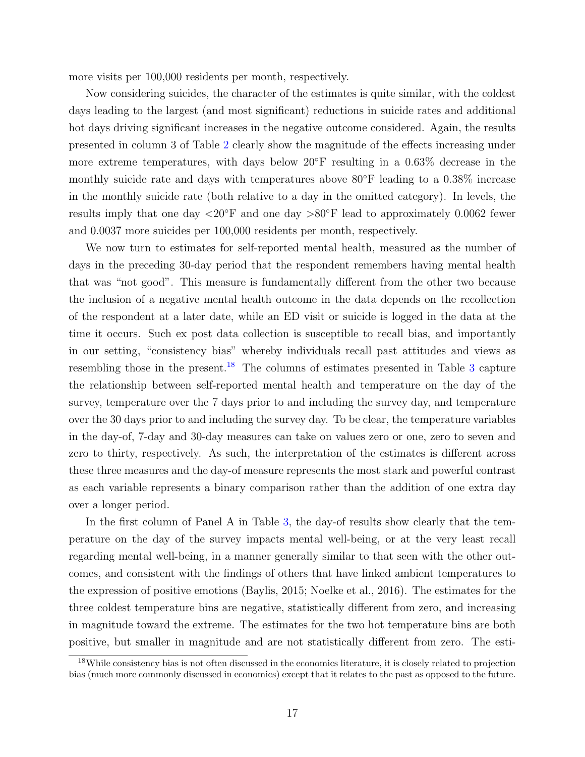more visits per 100,000 residents per month, respectively.

Now considering suicides, the character of the estimates is quite similar, with the coldest days leading to the largest (and most significant) reductions in suicide rates and additional hot days driving significant increases in the negative outcome considered. Again, the results presented in column 3 of Table 2 clearly show the magnitude of the effects increasing under more extreme temperatures, with days below 20°F resulting in a 0.63% decrease in the monthly suicide rate and days with temperatures above 80°F leading to a 0.38% increase in the monthly suicide rate (both relative to a day in the omitted category). In levels, the results imply that one day <20°F and one day >80°F lead to approximately 0.0062 fewer and 0.0037 more suicides per 100,000 residents per month, respectively.

We now turn to estimates for self-reported mental health, measured as the number of days in the preceding 30-day period that the respondent remembers having mental health that was "not good". This measure is fundamentally different from the other two because the inclusion of a negative mental health outcome in the data depends on the recollection of the respondent at a later date, while an ED visit or suicide is logged in the data at the time it occurs. Such ex post data collection is susceptible to recall bias, and importantly in our setting, "consistency bias" whereby individuals recall past attitudes and views as resembling those in the present.[18] The columns of estimates presented in Table 3 capture the relationship between self-reported mental health and temperature on the day of the survey, temperature over the 7 days prior to and including the survey day, and temperature over the 30 days prior to and including the survey day. To be clear, the temperature variables in the day-of, 7-day and 30-day measures can take on values zero or one, zero to seven and zero to thirty, respectively. As such, the interpretation of the estimates is different across these three measures and the day-of measure represents the most stark and powerful contrast as each variable represents a binary comparison rather than the addition of one extra day over a longer period.

In the first column of Panel A in Table 3, the day-of results show clearly that the temperature on the day of the survey impacts mental well-being, or at the very least recall regarding mental well-being, in a manner generally similar to that seen with the other outcomes, and consistent with the findings of others that have linked ambient temperatures to the expression of positive emotions (Baylis, 2015; Noelke et al., 2016). The estimates for the three coldest temperature bins are negative, statistically different from zero, and increasing in magnitude toward the extreme. The estimates for the two hot temperature bins are both positive, but smaller in magnitude and are not statistically different from zero. The esti-

[18] While consistency bias is not often discussed in the economics literature, it is closely related to projection bias (much more commonly discussed in economics) except that it relates to the past as opposed to the future.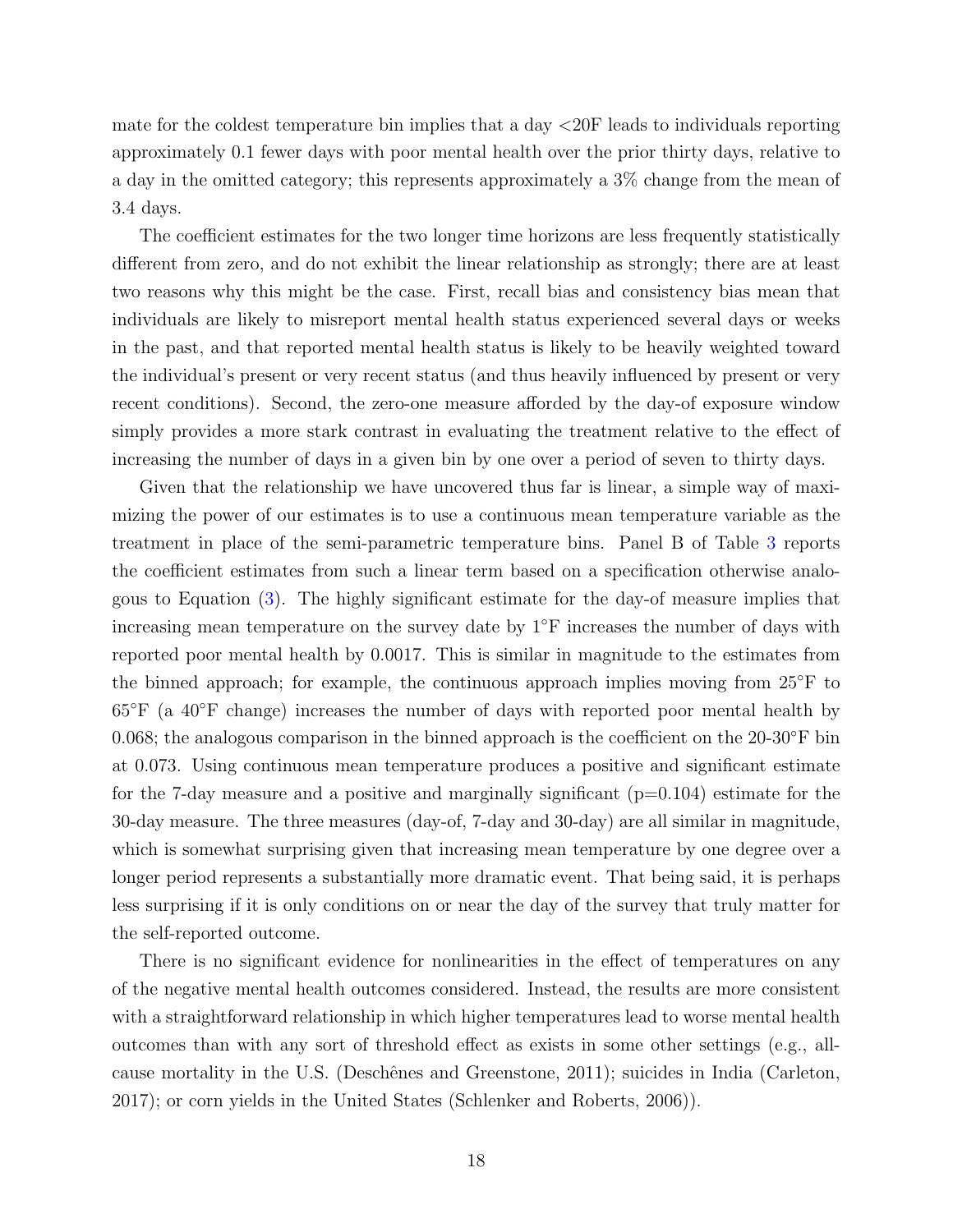mate for the coldest temperature bin implies that a day <20F leads to individuals reporting approximately 0.1 fewer days with poor mental health over the prior thirty days, relative to a day in the omitted category; this represents approximately a 3% change from the mean of 3.4 days.

The coefficient estimates for the two longer time horizons are less frequently statistically different from zero, and do not exhibit the linear relationship as strongly; there are at least two reasons why this might be the case. First, recall bias and consistency bias mean that individuals are likely to misreport mental health status experienced several days or weeks in the past, and that reported mental health status is likely to be heavily weighted toward the individual's present or very recent status (and thus heavily influenced by present or very recent conditions). Second, the zero-one measure afforded by the day-of exposure window simply provides a more stark contrast in evaluating the treatment relative to the effect of increasing the number of days in a given bin by one over a period of seven to thirty days.

Given that the relationship we have uncovered thus far is linear, a simple way of maximizing the power of our estimates is to use a continuous mean temperature variable as the treatment in place of the semi-parametric temperature bins. Panel B of Table 3 reports the coefficient estimates from such a linear term based on a specification otherwise analogous to Equation (3). The highly significant estimate for the day-of measure implies that increasing mean temperature on the survey date by 1°F increases the number of days with reported poor mental health by 0.0017. This is similar in magnitude to the estimates from the binned approach; for example, the continuous approach implies moving from 25°F to 65°F (a 40°F change) increases the number of days with reported poor mental health by 0.068; the analogous comparison in the binned approach is the coefficient on the 20-30°F bin at 0.073. Using continuous mean temperature produces a positive and significant estimate for the 7-day measure and a positive and marginally significant ($p$=0.104) estimate for the 30-day measure. The three measures (day-of, 7-day and 30-day) are all similar in magnitude, which is somewhat surprising given that increasing mean temperature by one degree over a longer period represents a substantially more dramatic event. That being said, it is perhaps less surprising if it is only conditions on or near the day of the survey that truly matter for the self-reported outcome.

There is no significant evidence for nonlinearities in the effect of temperatures on any of the negative mental health outcomes considered. Instead, the results are more consistent with a straightforward relationship in which higher temperatures lead to worse mental health outcomes than with any sort of threshold effect as exists in some other settings (e.g., all-cause mortality in the U.S. (Deschênes and Greenstone, 2011); suicides in India (Carleton, 2017); or corn yields in the United States (Schlenker and Roberts, 2006)).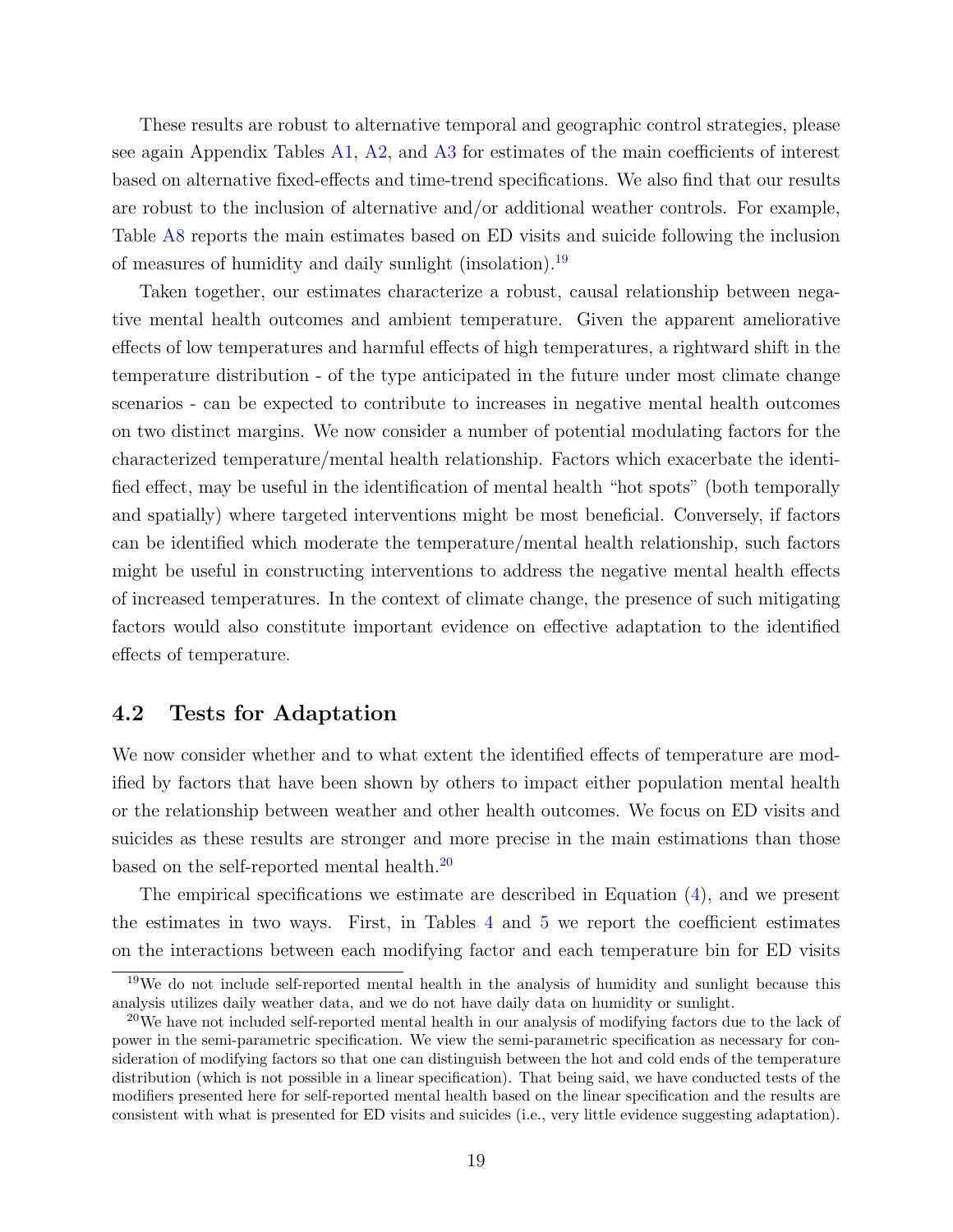These results are robust to alternative temporal and geographic control strategies, please see again Appendix Tables A1, A2, and A3 for estimates of the main coefficients of interest based on alternative fixed-effects and time-trend specifications. We also find that our results are robust to the inclusion of alternative and/or additional weather controls. For example, Table A8 reports the main estimates based on ED visits and suicide following the inclusion of measures of humidity and daily sunlight (insolation).[19]

Taken together, our estimates characterize a robust, causal relationship between negative mental health outcomes and ambient temperature. Given the apparent ameliorative effects of low temperatures and harmful effects of high temperatures, a rightward shift in the temperature distribution - of the type anticipated in the future under most climate change scenarios - can be expected to contribute to increases in negative mental health outcomes on two distinct margins. We now consider a number of potential modulating factors for the characterized temperature/mental health relationship. Factors which exacerbate the identified effect, may be useful in the identification of mental health "hot spots" (both temporally and spatially) where targeted interventions might be most beneficial. Conversely, if factors can be identified which moderate the temperature/mental health relationship, such factors might be useful in constructing interventions to address the negative mental health effects of increased temperatures. In the context of climate change, the presence of such mitigating factors would also constitute important evidence on effective adaptation to the identified effects of temperature.

## 4.2 Tests for Adaptation

We now consider whether and to what extent the identified effects of temperature are modified by factors that have been shown by others to impact either population mental health or the relationship between weather and other health outcomes. We focus on ED visits and suicides as these results are stronger and more precise in the main estimations than those based on the self-reported mental health.[20]

The empirical specifications we estimate are described in Equation (4), and we present the estimates in two ways. First, in Tables 4 and 5 we report the coefficient estimates on the interactions between each modifying factor and each temperature bin for ED visits

[19] We do not include self-reported mental health in the analysis of humidity and sunlight because this analysis utilizes daily weather data, and we do not have daily data on humidity or sunlight.

[20] We have not included self-reported mental health in our analysis of modifying factors due to the lack of power in the semi-parametric specification. We view the semi-parametric specification as necessary for consideration of modifying factors so that one can distinguish between the hot and cold ends of the temperature distribution (which is not possible in a linear specification). That being said, we have conducted tests of the modifiers presented here for self-reported mental health based on the linear specification and the results are consistent with what is presented for ED visits and suicides (i.e., very little evidence suggesting adaptation).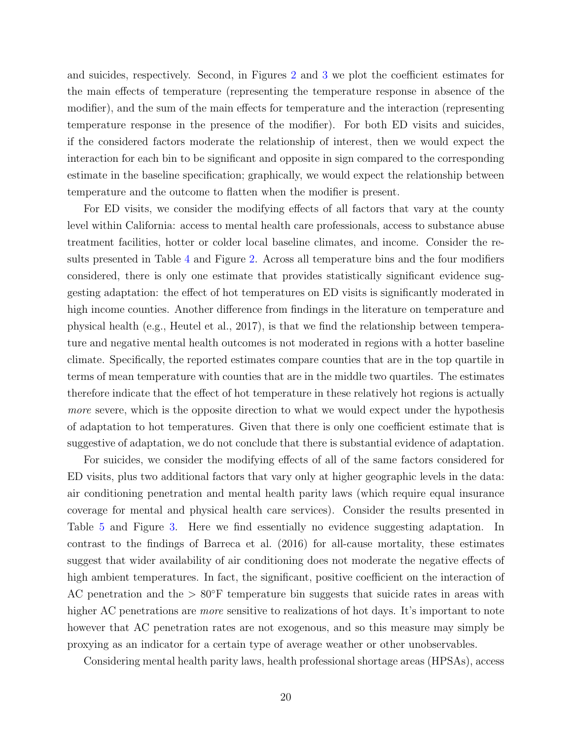and suicides, respectively. Second, in Figures 2 and 3 we plot the coefficient estimates for the main effects of temperature (representing the temperature response in absence of the modifier), and the sum of the main effects for temperature and the interaction (representing temperature response in the presence of the modifier). For both ED visits and suicides, if the considered factors moderate the relationship of interest, then we would expect the interaction for each bin to be significant and opposite in sign compared to the corresponding estimate in the baseline specification; graphically, we would expect the relationship between temperature and the outcome to flatten when the modifier is present.

For ED visits, we consider the modifying effects of all factors that vary at the county level within California: access to mental health care professionals, access to substance abuse treatment facilities, hotter or colder local baseline climates, and income. Consider the results presented in Table 4 and Figure 2. Across all temperature bins and the four modifiers considered, there is only one estimate that provides statistically significant evidence suggesting adaptation: the effect of hot temperatures on ED visits is significantly moderated in high income counties. Another difference from findings in the literature on temperature and physical health (e.g., Heutel et al., 2017), is that we find the relationship between temperature and negative mental health outcomes is not moderated in regions with a hotter baseline climate. Specifically, the reported estimates compare counties that are in the top quartile in terms of mean temperature with counties that are in the middle two quartiles. The estimates therefore indicate that the effect of hot temperature in these relatively hot regions is actually *more* severe, which is the opposite direction to what we would expect under the hypothesis of adaptation to hot temperatures. Given that there is only one coefficient estimate that is suggestive of adaptation, we do not conclude that there is substantial evidence of adaptation.

For suicides, we consider the modifying effects of all of the same factors considered for ED visits, plus two additional factors that vary only at higher geographic levels in the data: air conditioning penetration and mental health parity laws (which require equal insurance coverage for mental and physical health care services). Consider the results presented in Table 5 and Figure 3. Here we find essentially no evidence suggesting adaptation. In contrast to the findings of Barreca et al. (2016) for all-cause mortality, these estimates suggest that wider availability of air conditioning does not moderate the negative effects of high ambient temperatures. In fact, the significant, positive coefficient on the interaction of AC penetration and the $> 80°$F temperature bin suggests that suicide rates in areas with higher AC penetrations are *more* sensitive to realizations of hot days. It's important to note however that AC penetration rates are not exogenous, and so this measure may simply be proxying as an indicator for a certain type of average weather or other unobservables.

Considering mental health parity laws, health professional shortage areas (HPSAs), access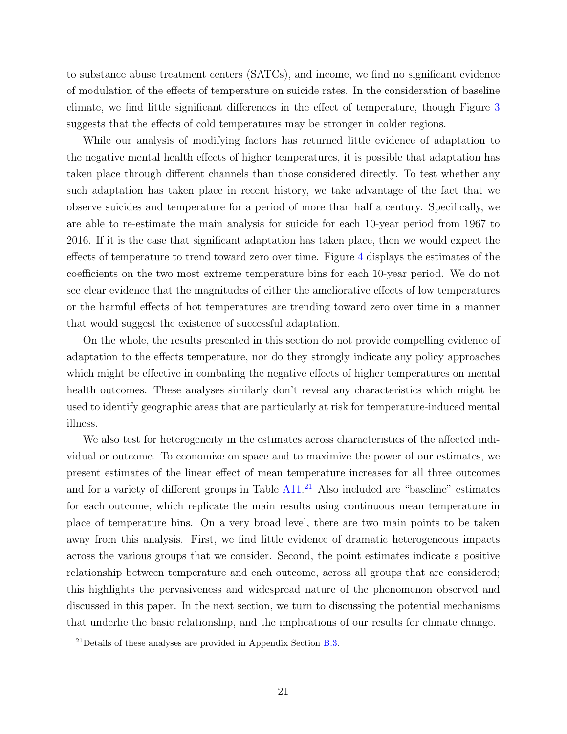to substance abuse treatment centers (SATCs), and income, we find no significant evidence of modulation of the effects of temperature on suicide rates. In the consideration of baseline climate, we find little significant differences in the effect of temperature, though Figure 3 suggests that the effects of cold temperatures may be stronger in colder regions.

While our analysis of modifying factors has returned little evidence of adaptation to the negative mental health effects of higher temperatures, it is possible that adaptation has taken place through different channels than those considered directly. To test whether any such adaptation has taken place in recent history, we take advantage of the fact that we observe suicides and temperature for a period of more than half a century. Specifically, we are able to re-estimate the main analysis for suicide for each 10-year period from 1967 to 2016. If it is the case that significant adaptation has taken place, then we would expect the effects of temperature to trend toward zero over time. Figure 4 displays the estimates of the coefficients on the two most extreme temperature bins for each 10-year period. We do not see clear evidence that the magnitudes of either the ameliorative effects of low temperatures or the harmful effects of hot temperatures are trending toward zero over time in a manner that would suggest the existence of successful adaptation.

On the whole, the results presented in this section do not provide compelling evidence of adaptation to the effects temperature, nor do they strongly indicate any policy approaches which might be effective in combating the negative effects of higher temperatures on mental health outcomes. These analyses similarly don't reveal any characteristics which might be used to identify geographic areas that are particularly at risk for temperature-induced mental illness.

We also test for heterogeneity in the estimates across characteristics of the affected individual or outcome. To economize on space and to maximize the power of our estimates, we present estimates of the linear effect of mean temperature increases for all three outcomes and for a variety of different groups in Table A11.[21] Also included are "baseline" estimates for each outcome, which replicate the main results using continuous mean temperature in place of temperature bins. On a very broad level, there are two main points to be taken away from this analysis. First, we find little evidence of dramatic heterogeneous impacts across the various groups that we consider. Second, the point estimates indicate a positive relationship between temperature and each outcome, across all groups that are considered; this highlights the pervasiveness and widespread nature of the phenomenon observed and discussed in this paper. In the next section, we turn to discussing the potential mechanisms that underlie the basic relationship, and the implications of our results for climate change.

[21] Details of these analyses are provided in Appendix Section B.3.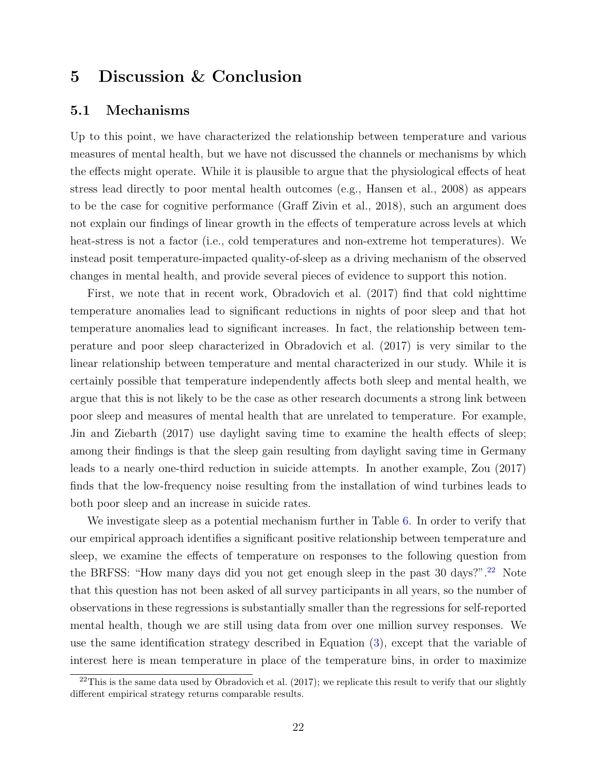# 5 Discussion & Conclusion

## 5.1 Mechanisms

Up to this point, we have characterized the relationship between temperature and various measures of mental health, but we have not discussed the channels or mechanisms by which the effects might operate. While it is plausible to argue that the physiological effects of heat stress lead directly to poor mental health outcomes (e.g., Hansen et al., 2008) as appears to be the case for cognitive performance (Graff Zivin et al., 2018), such an argument does not explain our findings of linear growth in the effects of temperature across levels at which heat-stress is not a factor (i.e., cold temperatures and non-extreme hot temperatures). We instead posit temperature-impacted quality-of-sleep as a driving mechanism of the observed changes in mental health, and provide several pieces of evidence to support this notion.

First, we note that in recent work, Obradovich et al. (2017) find that cold nighttime temperature anomalies lead to significant reductions in nights of poor sleep and that hot temperature anomalies lead to significant increases. In fact, the relationship between temperature and poor sleep characterized in Obradovich et al. (2017) is very similar to the linear relationship between temperature and mental characterized in our study. While it is certainly possible that temperature independently affects both sleep and mental health, we argue that this is not likely to be the case as other research documents a strong link between poor sleep and measures of mental health that are unrelated to temperature. For example, Jin and Ziebarth (2017) use daylight saving time to examine the health effects of sleep; among their findings is that the sleep gain resulting from daylight saving time in Germany leads to a nearly one-third reduction in suicide attempts. In another example, Zou (2017) finds that the low-frequency noise resulting from the installation of wind turbines leads to both poor sleep and an increase in suicide rates.

We investigate sleep as a potential mechanism further in Table 6. In order to verify that our empirical approach identifies a significant positive relationship between temperature and sleep, we examine the effects of temperature on responses to the following question from the BRFSS: "How many days did you not get enough sleep in the past 30 days?".[22] Note that this question has not been asked of all survey participants in all years, so the number of observations in these regressions is substantially smaller than the regressions for self-reported mental health, though we are still using data from over one million survey responses. We use the same identification strategy described in Equation (3), except that the variable of interest here is mean temperature in place of the temperature bins, in order to maximize

[22] This is the same data used by Obradovich et al. (2017); we replicate this result to verify that our slightly different empirical strategy returns comparable results.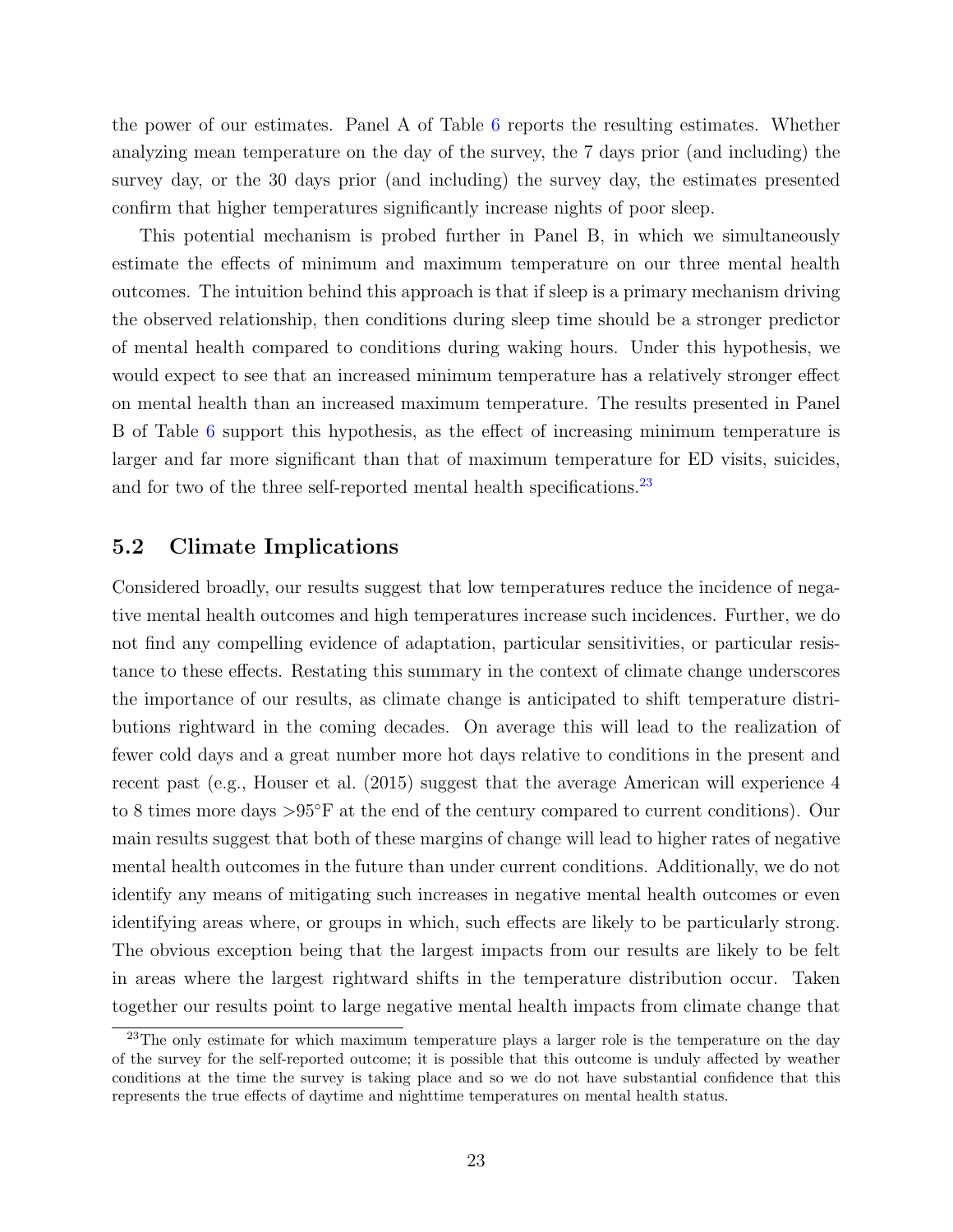the power of our estimates. Panel A of Table 6 reports the resulting estimates. Whether analyzing mean temperature on the day of the survey, the 7 days prior (and including) the survey day, or the 30 days prior (and including) the survey day, the estimates presented confirm that higher temperatures significantly increase nights of poor sleep.

This potential mechanism is probed further in Panel B, in which we simultaneously estimate the effects of minimum and maximum temperature on our three mental health outcomes. The intuition behind this approach is that if sleep is a primary mechanism driving the observed relationship, then conditions during sleep time should be a stronger predictor of mental health compared to conditions during waking hours. Under this hypothesis, we would expect to see that an increased minimum temperature has a relatively stronger effect on mental health than an increased maximum temperature. The results presented in Panel B of Table 6 support this hypothesis, as the effect of increasing minimum temperature is larger and far more significant than that of maximum temperature for ED visits, suicides, and for two of the three self-reported mental health specifications.[23]

## 5.2 Climate Implications

Considered broadly, our results suggest that low temperatures reduce the incidence of negative mental health outcomes and high temperatures increase such incidences. Further, we do not find any compelling evidence of adaptation, particular sensitivities, or particular resistance to these effects. Restating this summary in the context of climate change underscores the importance of our results, as climate change is anticipated to shift temperature distributions rightward in the coming decades. On average this will lead to the realization of fewer cold days and a great number more hot days relative to conditions in the present and recent past (e.g., Houser et al. (2015) suggest that the average American will experience 4 to 8 times more days >95°F at the end of the century compared to current conditions). Our main results suggest that both of these margins of change will lead to higher rates of negative mental health outcomes in the future than under current conditions. Additionally, we do not identify any means of mitigating such increases in negative mental health outcomes or even identifying areas where, or groups in which, such effects are likely to be particularly strong. The obvious exception being that the largest impacts from our results are likely to be felt in areas where the largest rightward shifts in the temperature distribution occur. Taken together our results point to large negative mental health impacts from climate change that

[23]The only estimate for which maximum temperature plays a larger role is the temperature on the day of the survey for the self-reported outcome; it is possible that this outcome is unduly affected by weather conditions at the time the survey is taking place and so we do not have substantial confidence that this represents the true effects of daytime and nighttime temperatures on mental health status.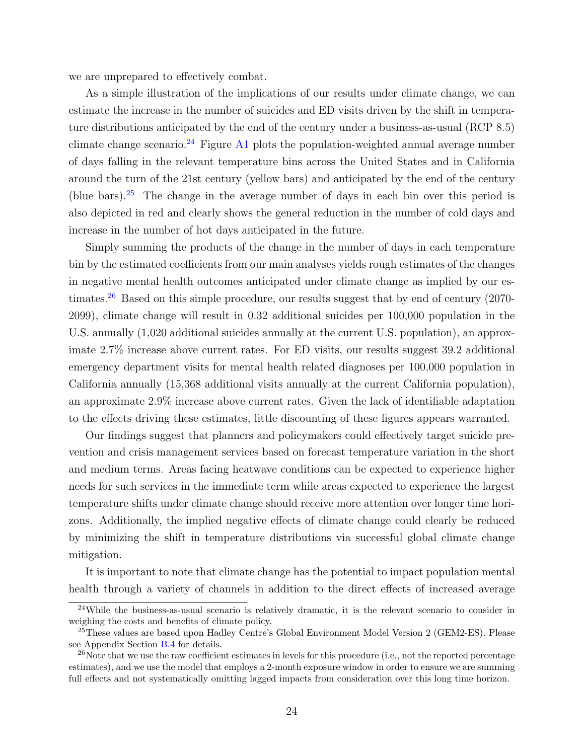we are unprepared to effectively combat.

As a simple illustration of the implications of our results under climate change, we can estimate the increase in the number of suicides and ED visits driven by the shift in temperature distributions anticipated by the end of the century under a business-as-usual (RCP 8.5) climate change scenario.[24] Figure A1 plots the population-weighted annual average number of days falling in the relevant temperature bins across the United States and in California around the turn of the 21st century (yellow bars) and anticipated by the end of the century (blue bars).[25] The change in the average number of days in each bin over this period is also depicted in red and clearly shows the general reduction in the number of cold days and increase in the number of hot days anticipated in the future.

Simply summing the products of the change in the number of days in each temperature bin by the estimated coefficients from our main analyses yields rough estimates of the changes in negative mental health outcomes anticipated under climate change as implied by our estimates.[26] Based on this simple procedure, our results suggest that by end of century (2070-2099), climate change will result in 0.32 additional suicides per 100,000 population in the U.S. annually (1,020 additional suicides annually at the current U.S. population), an approximate 2.7% increase above current rates. For ED visits, our results suggest 39.2 additional emergency department visits for mental health related diagnoses per 100,000 population in California annually (15,368 additional visits annually at the current California population), an approximate 2.9% increase above current rates. Given the lack of identifiable adaptation to the effects driving these estimates, little discounting of these figures appears warranted.

Our findings suggest that planners and policymakers could effectively target suicide prevention and crisis management services based on forecast temperature variation in the short and medium terms. Areas facing heatwave conditions can be expected to experience higher needs for such services in the immediate term while areas expected to experience the largest temperature shifts under climate change should receive more attention over longer time horizons. Additionally, the implied negative effects of climate change could clearly be reduced by minimizing the shift in temperature distributions via successful global climate change mitigation.

It is important to note that climate change has the potential to impact population mental health through a variety of channels in addition to the direct effects of increased average

[24] While the business-as-usual scenario is relatively dramatic, it is the relevant scenario to consider in weighing the costs and benefits of climate policy.

[25] These values are based upon Hadley Centre's Global Environment Model Version 2 (GEM2-ES). Please see Appendix Section B.4 for details.

[26] Note that we use the raw coefficient estimates in levels for this procedure (i.e., not the reported percentage estimates), and we use the model that employs a 2-month exposure window in order to ensure we are summing full effects and not systematically omitting lagged impacts from consideration over this long time horizon.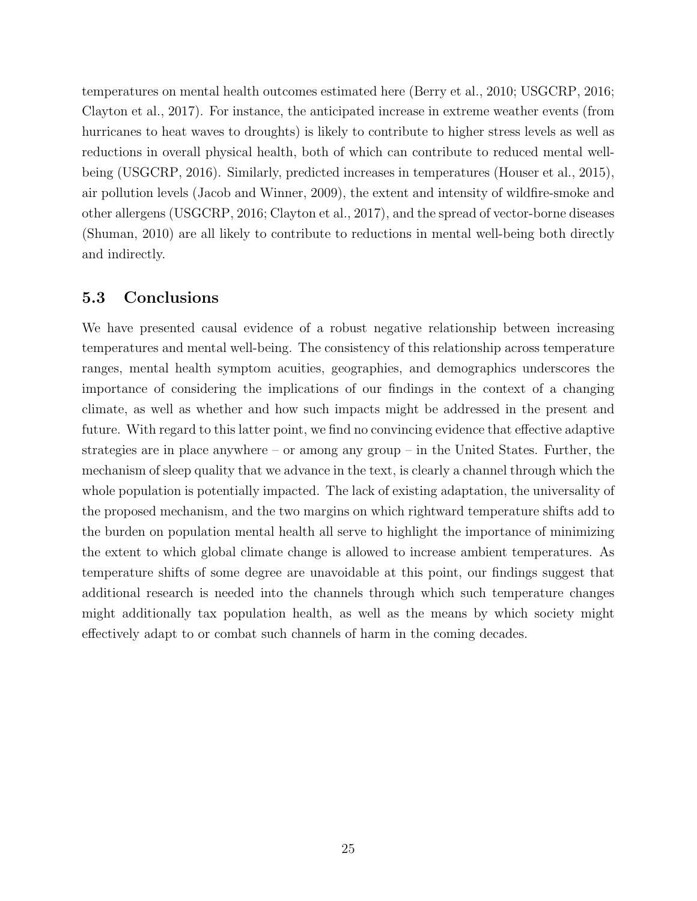temperatures on mental health outcomes estimated here (Berry et al., 2010; USGCRP, 2016; Clayton et al., 2017). For instance, the anticipated increase in extreme weather events (from hurricanes to heat waves to droughts) is likely to contribute to higher stress levels as well as reductions in overall physical health, both of which can contribute to reduced mental well-being (USGCRP, 2016). Similarly, predicted increases in temperatures (Houser et al., 2015), air pollution levels (Jacob and Winner, 2009), the extent and intensity of wildfire-smoke and other allergens (USGCRP, 2016; Clayton et al., 2017), and the spread of vector-borne diseases (Shuman, 2010) are all likely to contribute to reductions in mental well-being both directly and indirectly.

### 5.3 Conclusions

We have presented causal evidence of a robust negative relationship between increasing temperatures and mental well-being. The consistency of this relationship across temperature ranges, mental health symptom acuities, geographies, and demographics underscores the importance of considering the implications of our findings in the context of a changing climate, as well as whether and how such impacts might be addressed in the present and future. With regard to this latter point, we find no convincing evidence that effective adaptive strategies are in place anywhere – or among any group – in the United States. Further, the mechanism of sleep quality that we advance in the text, is clearly a channel through which the whole population is potentially impacted. The lack of existing adaptation, the universality of the proposed mechanism, and the two margins on which rightward temperature shifts add to the burden on population mental health all serve to highlight the importance of minimizing the extent to which global climate change is allowed to increase ambient temperatures. As temperature shifts of some degree are unavoidable at this point, our findings suggest that additional research is needed into the channels through which such temperature changes might additionally tax population health, as well as the means by which society might effectively adapt to or combat such channels of harm in the coming decades.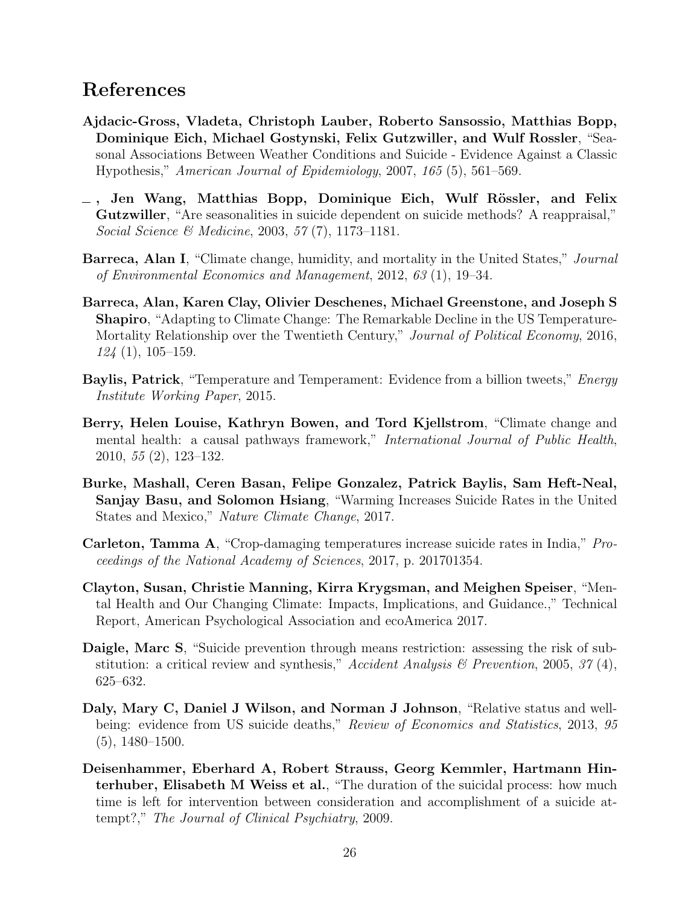## References

**Ajdacic-Gross, Vladeta, Christoph Lauber, Roberto Sansossio, Matthias Bopp, Dominique Eich, Michael Gostynski, Felix Gutzwiller, and Wulf Rossler**, "Seasonal Associations Between Weather Conditions and Suicide - Evidence Against a Classic Hypothesis," *American Journal of Epidemiology*, 2007, *165* (5), 561–569.

**\_ , Jen Wang, Matthias Bopp, Dominique Eich, Wulf Rössler, and Felix Gutzwiller**, "Are seasonalities in suicide dependent on suicide methods? A reappraisal," *Social Science & Medicine*, 2003, *57* (7), 1173–1181.

**Barreca, Alan I**, "Climate change, humidity, and mortality in the United States," *Journal of Environmental Economics and Management*, 2012, *63* (1), 19–34.

**Barreca, Alan, Karen Clay, Olivier Deschenes, Michael Greenstone, and Joseph S Shapiro**, "Adapting to Climate Change: The Remarkable Decline in the US Temperature-Mortality Relationship over the Twentieth Century," *Journal of Political Economy*, 2016, *124* (1), 105–159.

**Baylis, Patrick**, "Temperature and Temperament: Evidence from a billion tweets," *Energy Institute Working Paper*, 2015.

**Berry, Helen Louise, Kathryn Bowen, and Tord Kjellstrom**, "Climate change and mental health: a causal pathways framework," *International Journal of Public Health*, 2010, *55* (2), 123–132.

**Burke, Mashall, Ceren Basan, Felipe Gonzalez, Patrick Baylis, Sam Heft-Neal, Sanjay Basu, and Solomon Hsiang**, "Warming Increases Suicide Rates in the United States and Mexico," *Nature Climate Change*, 2017.

**Carleton, Tamma A**, "Crop-damaging temperatures increase suicide rates in India," *Proceedings of the National Academy of Sciences*, 2017, p. 201701354.

**Clayton, Susan, Christie Manning, Kirra Krygsman, and Meighen Speiser**, "Mental Health and Our Changing Climate: Impacts, Implications, and Guidance.," Technical Report, American Psychological Association and ecoAmerica 2017.

**Daigle, Marc S**, "Suicide prevention through means restriction: assessing the risk of substitution: a critical review and synthesis," *Accident Analysis & Prevention*, 2005, *37* (4), 625–632.

**Daly, Mary C, Daniel J Wilson, and Norman J Johnson**, "Relative status and well-being: evidence from US suicide deaths," *Review of Economics and Statistics*, 2013, *95* (5), 1480–1500.

**Deisenhammer, Eberhard A, Robert Strauss, Georg Kemmler, Hartmann Hinterhuber, Elisabeth M Weiss et al.**, "The duration of the suicidal process: how much time is left for intervention between consideration and accomplishment of a suicide attempt?," *The Journal of Clinical Psychiatry*, 2009.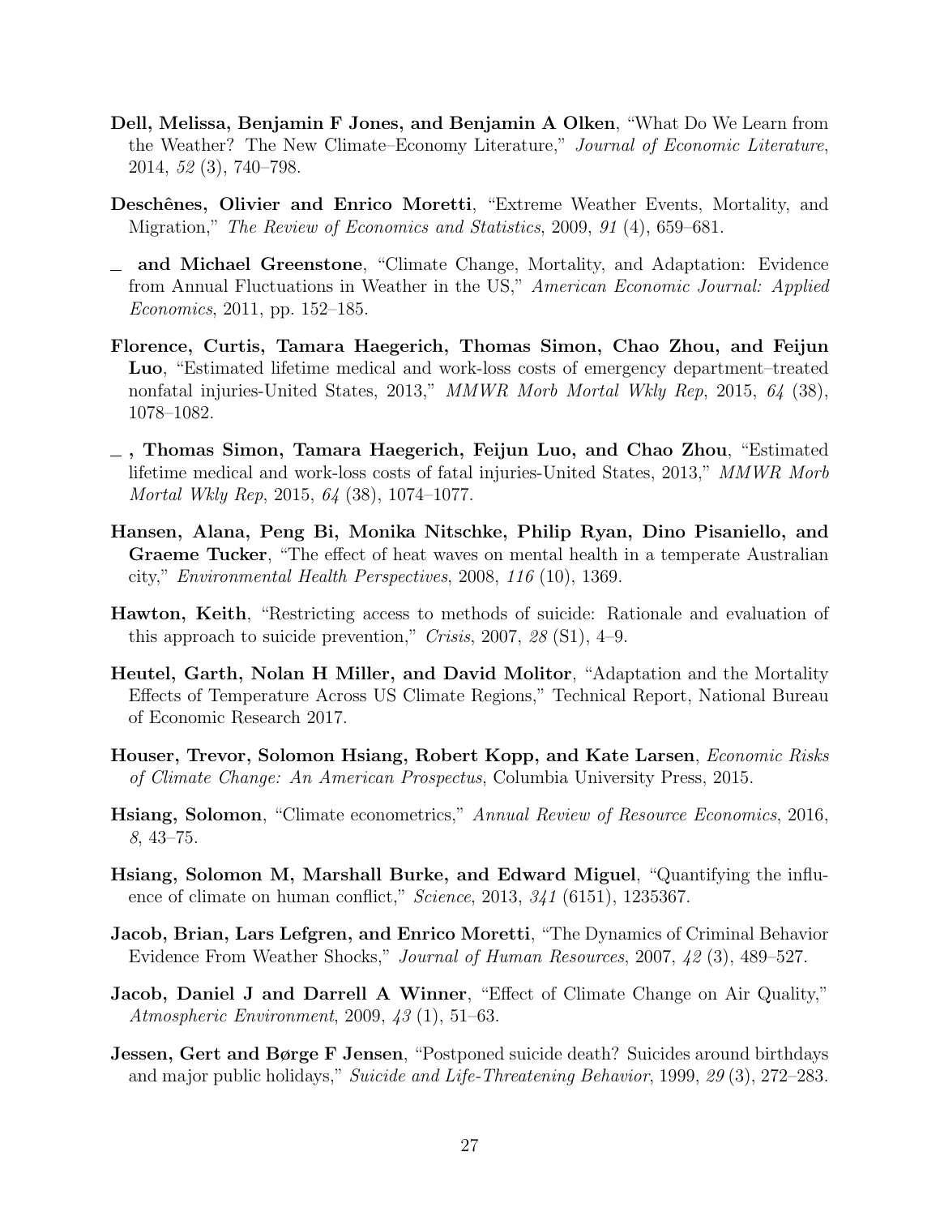**Dell, Melissa, Benjamin F Jones, and Benjamin A Olken**, "What Do We Learn from the Weather? The New Climate–Economy Literature," *Journal of Economic Literature*, 2014, *52* (3), 740–798.

**Deschênes, Olivier and Enrico Moretti**, "Extreme Weather Events, Mortality, and Migration," *The Review of Economics and Statistics*, 2009, *91* (4), 659–681.

**_ and Michael Greenstone**, "Climate Change, Mortality, and Adaptation: Evidence from Annual Fluctuations in Weather in the US," *American Economic Journal: Applied Economics*, 2011, pp. 152–185.

**Florence, Curtis, Tamara Haegerich, Thomas Simon, Chao Zhou, and Feijun Luo**, "Estimated lifetime medical and work-loss costs of emergency department–treated nonfatal injuries-United States, 2013," *MMWR Morb Mortal Wkly Rep*, 2015, *64* (38), 1078–1082.

**_ , Thomas Simon, Tamara Haegerich, Feijun Luo, and Chao Zhou**, "Estimated lifetime medical and work-loss costs of fatal injuries-United States, 2013," *MMWR Morb Mortal Wkly Rep*, 2015, *64* (38), 1074–1077.

**Hansen, Alana, Peng Bi, Monika Nitschke, Philip Ryan, Dino Pisaniello, and Graeme Tucker**, "The effect of heat waves on mental health in a temperate Australian city," *Environmental Health Perspectives*, 2008, *116* (10), 1369.

**Hawton, Keith**, "Restricting access to methods of suicide: Rationale and evaluation of this approach to suicide prevention," *Crisis*, 2007, *28* (S1), 4–9.

**Heutel, Garth, Nolan H Miller, and David Molitor**, "Adaptation and the Mortality Effects of Temperature Across US Climate Regions," Technical Report, National Bureau of Economic Research 2017.

**Houser, Trevor, Solomon Hsiang, Robert Kopp, and Kate Larsen**, *Economic Risks of Climate Change: An American Prospectus*, Columbia University Press, 2015.

**Hsiang, Solomon**, "Climate econometrics," *Annual Review of Resource Economics*, 2016, *8*, 43–75.

**Hsiang, Solomon M, Marshall Burke, and Edward Miguel**, "Quantifying the influence of climate on human conflict," *Science*, 2013, *341* (6151), 1235367.

**Jacob, Brian, Lars Lefgren, and Enrico Moretti**, "The Dynamics of Criminal Behavior Evidence From Weather Shocks," *Journal of Human Resources*, 2007, *42* (3), 489–527.

**Jacob, Daniel J and Darrell A Winner**, "Effect of Climate Change on Air Quality," *Atmospheric Environment*, 2009, *43* (1), 51–63.

**Jessen, Gert and Børge F Jensen**, "Postponed suicide death? Suicides around birthdays and major public holidays," *Suicide and Life-Threatening Behavior*, 1999, *29* (3), 272–283.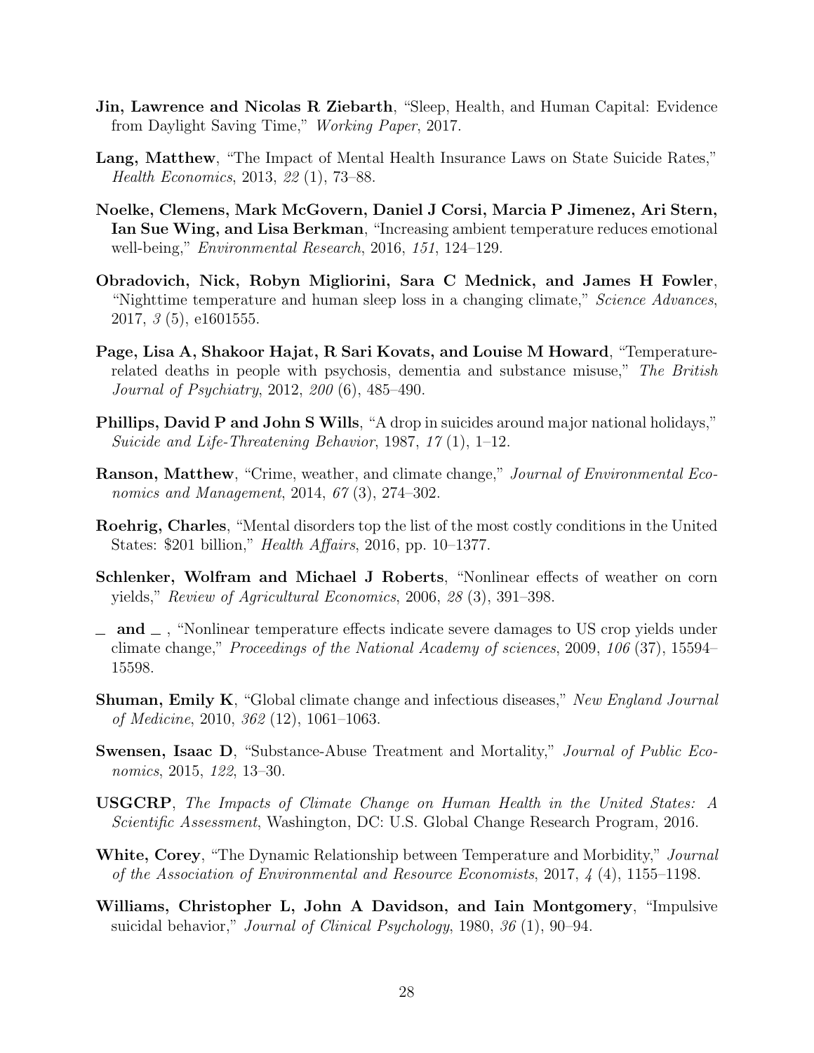**Jin, Lawrence and Nicolas R Ziebarth**, "Sleep, Health, and Human Capital: Evidence from Daylight Saving Time," *Working Paper*, 2017.

**Lang, Matthew**, "The Impact of Mental Health Insurance Laws on State Suicide Rates," *Health Economics*, 2013, *22* (1), 73–88.

**Noelke, Clemens, Mark McGovern, Daniel J Corsi, Marcia P Jimenez, Ari Stern, Ian Sue Wing, and Lisa Berkman**, "Increasing ambient temperature reduces emotional well-being," *Environmental Research*, 2016, *151*, 124–129.

**Obradovich, Nick, Robyn Migliorini, Sara C Mednick, and James H Fowler**, "Nighttime temperature and human sleep loss in a changing climate," *Science Advances*, 2017, *3* (5), e1601555.

**Page, Lisa A, Shakoor Hajat, R Sari Kovats, and Louise M Howard**, "Temperature-related deaths in people with psychosis, dementia and substance misuse," *The British Journal of Psychiatry*, 2012, *200* (6), 485–490.

**Phillips, David P and John S Wills**, "A drop in suicides around major national holidays," *Suicide and Life-Threatening Behavior*, 1987, *17* (1), 1–12.

**Ranson, Matthew**, "Crime, weather, and climate change," *Journal of Environmental Economics and Management*, 2014, *67* (3), 274–302.

**Roehrig, Charles**, "Mental disorders top the list of the most costly conditions in the United States: $201 billion," *Health Affairs*, 2016, pp. 10–1377.

**Schlenker, Wolfram and Michael J Roberts**, "Nonlinear effects of weather on corn yields," *Review of Agricultural Economics*, 2006, *28* (3), 391–398.

\_ **and** \_ , "Nonlinear temperature effects indicate severe damages to US crop yields under climate change," *Proceedings of the National Academy of sciences*, 2009, *106* (37), 15594–15598.

**Shuman, Emily K**, "Global climate change and infectious diseases," *New England Journal of Medicine*, 2010, *362* (12), 1061–1063.

**Swensen, Isaac D**, "Substance-Abuse Treatment and Mortality," *Journal of Public Economics*, 2015, *122*, 13–30.

**USGCRP**, *The Impacts of Climate Change on Human Health in the United States: A Scientific Assessment*, Washington, DC: U.S. Global Change Research Program, 2016.

**White, Corey**, "The Dynamic Relationship between Temperature and Morbidity," *Journal of the Association of Environmental and Resource Economists*, 2017, *4* (4), 1155–1198.

**Williams, Christopher L, John A Davidson, and Iain Montgomery**, "Impulsive suicidal behavior," *Journal of Clinical Psychology*, 1980, *36* (1), 90–94.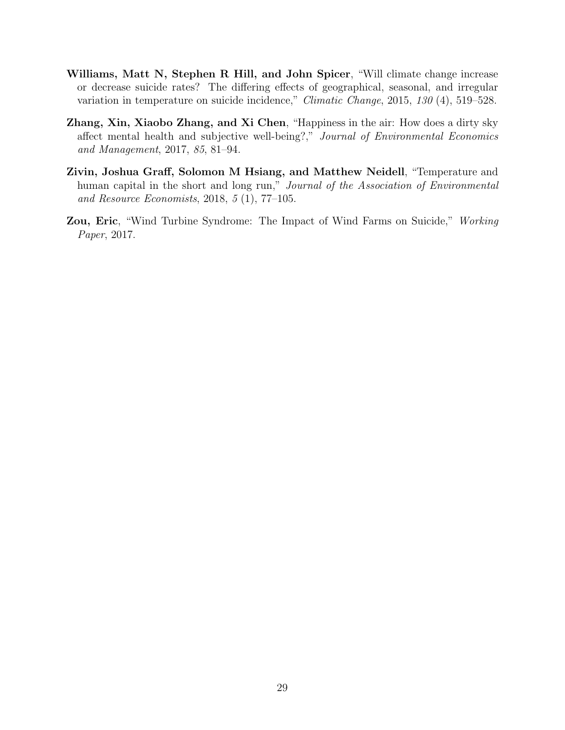**Williams, Matt N, Stephen R Hill, and John Spicer**, "Will climate change increase or decrease suicide rates? The differing effects of geographical, seasonal, and irregular variation in temperature on suicide incidence," *Climatic Change*, 2015, *130* (4), 519–528.

**Zhang, Xin, Xiaobo Zhang, and Xi Chen**, "Happiness in the air: How does a dirty sky affect mental health and subjective well-being?," *Journal of Environmental Economics and Management*, 2017, *85*, 81–94.

**Zivin, Joshua Graff, Solomon M Hsiang, and Matthew Neidell**, "Temperature and human capital in the short and long run," *Journal of the Association of Environmental and Resource Economists*, 2018, *5* (1), 77–105.

**Zou, Eric**, "Wind Turbine Syndrome: The Impact of Wind Farms on Suicide," *Working Paper*, 2017.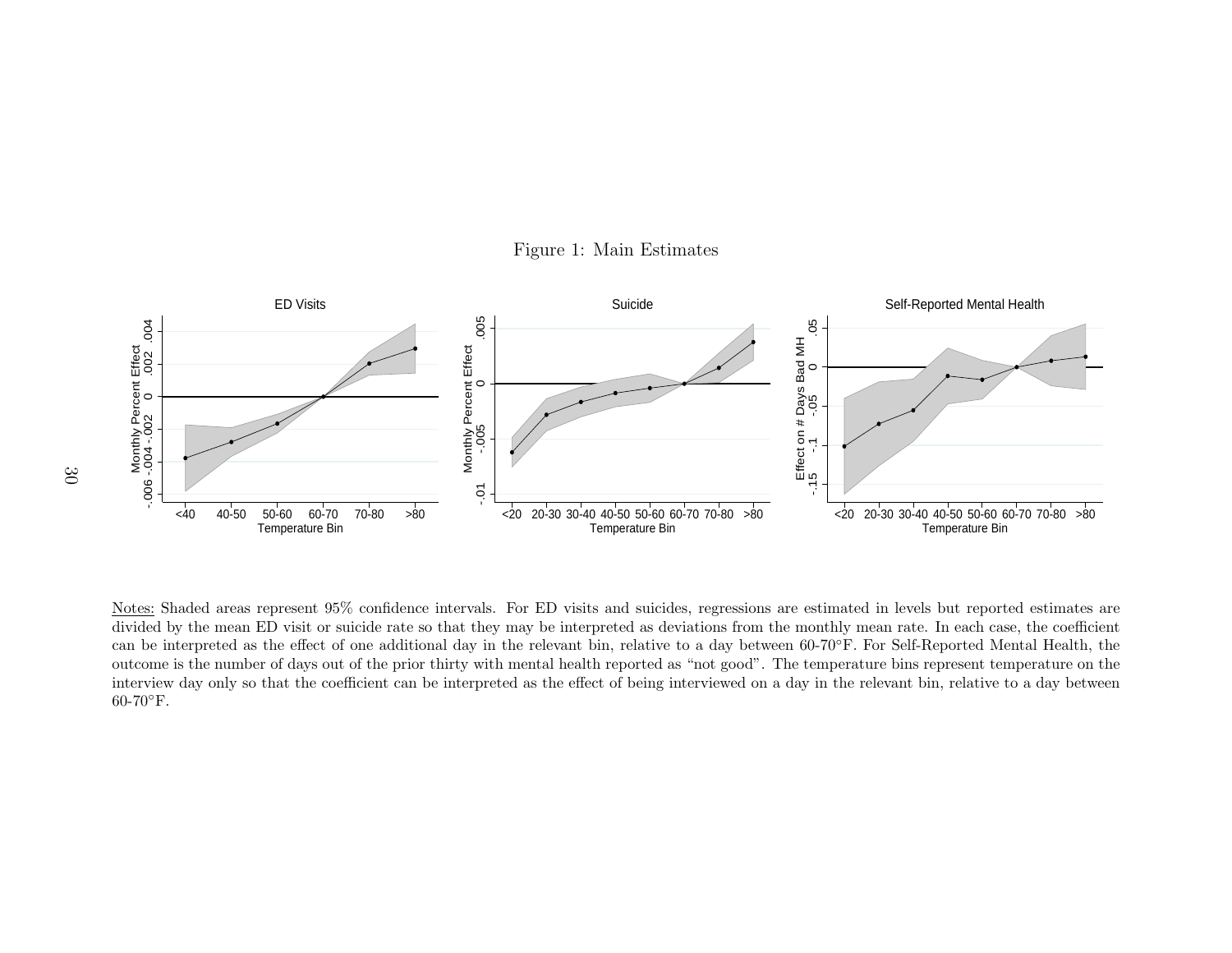Figure 1: Main Estimates

Notes: Shaded areas represent 95% confidence intervals. For ED visits and suicides, regressions are estimated in levels but reported estimates are divided by the mean ED visit or suicide rate so that they may be interpreted as deviations from the monthly mean rate. In each case, the coefficient can be interpreted as the effect of one additional day in the relevant bin, relative to a day between 60-70°F. For Self-Reported Mental Health, the outcome is the number of days out of the prior thirty with mental health reported as "not good". The temperature bins represent temperature on the interview day only so that the coefficient can be interpreted as the effect of being interviewed on a day in the relevant bin, relative to a day between 60-70°F.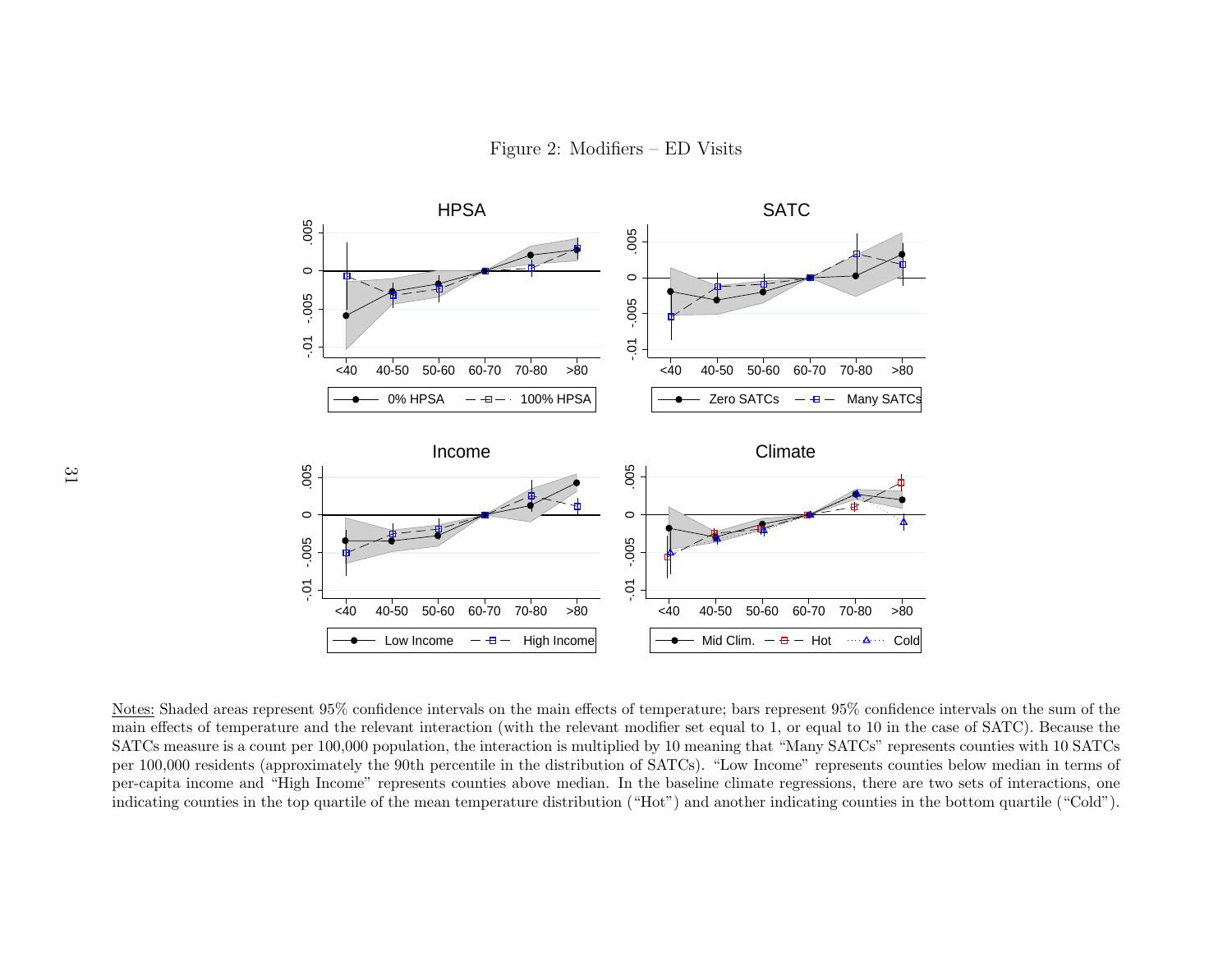Figure 2: Modifiers – ED Visits

Notes: Shaded areas represent 95% confidence intervals on the main effects of temperature; bars represent 95% confidence intervals on the sum of the main effects of temperature and the relevant interaction (with the relevant modifier set equal to 1, or equal to 10 in the case of SATC). Because the SATCs measure is a count per 100,000 population, the interaction is multiplied by 10 meaning that "Many SATCs" represents counties with 10 SATCs per 100,000 residents (approximately the 90th percentile in the distribution of SATCs). "Low Income" represents counties below median in terms of per-capita income and "High Income" represents counties above median. In the baseline climate regressions, there are two sets of interactions, one indicating counties in the top quartile of the mean temperature distribution ("Hot") and another indicating counties in the bottom quartile ("Cold").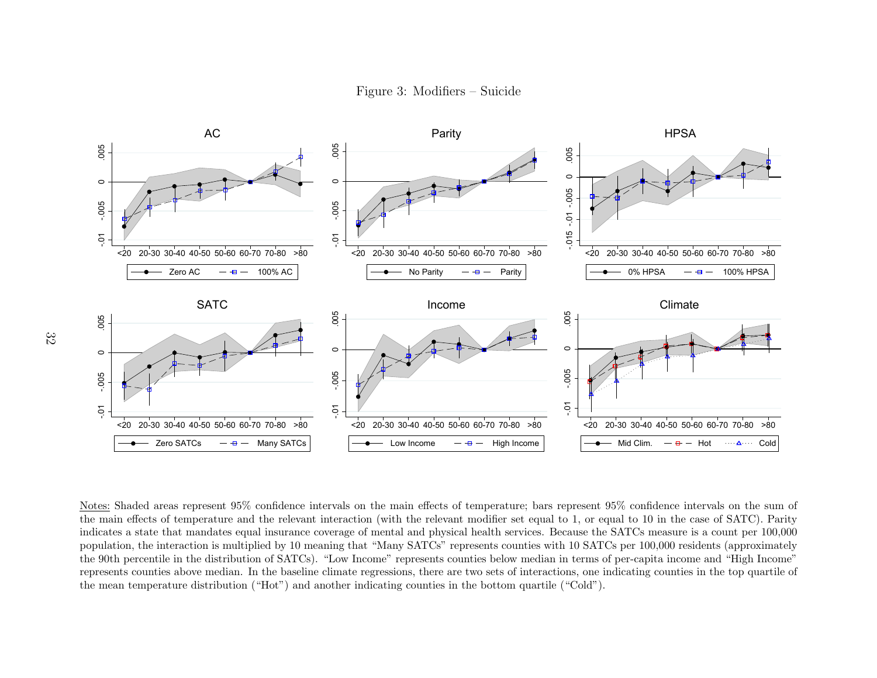Figure 3: Modifiers – Suicide

Notes: Shaded areas represent 95% confidence intervals on the main effects of temperature; bars represent 95% confidence intervals on the sum of the main effects of temperature and the relevant interaction (with the relevant modifier set equal to 1, or equal to 10 in the case of SATC). Parity indicates a state that mandates equal insurance coverage of mental and physical health services. Because the SATCs measure is a count per 100,000 population, the interaction is multiplied by 10 meaning that "Many SATCs" represents counties with 10 SATCs per 100,000 residents (approximately the 90th percentile in the distribution of SATCs). "Low Income" represents counties below median in terms of per-capita income and "High Income" represents counties above median. In the baseline climate regressions, there are two sets of interactions, one indicating counties in the top quartile of the mean temperature distribution ("Hot") and another indicating counties in the bottom quartile ("Cold").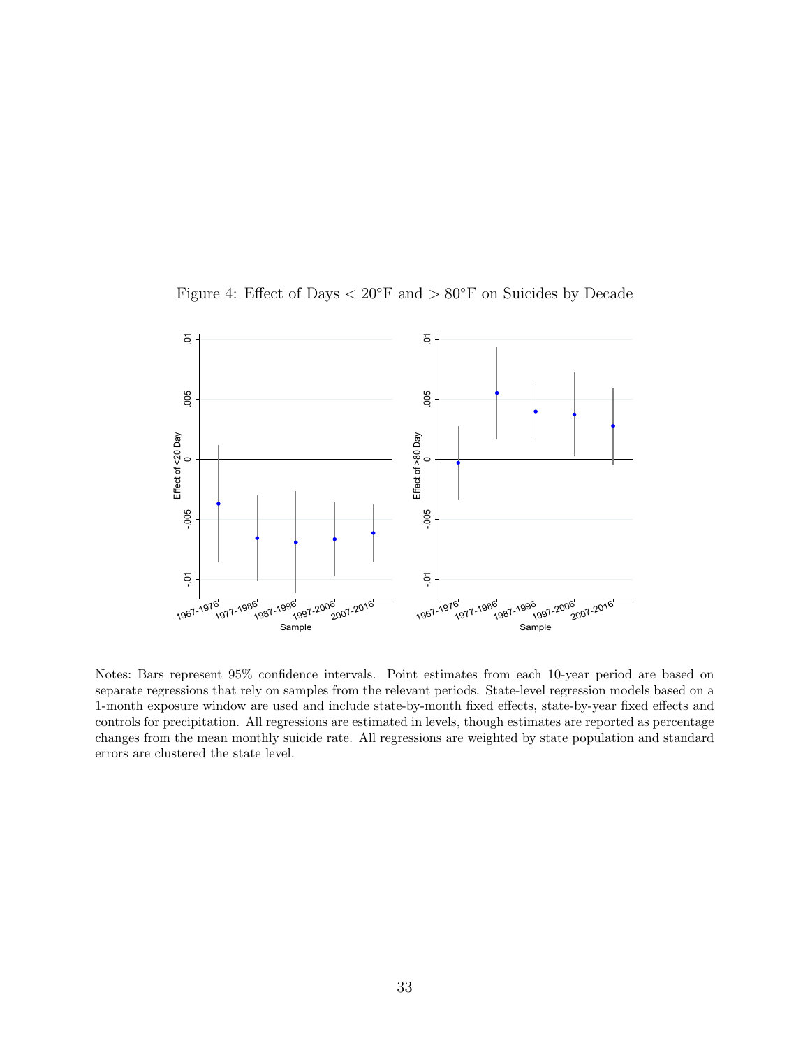Figure 4: Effect of Days $< 20°$F and $> 80°$F on Suicides by Decade

Notes: Bars represent 95% confidence intervals. Point estimates from each 10-year period are based on separate regressions that rely on samples from the relevant periods. State-level regression models based on a 1-month exposure window are used and include state-by-month fixed effects, state-by-year fixed effects and controls for precipitation. All regressions are estimated in levels, though estimates are reported as percentage changes from the mean monthly suicide rate. All regressions are weighted by state population and standard errors are clustered the state level.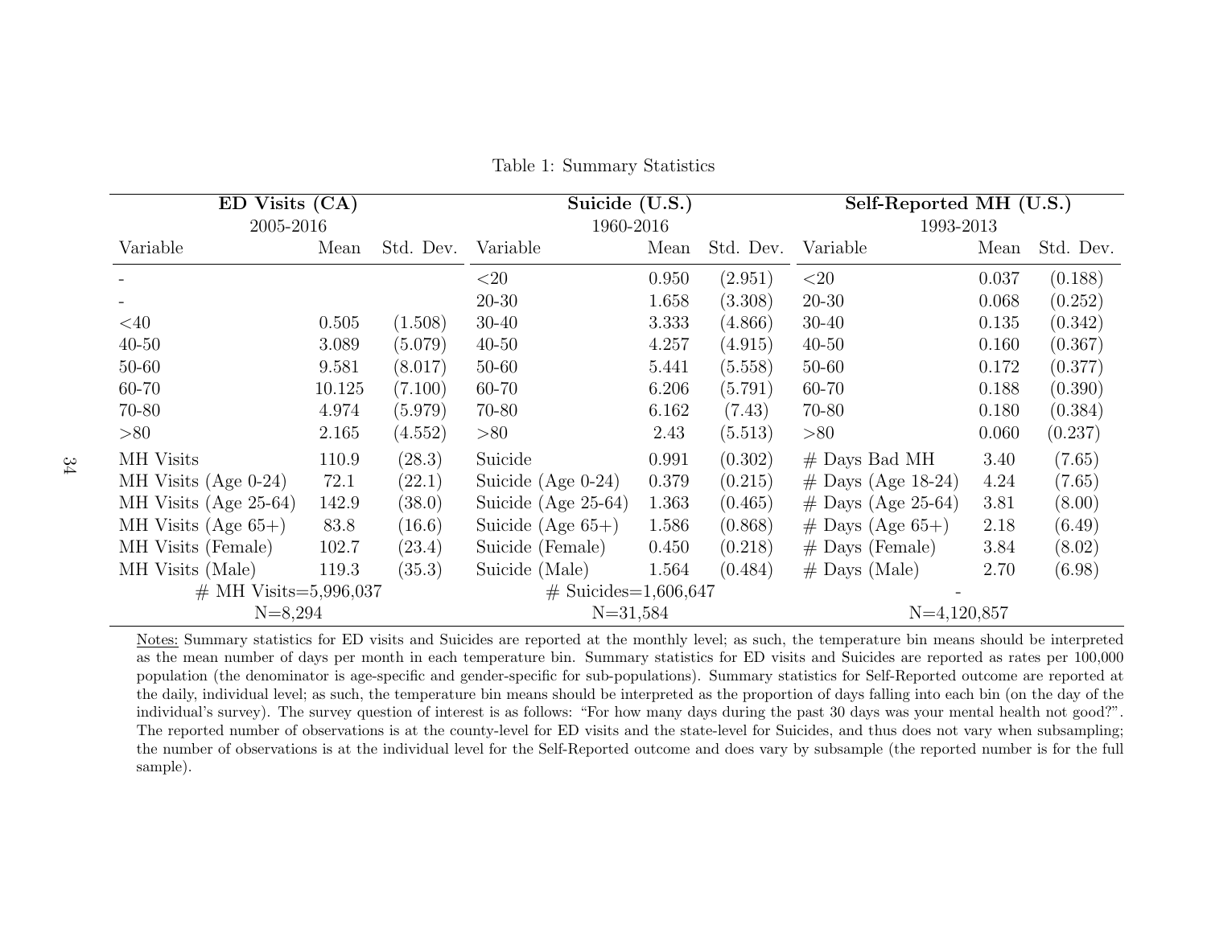Table 1: Summary Statistics

| ED Visits (CA) 2005-2016 | | | Suicide (U.S.) 1960-2016 | | | Self-Reported MH (U.S.) 1993-2013 | | |
|---|---|---|---|---|---|---|---|---|
| Variable | Mean | Std. Dev. | Variable | Mean | Std. Dev. | Variable | Mean | Std. Dev. |
| - | | | <20 | 0.950 | (2.951) | <20 | 0.037 | (0.188) |
| - | | | 20-30 | 1.658 | (3.308) | 20-30 | 0.068 | (0.252) |
| <40 | 0.505 | (1.508) | 30-40 | 3.333 | (4.866) | 30-40 | 0.135 | (0.342) |
| 40-50 | 3.089 | (5.079) | 40-50 | 4.257 | (4.915) | 40-50 | 0.160 | (0.367) |
| 50-60 | 9.581 | (8.017) | 50-60 | 5.441 | (5.558) | 50-60 | 0.172 | (0.377) |
| 60-70 | 10.125 | (7.100) | 60-70 | 6.206 | (5.791) | 60-70 | 0.188 | (0.390) |
| 70-80 | 4.974 | (5.979) | 70-80 | 6.162 | (7.43) | 70-80 | 0.180 | (0.384) |
| >80 | 2.165 | (4.552) | >80 | 2.43 | (5.513) | >80 | 0.060 | (0.237) |
| MH Visits | 110.9 | (28.3) | Suicide | 0.991 | (0.302) | # Days Bad MH | 3.40 | (7.65) |
| MH Visits (Age 0-24) | 72.1 | (22.1) | Suicide (Age 0-24) | 0.379 | (0.215) | # Days (Age 18-24) | 4.24 | (7.65) |
| MH Visits (Age 25-64) | 142.9 | (38.0) | Suicide (Age 25-64) | 1.363 | (0.465) | # Days (Age 25-64) | 3.81 | (8.00) |
| MH Visits (Age 65+) | 83.8 | (16.6) | Suicide (Age 65+) | 1.586 | (0.868) | # Days (Age 65+) | 2.18 | (6.49) |
| MH Visits (Female) | 102.7 | (23.4) | Suicide (Female) | 0.450 | (0.218) | # Days (Female) | 3.84 | (8.02) |
| MH Visits (Male) | 119.3 | (35.3) | Suicide (Male) | 1.564 | (0.484) | # Days (Male) | 2.70 | (6.98) |
| # MH Visits=5,996,037 | | | # Suicides=1,606,647 | | | - | | |
| N=8,294 | | | N=31,584 | | | N=4,120,857 | | |

Notes: Summary statistics for ED visits and Suicides are reported at the monthly level; as such, the temperature bin means should be interpreted as the mean number of days per month in each temperature bin. Summary statistics for ED visits and Suicides are reported as rates per 100,000 population (the denominator is age-specific and gender-specific for sub-populations). Summary statistics for Self-Reported outcome are reported at the daily, individual level; as such, the temperature bin means should be interpreted as the proportion of days falling into each bin (on the day of the individual's survey). The survey question of interest is as follows: "For how many days during the past 30 days was your mental health not good?". The reported number of observations is at the county-level for ED visits and the state-level for Suicides, and thus does not vary when subsampling; the number of observations is at the individual level for the Self-Reported outcome and does vary by subsample (the reported number is for the full sample).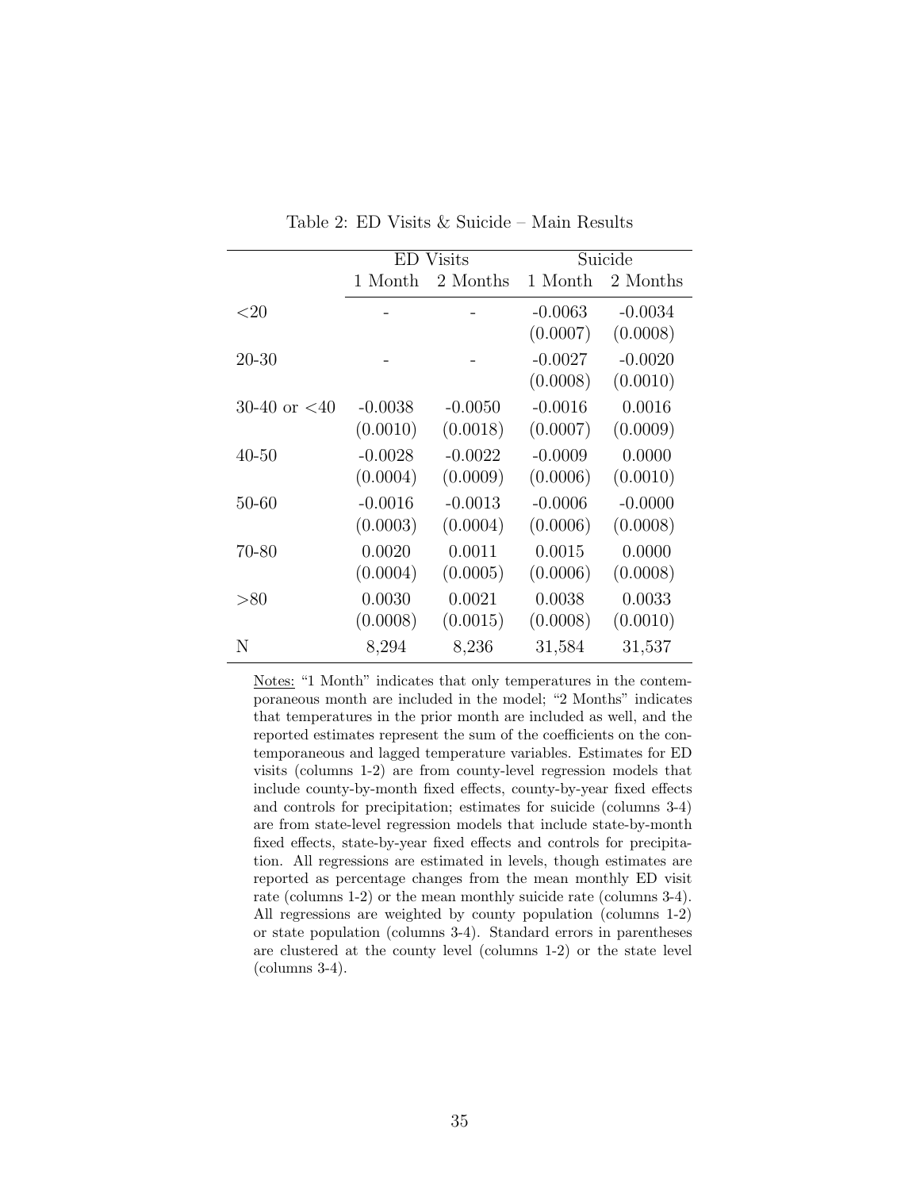Table 2: ED Visits & Suicide – Main Results

| | ED Visits | | Suicide | |
|---|---|---|---|---|
| | 1 Month | 2 Months | 1 Month | 2 Months |
| <20 | - | - | -0.0063 | -0.0034 |
| | | | (0.0007) | (0.0008) |
| 20-30 | - | - | -0.0027 | -0.0020 |
| | | | (0.0008) | (0.0010) |
| 30-40 or <40 | -0.0038 | -0.0050 | -0.0016 | 0.0016 |
| | (0.0010) | (0.0018) | (0.0007) | (0.0009) |
| 40-50 | -0.0028 | -0.0022 | -0.0009 | 0.0000 |
| | (0.0004) | (0.0009) | (0.0006) | (0.0010) |
| 50-60 | -0.0016 | -0.0013 | -0.0006 | -0.0000 |
| | (0.0003) | (0.0004) | (0.0006) | (0.0008) |
| 70-80 | 0.0020 | 0.0011 | 0.0015 | 0.0000 |
| | (0.0004) | (0.0005) | (0.0006) | (0.0008) |
| >80 | 0.0030 | 0.0021 | 0.0038 | 0.0033 |
| | (0.0008) | (0.0015) | (0.0008) | (0.0010) |
| N | 8,294 | 8,236 | 31,584 | 31,537 |

Notes: "1 Month" indicates that only temperatures in the contemporaneous month are included in the model; "2 Months" indicates that temperatures in the prior month are included as well, and the reported estimates represent the sum of the coefficients on the contemporaneous and lagged temperature variables. Estimates for ED visits (columns 1-2) are from county-level regression models that include county-by-month fixed effects, county-by-year fixed effects and controls for precipitation; estimates for suicide (columns 3-4) are from state-level regression models that include state-by-month fixed effects, state-by-year fixed effects and controls for precipitation. All regressions are estimated in levels, though estimates are reported as percentage changes from the mean monthly ED visit rate (columns 1-2) or the mean monthly suicide rate (columns 3-4). All regressions are weighted by county population (columns 1-2) or state population (columns 3-4). Standard errors in parentheses are clustered at the county level (columns 1-2) or the state level (columns 3-4).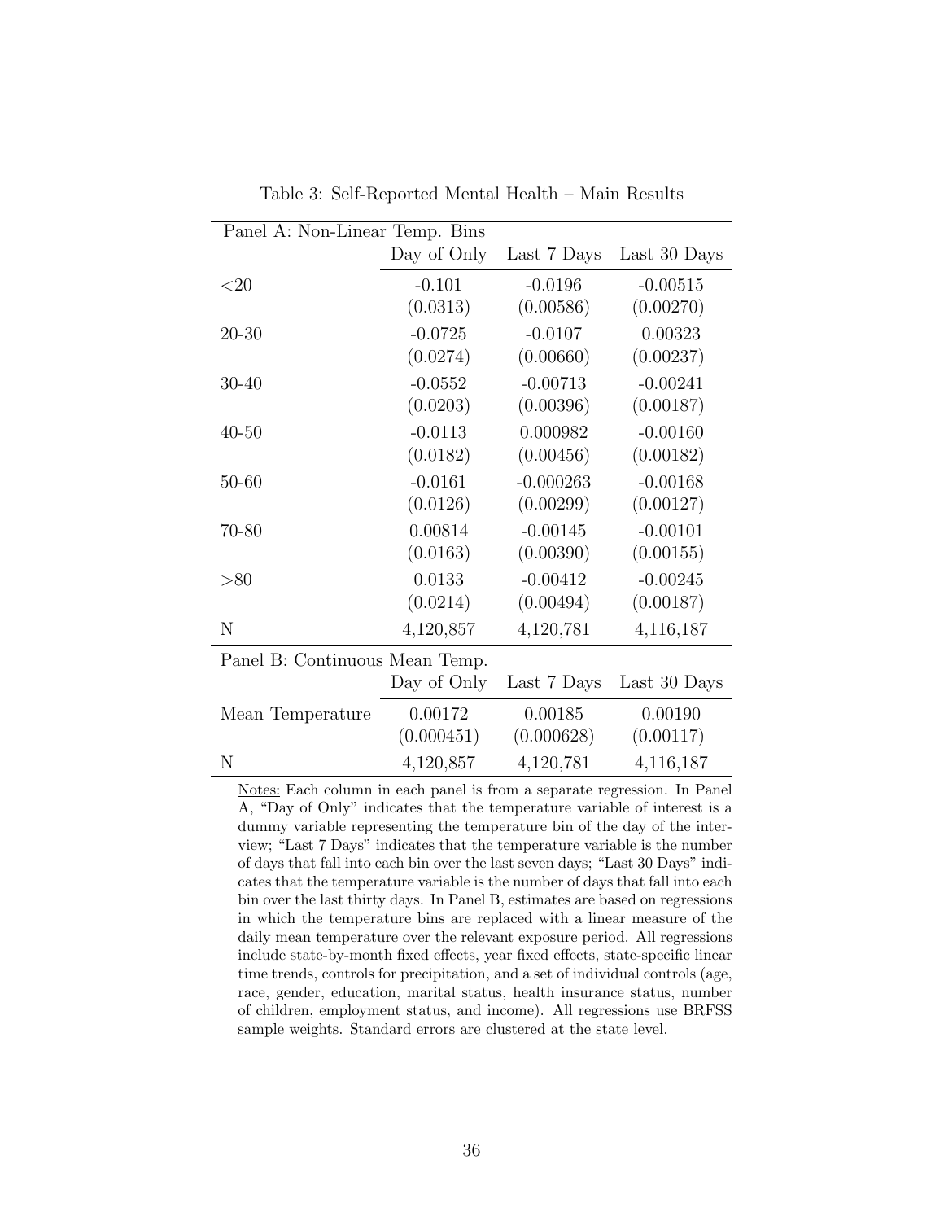Table 3: Self-Reported Mental Health – Main Results

| Panel A: Non-Linear Temp. Bins | | | |
|---|---|---|---|
| | Day of Only | Last 7 Days | Last 30 Days |
| <20 | -0.101 | -0.0196 | -0.00515 |
| | (0.0313) | (0.00586) | (0.00270) |
| 20-30 | -0.0725 | -0.0107 | 0.00323 |
| | (0.0274) | (0.00660) | (0.00237) |
| 30-40 | -0.0552 | -0.00713 | -0.00241 |
| | (0.0203) | (0.00396) | (0.00187) |
| 40-50 | -0.0113 | 0.000982 | -0.00160 |
| | (0.0182) | (0.00456) | (0.00182) |
| 50-60 | -0.0161 | -0.000263 | -0.00168 |
| | (0.0126) | (0.00299) | (0.00127) |
| 70-80 | 0.00814 | -0.00145 | -0.00101 |
| | (0.0163) | (0.00390) | (0.00155) |
| >80 | 0.0133 | -0.00412 | -0.00245 |
| | (0.0214) | (0.00494) | (0.00187) |
| N | 4,120,857 | 4,120,781 | 4,116,187 |
| **Panel B: Continuous Mean Temp.** | | | |
| | Day of Only | Last 7 Days | Last 30 Days |
| Mean Temperature | 0.00172 | 0.00185 | 0.00190 |
| | (0.000451) | (0.000628) | (0.00117) |
| N | 4,120,857 | 4,120,781 | 4,116,187 |

Notes: Each column in each panel is from a separate regression. In Panel A, "Day of Only" indicates that the temperature variable of interest is a dummy variable representing the temperature bin of the day of the interview; "Last 7 Days" indicates that the temperature variable is the number of days that fall into each bin over the last seven days; "Last 30 Days" indicates that the temperature variable is the number of days that fall into each bin over the last thirty days. In Panel B, estimates are based on regressions in which the temperature bins are replaced with a linear measure of the daily mean temperature over the relevant exposure period. All regressions include state-by-month fixed effects, year fixed effects, state-specific linear time trends, controls for precipitation, and a set of individual controls (age, race, gender, education, marital status, health insurance status, number of children, employment status, and income). All regressions use BRFSS sample weights. Standard errors are clustered at the state level.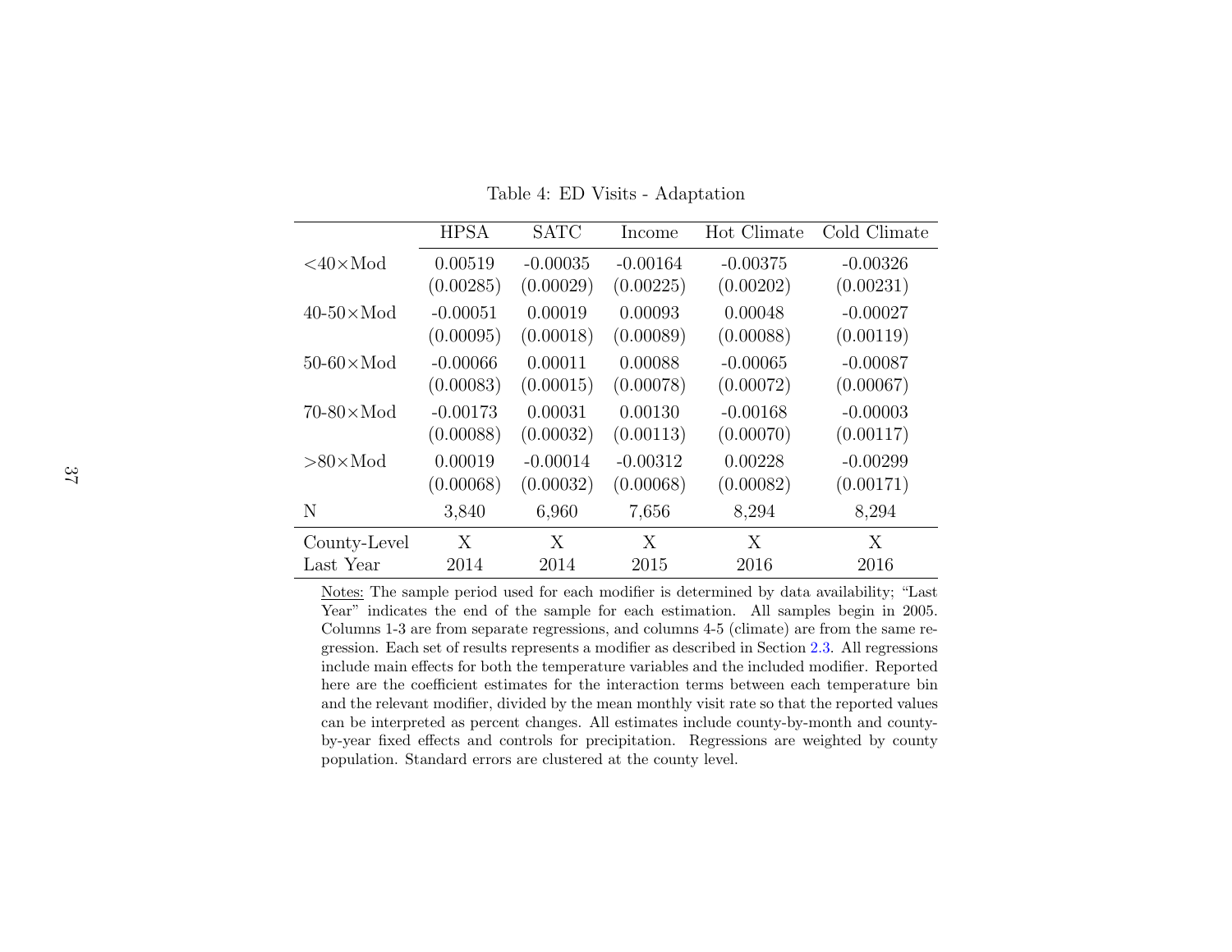Table 4: ED Visits - Adaptation

| | HPSA | SATC | Income | Hot Climate | Cold Climate |
|---|---|---|---|---|---|
| <40×Mod | 0.00519 | -0.00035 | -0.00164 | -0.00375 | -0.00326 |
| | (0.00285) | (0.00029) | (0.00225) | (0.00202) | (0.00231) |
| 40-50×Mod | -0.00051 | 0.00019 | 0.00093 | 0.00048 | -0.00027 |
| | (0.00095) | (0.00018) | (0.00089) | (0.00088) | (0.00119) |
| 50-60×Mod | -0.00066 | 0.00011 | 0.00088 | -0.00065 | -0.00087 |
| | (0.00083) | (0.00015) | (0.00078) | (0.00072) | (0.00067) |
| 70-80×Mod | -0.00173 | 0.00031 | 0.00130 | -0.00168 | -0.00003 |
| | (0.00088) | (0.00032) | (0.00113) | (0.00070) | (0.00117) |
| >80×Mod | 0.00019 | -0.00014 | -0.00312 | 0.00228 | -0.00299 |
| | (0.00068) | (0.00032) | (0.00068) | (0.00082) | (0.00171) |
| N | 3,840 | 6,960 | 7,656 | 8,294 | 8,294 |
| County-Level | X | X | X | X | X |
| Last Year | 2014 | 2014 | 2015 | 2016 | 2016 |

Notes: The sample period used for each modifier is determined by data availability; "Last Year" indicates the end of the sample for each estimation. All samples begin in 2005. Columns 1-3 are from separate regressions, and columns 4-5 (climate) are from the same regression. Each set of results represents a modifier as described in Section 2.3. All regressions include main effects for both the temperature variables and the included modifier. Reported here are the coefficient estimates for the interaction terms between each temperature bin and the relevant modifier, divided by the mean monthly visit rate so that the reported values can be interpreted as percent changes. All estimates include county-by-month and county-by-year fixed effects and controls for precipitation. Regressions are weighted by county population. Standard errors are clustered at the county level.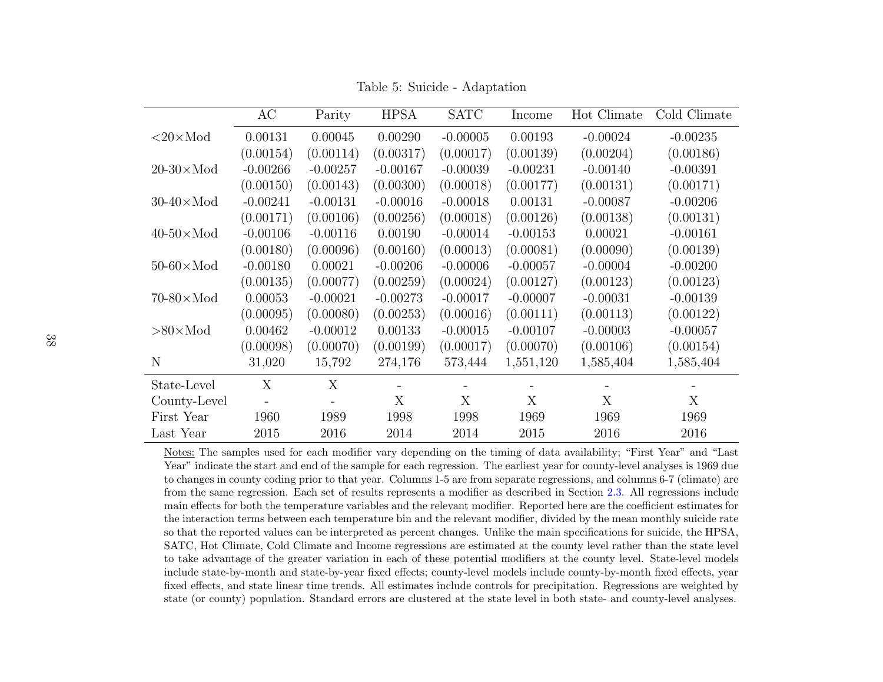Table 5: Suicide - Adaptation

| | AC | Parity | HPSA | SATC | Income | Hot Climate | Cold Climate |
|---|---|---|---|---|---|---|---|
| <20×Mod | 0.00131 | 0.00045 | 0.00290 | -0.00005 | 0.00193 | -0.00024 | -0.00235 |
| | (0.00154) | (0.00114) | (0.00317) | (0.00017) | (0.00139) | (0.00204) | (0.00186) |
| 20-30×Mod | -0.00266 | -0.00257 | -0.00167 | -0.00039 | -0.00231 | -0.00140 | -0.00391 |
| | (0.00150) | (0.00143) | (0.00300) | (0.00018) | (0.00177) | (0.00131) | (0.00171) |
| 30-40×Mod | -0.00241 | -0.00131 | -0.00016 | -0.00018 | 0.00131 | -0.00087 | -0.00206 |
| | (0.00171) | (0.00106) | (0.00256) | (0.00018) | (0.00126) | (0.00138) | (0.00131) |
| 40-50×Mod | -0.00106 | -0.00116 | 0.00190 | -0.00014 | -0.00153 | 0.00021 | -0.00161 |
| | (0.00180) | (0.00096) | (0.00160) | (0.00013) | (0.00081) | (0.00090) | (0.00139) |
| 50-60×Mod | -0.00180 | 0.00021 | -0.00206 | -0.00006 | -0.00057 | -0.00004 | -0.00200 |
| | (0.00135) | (0.00077) | (0.00259) | (0.00024) | (0.00127) | (0.00123) | (0.00123) |
| 70-80×Mod | 0.00053 | -0.00021 | -0.00273 | -0.00017 | -0.00007 | -0.00031 | -0.00139 |
| | (0.00095) | (0.00080) | (0.00253) | (0.00016) | (0.00111) | (0.00113) | (0.00122) |
| >80×Mod | 0.00462 | -0.00012 | 0.00133 | -0.00015 | -0.00107 | -0.00003 | -0.00057 |
| | (0.00098) | (0.00070) | (0.00199) | (0.00017) | (0.00070) | (0.00106) | (0.00154) |
| N | 31,020 | 15,792 | 274,176 | 573,444 | 1,551,120 | 1,585,404 | 1,585,404 |
| State-Level | X | X | - | - | - | - | - |
| County-Level | - | - | X | X | X | X | X |
| First Year | 1960 | 1989 | 1998 | 1998 | 1969 | 1969 | 1969 |
| Last Year | 2015 | 2016 | 2014 | 2014 | 2015 | 2016 | 2016 |

Notes: The samples used for each modifier vary depending on the timing of data availability; "First Year" and "Last Year" indicate the start and end of the sample for each regression. The earliest year for county-level analyses is 1969 due to changes in county coding prior to that year. Columns 1-5 are from separate regressions, and columns 6-7 (climate) are from the same regression. Each set of results represents a modifier as described in Section 2.3. All regressions include main effects for both the temperature variables and the relevant modifier. Reported here are the coefficient estimates for the interaction terms between each temperature bin and the relevant modifier, divided by the mean monthly suicide rate so that the reported values can be interpreted as percent changes. Unlike the main specifications for suicide, the HPSA, SATC, Hot Climate, Cold Climate and Income regressions are estimated at the county level rather than the state level to take advantage of the greater variation in each of these potential modifiers at the county level. State-level models include state-by-month and state-by-year fixed effects; county-level models include county-by-month fixed effects, year fixed effects, and state linear time trends. All estimates include controls for precipitation. Regressions are weighted by state (or county) population. Standard errors are clustered at the state level in both state- and county-level analyses.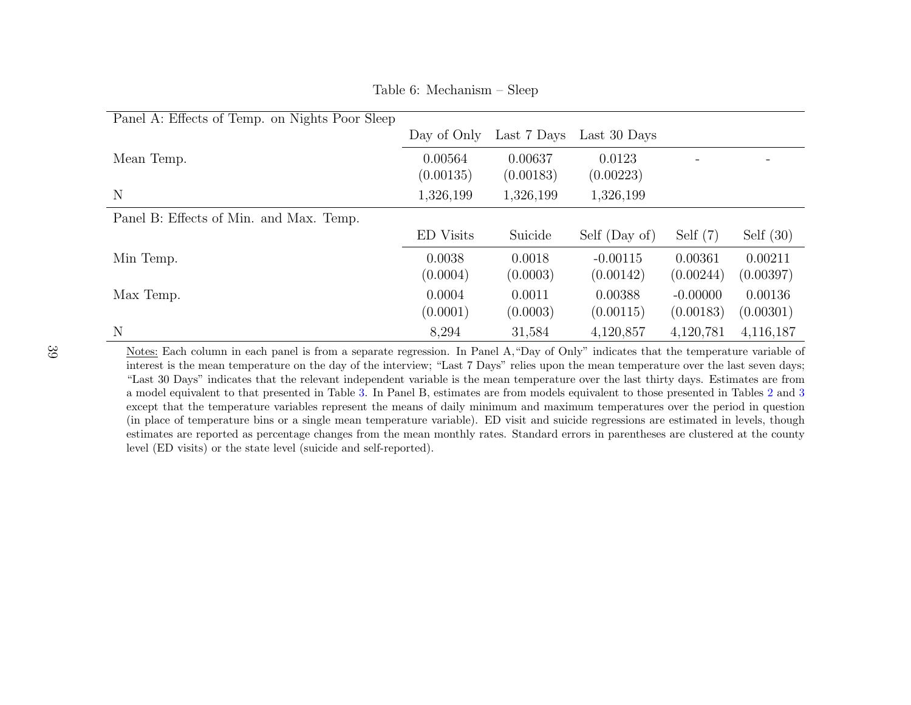Table 6: Mechanism – Sleep

| Panel A: Effects of Temp. on Nights Poor Sleep | | | | | |
|---|---|---|---|---|---|
| | Day of Only | Last 7 Days | Last 30 Days | | |
| Mean Temp. | 0.00564 | 0.00637 | 0.0123 | - | - |
| | (0.00135) | (0.00183) | (0.00223) | | |
| N | 1,326,199 | 1,326,199 | 1,326,199 | | |
| **Panel B: Effects of Min. and Max. Temp.** | | | | | |
| | ED Visits | Suicide | Self (Day of) | Self (7) | Self (30) |
| Min Temp. | 0.0038 | 0.0018 | -0.00115 | 0.00361 | 0.00211 |
| | (0.0004) | (0.0003) | (0.00142) | (0.00244) | (0.00397) |
| Max Temp. | 0.0004 | 0.0011 | 0.00388 | -0.00000 | 0.00136 |
| | (0.0001) | (0.0003) | (0.00115) | (0.00183) | (0.00301) |
| N | 8,294 | 31,584 | 4,120,857 | 4,120,781 | 4,116,187 |

Notes: Each column in each panel is from a separate regression. In Panel A,"Day of Only" indicates that the temperature variable of interest is the mean temperature on the day of the interview; "Last 7 Days" relies upon the mean temperature over the last seven days; "Last 30 Days" indicates that the relevant independent variable is the mean temperature over the last thirty days. Estimates are from a model equivalent to that presented in Table 3. In Panel B, estimates are from models equivalent to those presented in Tables 2 and 3 except that the temperature variables represent the means of daily minimum and maximum temperatures over the period in question (in place of temperature bins or a single mean temperature variable). ED visit and suicide regressions are estimated in levels, though estimates are reported as percentage changes from the mean monthly rates. Standard errors in parentheses are clustered at the county level (ED visits) or the state level (suicide and self-reported).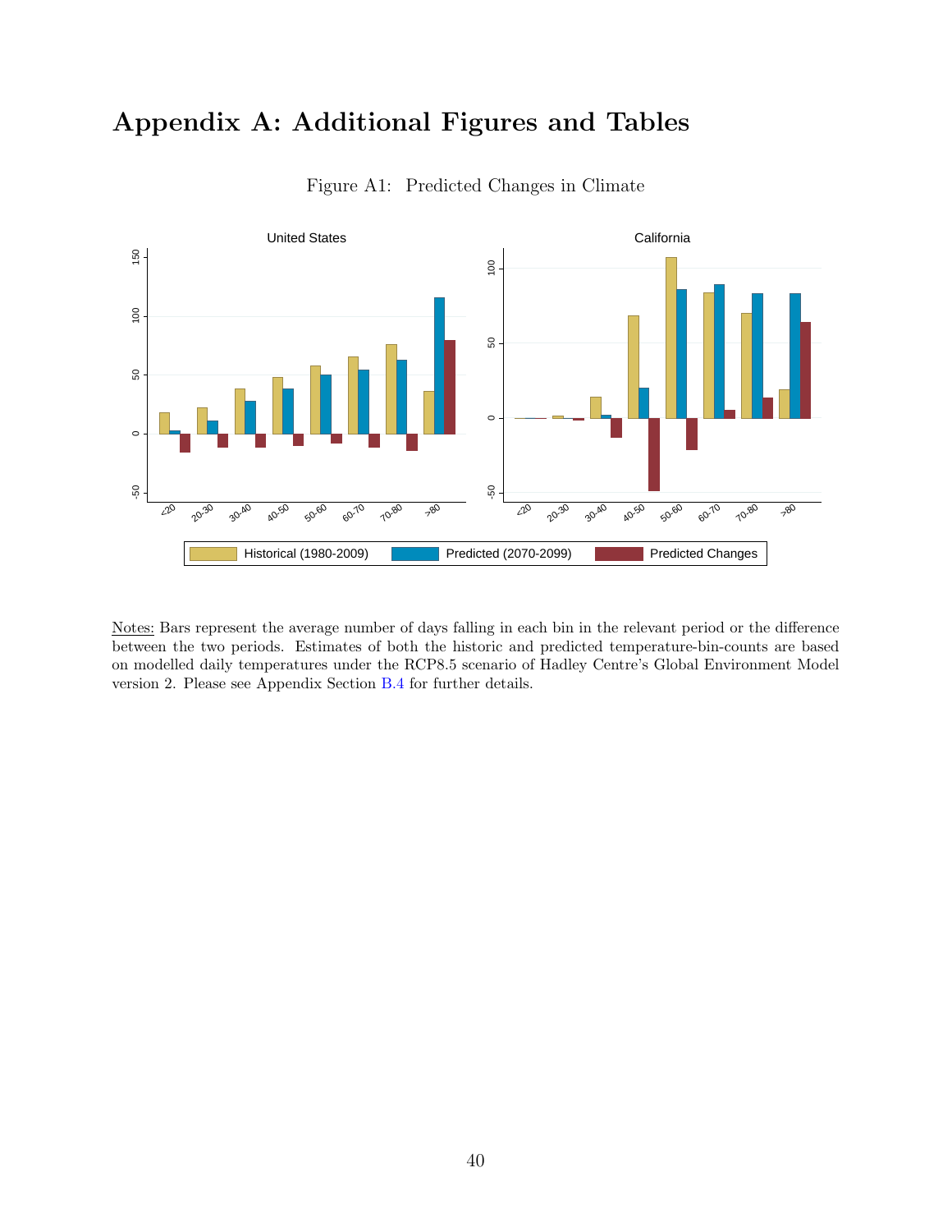# Appendix A: Additional Figures and Tables

Figure A1: Predicted Changes in Climate

Notes: Bars represent the average number of days falling in each bin in the relevant period or the difference between the two periods. Estimates of both the historic and predicted temperature-bin-counts are based on modelled daily temperatures under the RCP8.5 scenario of Hadley Centre's Global Environment Model version 2. Please see Appendix Section B.4 for further details.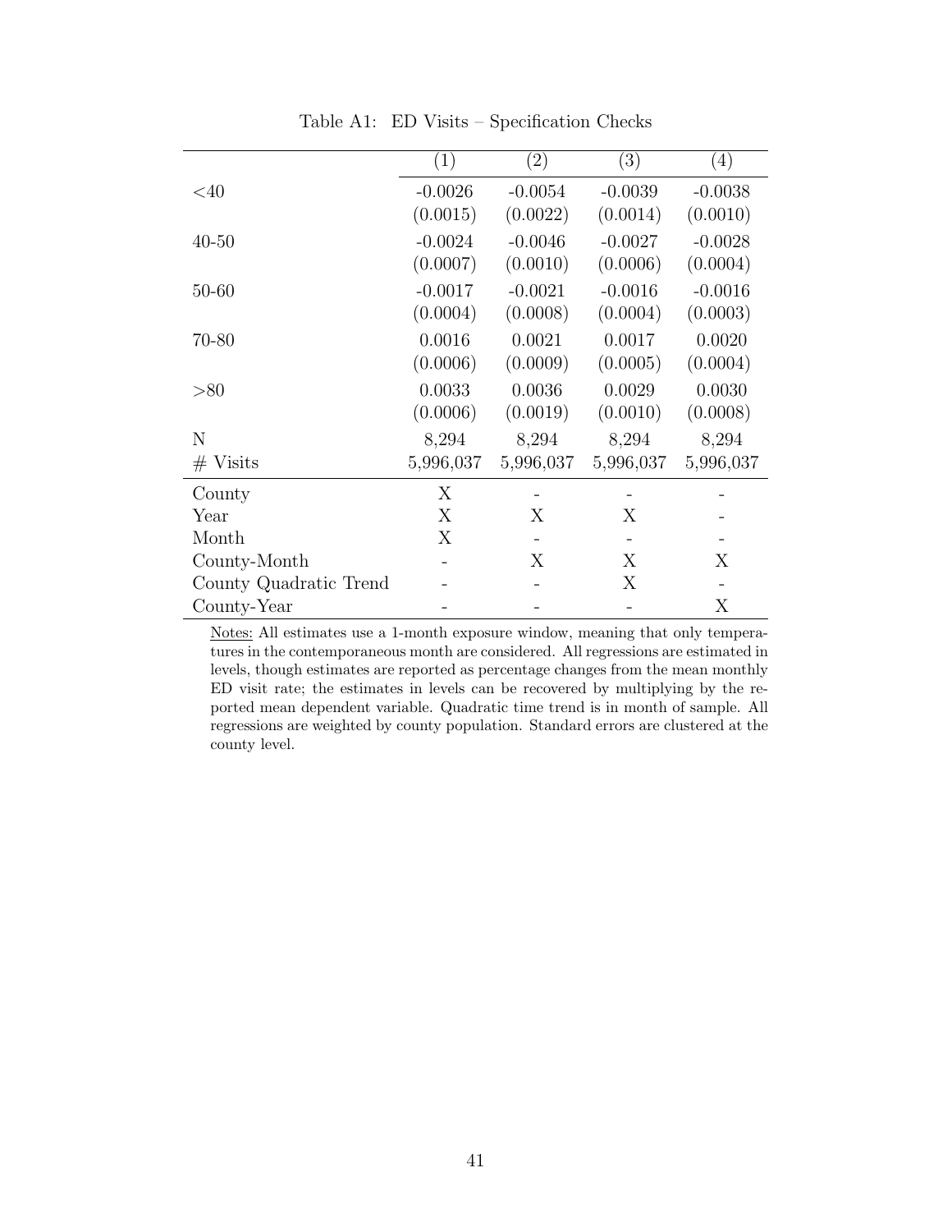Table A1: ED Visits – Specification Checks

| | (1) | (2) | (3) | (4) |
|---|---|---|---|---|
| <40 | -0.0026 | -0.0054 | -0.0039 | -0.0038 |
| | (0.0015) | (0.0022) | (0.0014) | (0.0010) |
| 40-50 | -0.0024 | -0.0046 | -0.0027 | -0.0028 |
| | (0.0007) | (0.0010) | (0.0006) | (0.0004) |
| 50-60 | -0.0017 | -0.0021 | -0.0016 | -0.0016 |
| | (0.0004) | (0.0008) | (0.0004) | (0.0003) |
| 70-80 | 0.0016 | 0.0021 | 0.0017 | 0.0020 |
| | (0.0006) | (0.0009) | (0.0005) | (0.0004) |
| >80 | 0.0033 | 0.0036 | 0.0029 | 0.0030 |
| | (0.0006) | (0.0019) | (0.0010) | (0.0008) |
| N | 8,294 | 8,294 | 8,294 | 8,294 |
| # Visits | 5,996,037 | 5,996,037 | 5,996,037 | 5,996,037 |
| County | X | - | - | - |
| Year | X | X | X | - |
| Month | X | - | - | - |
| County-Month | - | X | X | X |
| County Quadratic Trend | - | - | X | - |
| County-Year | - | - | - | X |

Notes: All estimates use a 1-month exposure window, meaning that only temperatures in the contemporaneous month are considered. All regressions are estimated in levels, though estimates are reported as percentage changes from the mean monthly ED visit rate; the estimates in levels can be recovered by multiplying by the reported mean dependent variable. Quadratic time trend is in month of sample. All regressions are weighted by county population. Standard errors are clustered at the county level.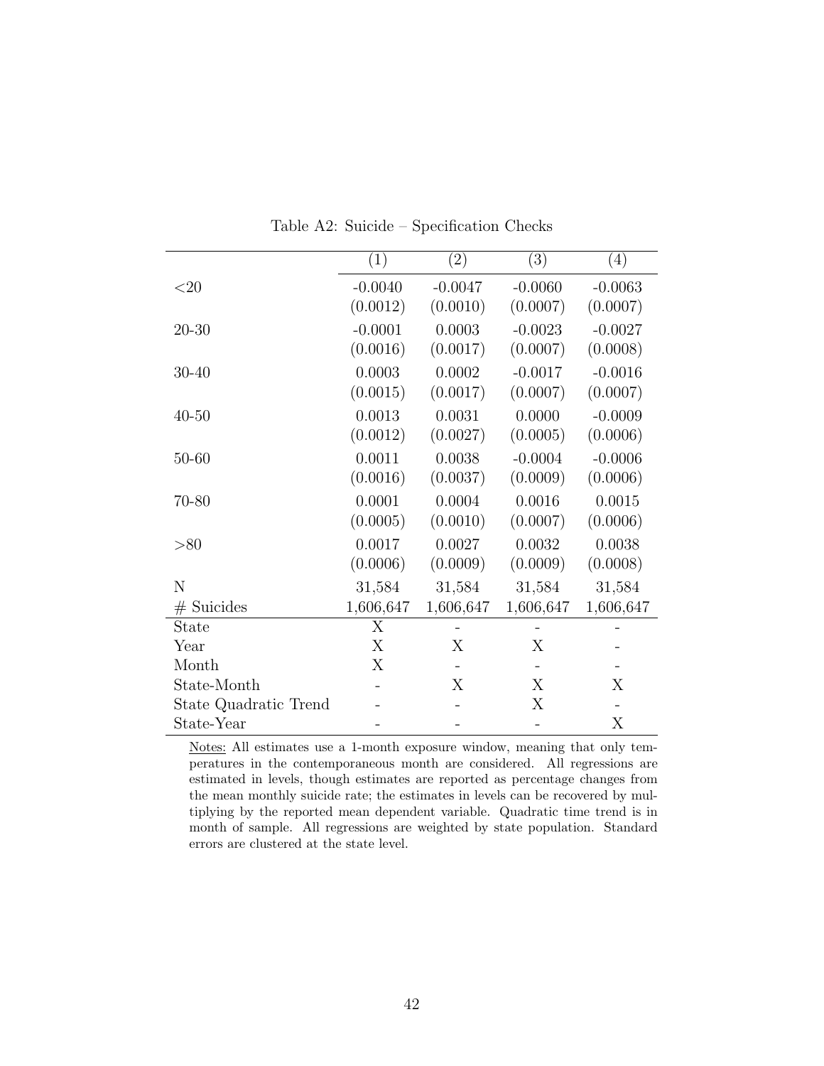Table A2: Suicide – Specification Checks

| | (1) | (2) | (3) | (4) |
|---|---|---|---|---|
| <20 | -0.0040 | -0.0047 | -0.0060 | -0.0063 |
| | (0.0012) | (0.0010) | (0.0007) | (0.0007) |
| 20-30 | -0.0001 | 0.0003 | -0.0023 | -0.0027 |
| | (0.0016) | (0.0017) | (0.0007) | (0.0008) |
| 30-40 | 0.0003 | 0.0002 | -0.0017 | -0.0016 |
| | (0.0015) | (0.0017) | (0.0007) | (0.0007) |
| 40-50 | 0.0013 | 0.0031 | 0.0000 | -0.0009 |
| | (0.0012) | (0.0027) | (0.0005) | (0.0006) |
| 50-60 | 0.0011 | 0.0038 | -0.0004 | -0.0006 |
| | (0.0016) | (0.0037) | (0.0009) | (0.0006) |
| 70-80 | 0.0001 | 0.0004 | 0.0016 | 0.0015 |
| | (0.0005) | (0.0010) | (0.0007) | (0.0006) |
| >80 | 0.0017 | 0.0027 | 0.0032 | 0.0038 |
| | (0.0006) | (0.0009) | (0.0009) | (0.0008) |
| N | 31,584 | 31,584 | 31,584 | 31,584 |
| # Suicides | 1,606,647 | 1,606,647 | 1,606,647 | 1,606,647 |
| State | X | - | - | - |
| Year | X | X | X | - |
| Month | X | - | - | - |
| State-Month | - | X | X | X |
| State Quadratic Trend | - | - | X | - |
| State-Year | - | - | - | X |

Notes: All estimates use a 1-month exposure window, meaning that only temperatures in the contemporaneous month are considered. All regressions are estimated in levels, though estimates are reported as percentage changes from the mean monthly suicide rate; the estimates in levels can be recovered by multiplying by the reported mean dependent variable. Quadratic time trend is in month of sample. All regressions are weighted by state population. Standard errors are clustered at the state level.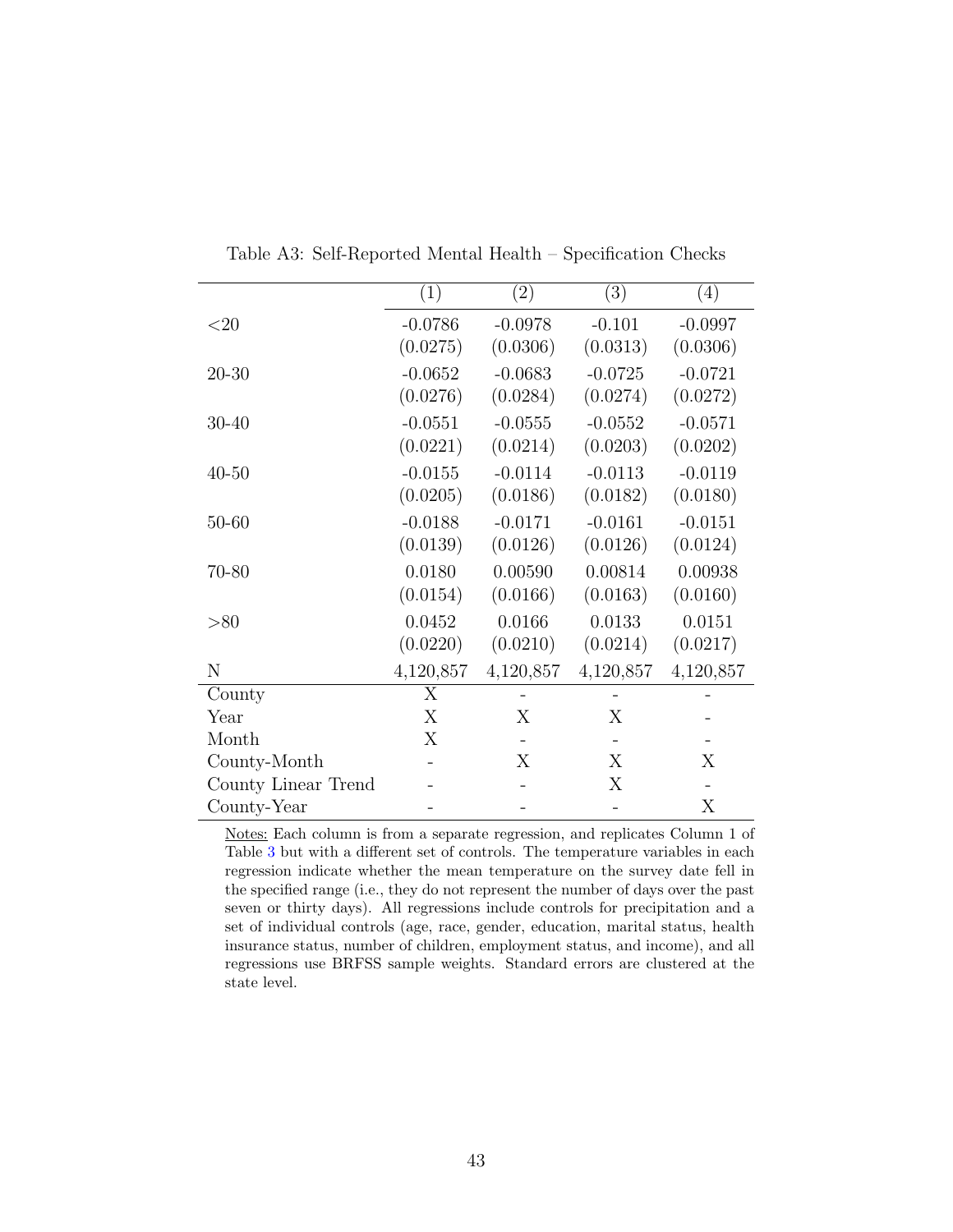Table A3: Self-Reported Mental Health – Specification Checks

| | (1) | (2) | (3) | (4) |
|---|---|---|---|---|
| <20 | -0.0786 | -0.0978 | -0.101 | -0.0997 |
| | (0.0275) | (0.0306) | (0.0313) | (0.0306) |
| 20-30 | -0.0652 | -0.0683 | -0.0725 | -0.0721 |
| | (0.0276) | (0.0284) | (0.0274) | (0.0272) |
| 30-40 | -0.0551 | -0.0555 | -0.0552 | -0.0571 |
| | (0.0221) | (0.0214) | (0.0203) | (0.0202) |
| 40-50 | -0.0155 | -0.0114 | -0.0113 | -0.0119 |
| | (0.0205) | (0.0186) | (0.0182) | (0.0180) |
| 50-60 | -0.0188 | -0.0171 | -0.0161 | -0.0151 |
| | (0.0139) | (0.0126) | (0.0126) | (0.0124) |
| 70-80 | 0.0180 | 0.00590 | 0.00814 | 0.00938 |
| | (0.0154) | (0.0166) | (0.0163) | (0.0160) |
| >80 | 0.0452 | 0.0166 | 0.0133 | 0.0151 |
| | (0.0220) | (0.0210) | (0.0214) | (0.0217) |
| N | 4,120,857 | 4,120,857 | 4,120,857 | 4,120,857 |
| County | X | - | - | - |
| Year | X | X | X | - |
| Month | X | - | - | - |
| County-Month | - | X | X | X |
| County Linear Trend | - | - | X | - |
| County-Year | - | - | - | X |

Notes: Each column is from a separate regression, and replicates Column 1 of Table 3 but with a different set of controls. The temperature variables in each regression indicate whether the mean temperature on the survey date fell in the specified range (i.e., they do not represent the number of days over the past seven or thirty days). All regressions include controls for precipitation and a set of individual controls (age, race, gender, education, marital status, health insurance status, number of children, employment status, and income), and all regressions use BRFSS sample weights. Standard errors are clustered at the state level.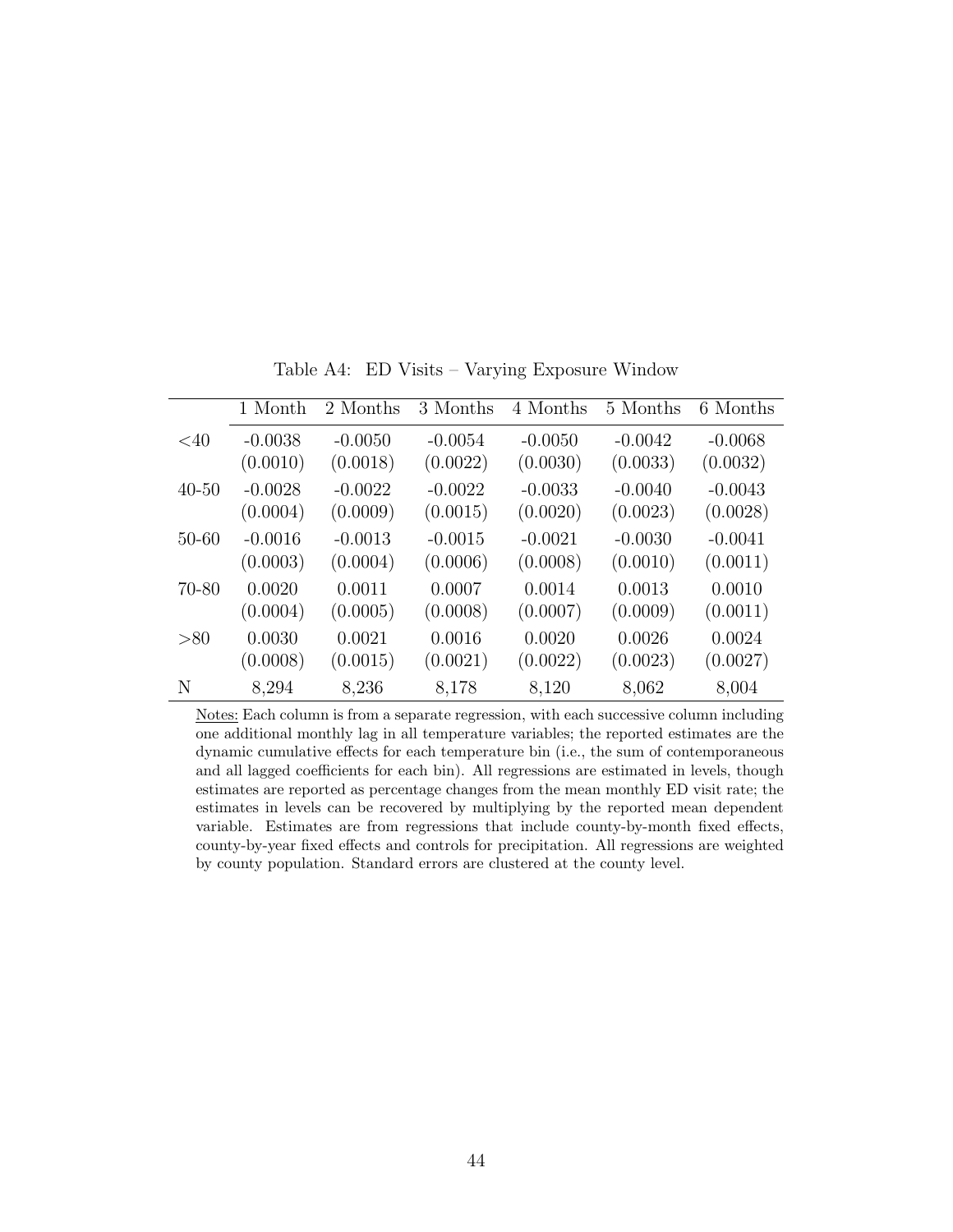Table A4: ED Visits – Varying Exposure Window

| | 1 Month | 2 Months | 3 Months | 4 Months | 5 Months | 6 Months |
|---|---|---|---|---|---|---|
| <40 | -0.0038 | -0.0050 | -0.0054 | -0.0050 | -0.0042 | -0.0068 |
| | (0.0010) | (0.0018) | (0.0022) | (0.0030) | (0.0033) | (0.0032) |
| 40-50 | -0.0028 | -0.0022 | -0.0022 | -0.0033 | -0.0040 | -0.0043 |
| | (0.0004) | (0.0009) | (0.0015) | (0.0020) | (0.0023) | (0.0028) |
| 50-60 | -0.0016 | -0.0013 | -0.0015 | -0.0021 | -0.0030 | -0.0041 |
| | (0.0003) | (0.0004) | (0.0006) | (0.0008) | (0.0010) | (0.0011) |
| 70-80 | 0.0020 | 0.0011 | 0.0007 | 0.0014 | 0.0013 | 0.0010 |
| | (0.0004) | (0.0005) | (0.0008) | (0.0007) | (0.0009) | (0.0011) |
| >80 | 0.0030 | 0.0021 | 0.0016 | 0.0020 | 0.0026 | 0.0024 |
| | (0.0008) | (0.0015) | (0.0021) | (0.0022) | (0.0023) | (0.0027) |
| N | 8,294 | 8,236 | 8,178 | 8,120 | 8,062 | 8,004 |

Notes: Each column is from a separate regression, with each successive column including one additional monthly lag in all temperature variables; the reported estimates are the dynamic cumulative effects for each temperature bin (i.e., the sum of contemporaneous and all lagged coefficients for each bin). All regressions are estimated in levels, though estimates are reported as percentage changes from the mean monthly ED visit rate; the estimates in levels can be recovered by multiplying by the reported mean dependent variable. Estimates are from regressions that include county-by-month fixed effects, county-by-year fixed effects and controls for precipitation. All regressions are weighted by county population. Standard errors are clustered at the county level.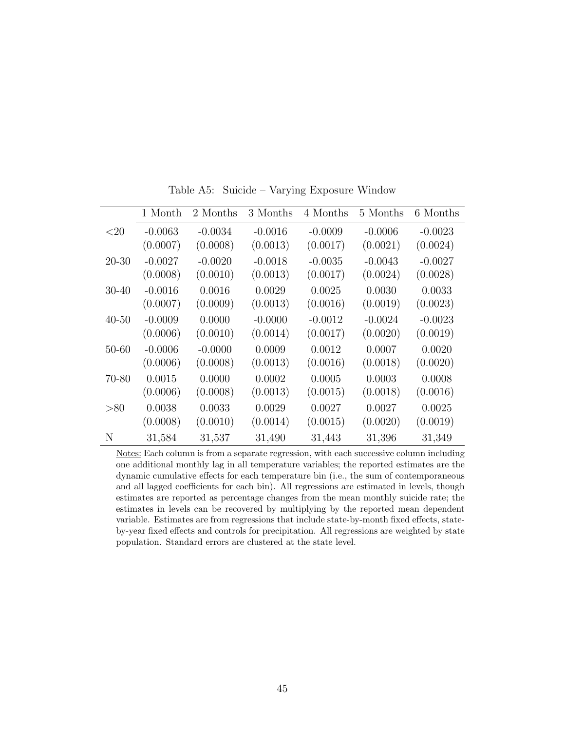Table A5: Suicide – Varying Exposure Window

| | 1 Month | 2 Months | 3 Months | 4 Months | 5 Months | 6 Months |
|---|---|---|---|---|---|---|
| <20 | -0.0063 | -0.0034 | -0.0016 | -0.0009 | -0.0006 | -0.0023 |
| | (0.0007) | (0.0008) | (0.0013) | (0.0017) | (0.0021) | (0.0024) |
| 20-30 | -0.0027 | -0.0020 | -0.0018 | -0.0035 | -0.0043 | -0.0027 |
| | (0.0008) | (0.0010) | (0.0013) | (0.0017) | (0.0024) | (0.0028) |
| 30-40 | -0.0016 | 0.0016 | 0.0029 | 0.0025 | 0.0030 | 0.0033 |
| | (0.0007) | (0.0009) | (0.0013) | (0.0016) | (0.0019) | (0.0023) |
| 40-50 | -0.0009 | 0.0000 | -0.0000 | -0.0012 | -0.0024 | -0.0023 |
| | (0.0006) | (0.0010) | (0.0014) | (0.0017) | (0.0020) | (0.0019) |
| 50-60 | -0.0006 | -0.0000 | 0.0009 | 0.0012 | 0.0007 | 0.0020 |
| | (0.0006) | (0.0008) | (0.0013) | (0.0016) | (0.0018) | (0.0020) |
| 70-80 | 0.0015 | 0.0000 | 0.0002 | 0.0005 | 0.0003 | 0.0008 |
| | (0.0006) | (0.0008) | (0.0013) | (0.0015) | (0.0018) | (0.0016) |
| >80 | 0.0038 | 0.0033 | 0.0029 | 0.0027 | 0.0027 | 0.0025 |
| | (0.0008) | (0.0010) | (0.0014) | (0.0015) | (0.0020) | (0.0019) |
| N | 31,584 | 31,537 | 31,490 | 31,443 | 31,396 | 31,349 |

Notes: Each column is from a separate regression, with each successive column including one additional monthly lag in all temperature variables; the reported estimates are the dynamic cumulative effects for each temperature bin (i.e., the sum of contemporaneous and all lagged coefficients for each bin). All regressions are estimated in levels, though estimates are reported as percentage changes from the mean monthly suicide rate; the estimates in levels can be recovered by multiplying by the reported mean dependent variable. Estimates are from regressions that include state-by-month fixed effects, state-by-year fixed effects and controls for precipitation. All regressions are weighted by state population. Standard errors are clustered at the state level.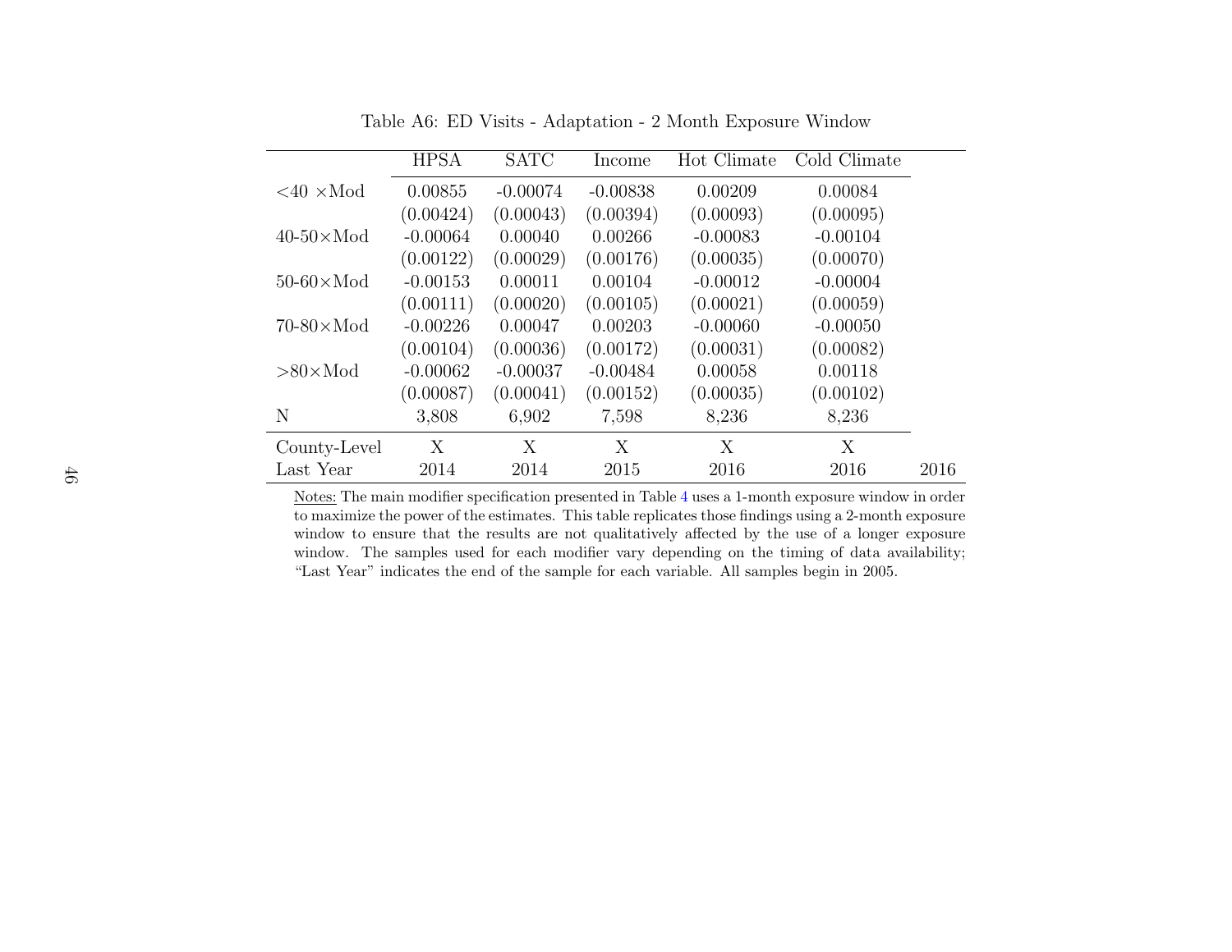Table A6: ED Visits - Adaptation - 2 Month Exposure Window

| | HPSA | SATC | Income | Hot Climate | Cold Climate | |
|---|---|---|---|---|---|---|
| <40 ×Mod | 0.00855 | -0.00074 | -0.00838 | 0.00209 | 0.00084 | |
| | (0.00424) | (0.00043) | (0.00394) | (0.00093) | (0.00095) | |
| 40-50×Mod | -0.00064 | 0.00040 | 0.00266 | -0.00083 | -0.00104 | |
| | (0.00122) | (0.00029) | (0.00176) | (0.00035) | (0.00070) | |
| 50-60×Mod | -0.00153 | 0.00011 | 0.00104 | -0.00012 | -0.00004 | |
| | (0.00111) | (0.00020) | (0.00105) | (0.00021) | (0.00059) | |
| 70-80×Mod | -0.00226 | 0.00047 | 0.00203 | -0.00060 | -0.00050 | |
| | (0.00104) | (0.00036) | (0.00172) | (0.00031) | (0.00082) | |
| >80×Mod | -0.00062 | -0.00037 | -0.00484 | 0.00058 | 0.00118 | |
| | (0.00087) | (0.00041) | (0.00152) | (0.00035) | (0.00102) | |
| N | 3,808 | 6,902 | 7,598 | 8,236 | 8,236 | |
| County-Level | X | X | X | X | X | |
| Last Year | 2014 | 2014 | 2015 | 2016 | 2016 | 2016 |

Notes: The main modifier specification presented in Table 4 uses a 1-month exposure window in order to maximize the power of the estimates. This table replicates those findings using a 2-month exposure window to ensure that the results are not qualitatively affected by the use of a longer exposure window. The samples used for each modifier vary depending on the timing of data availability; "Last Year" indicates the end of the sample for each variable. All samples begin in 2005.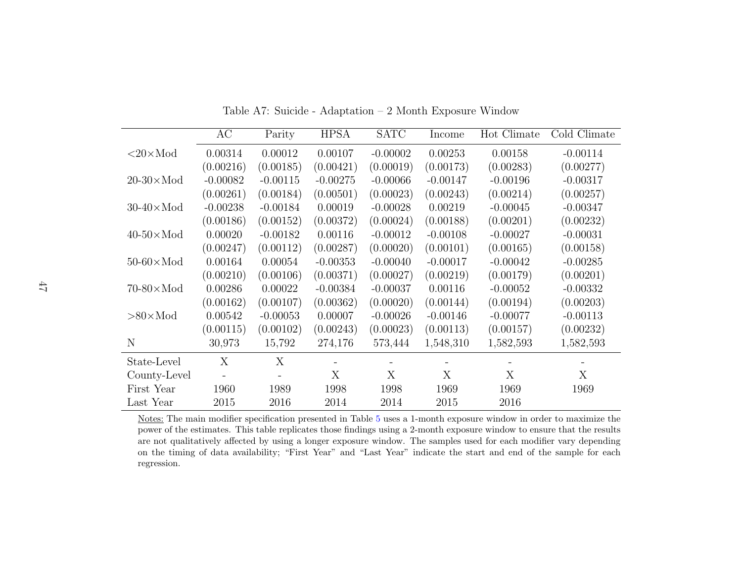Table A7: Suicide - Adaptation – 2 Month Exposure Window

| | AC | Parity | HPSA | SATC | Income | Hot Climate | Cold Climate |
|---|---|---|---|---|---|---|---|
| <20×Mod | 0.00314 | 0.00012 | 0.00107 | -0.00002 | 0.00253 | 0.00158 | -0.00114 |
| | (0.00216) | (0.00185) | (0.00421) | (0.00019) | (0.00173) | (0.00283) | (0.00277) |
| 20-30×Mod | -0.00082 | -0.00115 | -0.00275 | -0.00066 | -0.00147 | -0.00196 | -0.00317 |
| | (0.00261) | (0.00184) | (0.00501) | (0.00023) | (0.00243) | (0.00214) | (0.00257) |
| 30-40×Mod | -0.00238 | -0.00184 | 0.00019 | -0.00028 | 0.00219 | -0.00045 | -0.00347 |
| | (0.00186) | (0.00152) | (0.00372) | (0.00024) | (0.00188) | (0.00201) | (0.00232) |
| 40-50×Mod | 0.00020 | -0.00182 | 0.00116 | -0.00012 | -0.00108 | -0.00027 | -0.00031 |
| | (0.00247) | (0.00112) | (0.00287) | (0.00020) | (0.00101) | (0.00165) | (0.00158) |
| 50-60×Mod | 0.00164 | 0.00054 | -0.00353 | -0.00040 | -0.00017 | -0.00042 | -0.00285 |
| | (0.00210) | (0.00106) | (0.00371) | (0.00027) | (0.00219) | (0.00179) | (0.00201) |
| 70-80×Mod | 0.00286 | 0.00022 | -0.00384 | -0.00037 | 0.00116 | -0.00052 | -0.00332 |
| | (0.00162) | (0.00107) | (0.00362) | (0.00020) | (0.00144) | (0.00194) | (0.00203) |
| >80×Mod | 0.00542 | -0.00053 | 0.00007 | -0.00026 | -0.00146 | -0.00077 | -0.00113 |
| | (0.00115) | (0.00102) | (0.00243) | (0.00023) | (0.00113) | (0.00157) | (0.00232) |
| N | 30,973 | 15,792 | 274,176 | 573,444 | 1,548,310 | 1,582,593 | 1,582,593 |
| State-Level | X | X | - | - | - | - | - |
| County-Level | - | - | X | X | X | X | X |
| First Year | 1960 | 1989 | 1998 | 1998 | 1969 | 1969 | 1969 |
| Last Year | 2015 | 2016 | 2014 | 2014 | 2015 | 2016 | |

Notes: The main modifier specification presented in Table 5 uses a 1-month exposure window in order to maximize the power of the estimates. This table replicates those findings using a 2-month exposure window to ensure that the results are not qualitatively affected by using a longer exposure window. The samples used for each modifier vary depending on the timing of data availability; "First Year" and "Last Year" indicate the start and end of the sample for each regression.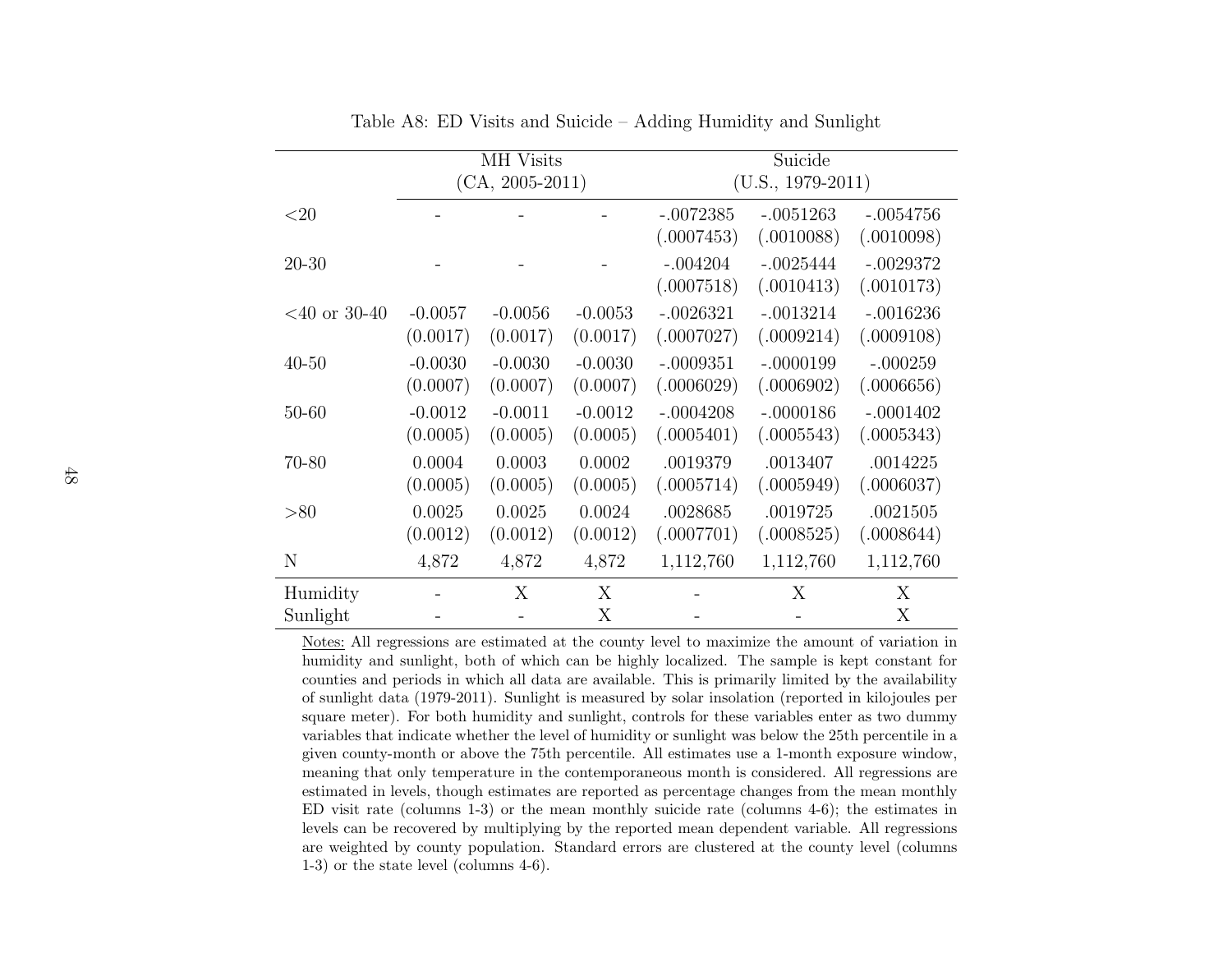Table A8: ED Visits and Suicide – Adding Humidity and Sunlight

| | MH Visits (CA, 2005-2011) | | | Suicide (U.S., 1979-2011) | | |
|---|---|---|---|---|---|---|
| <20 | - | - | - | -.0072385 | -.0051263 | -.0054756 |
| | | | | (.0007453) | (.0010088) | (.0010098) |
| 20-30 | - | - | - | -.004204 | -.0025444 | -.0029372 |
| | | | | (.0007518) | (.0010413) | (.0010173) |
| <40 or 30-40 | -0.0057 | -0.0056 | -0.0053 | -.0026321 | -.0013214 | -.0016236 |
| | (0.0017) | (0.0017) | (0.0017) | (.0007027) | (.0009214) | (.0009108) |
| 40-50 | -0.0030 | -0.0030 | -0.0030 | -.0009351 | -.0000199 | -.000259 |
| | (0.0007) | (0.0007) | (0.0007) | (.0006029) | (.0006902) | (.0006656) |
| 50-60 | -0.0012 | -0.0011 | -0.0012 | -.0004208 | -.0000186 | -.0001402 |
| | (0.0005) | (0.0005) | (0.0005) | (.0005401) | (.0005543) | (.0005343) |
| 70-80 | 0.0004 | 0.0003 | 0.0002 | .0019379 | .0013407 | .0014225 |
| | (0.0005) | (0.0005) | (0.0005) | (.0005714) | (.0005949) | (.0006037) |
| >80 | 0.0025 | 0.0025 | 0.0024 | .0028685 | .0019725 | .0021505 |
| | (0.0012) | (0.0012) | (0.0012) | (.0007701) | (.0008525) | (.0008644) |
| N | 4,872 | 4,872 | 4,872 | 1,112,760 | 1,112,760 | 1,112,760 |
| Humidity | - | X | X | - | X | X |
| Sunlight | - | - | X | - | - | X |

Notes: All regressions are estimated at the county level to maximize the amount of variation in humidity and sunlight, both of which can be highly localized. The sample is kept constant for counties and periods in which all data are available. This is primarily limited by the availability of sunlight data (1979-2011). Sunlight is measured by solar insolation (reported in kilojoules per square meter). For both humidity and sunlight, controls for these variables enter as two dummy variables that indicate whether the level of humidity or sunlight was below the 25th percentile in a given county-month or above the 75th percentile. All estimates use a 1-month exposure window, meaning that only temperature in the contemporaneous month is considered. All regressions are estimated in levels, though estimates are reported as percentage changes from the mean monthly ED visit rate (columns 1-3) or the mean monthly suicide rate (columns 4-6); the estimates in levels can be recovered by multiplying by the reported mean dependent variable. All regressions are weighted by county population. Standard errors are clustered at the county level (columns 1-3) or the state level (columns 4-6).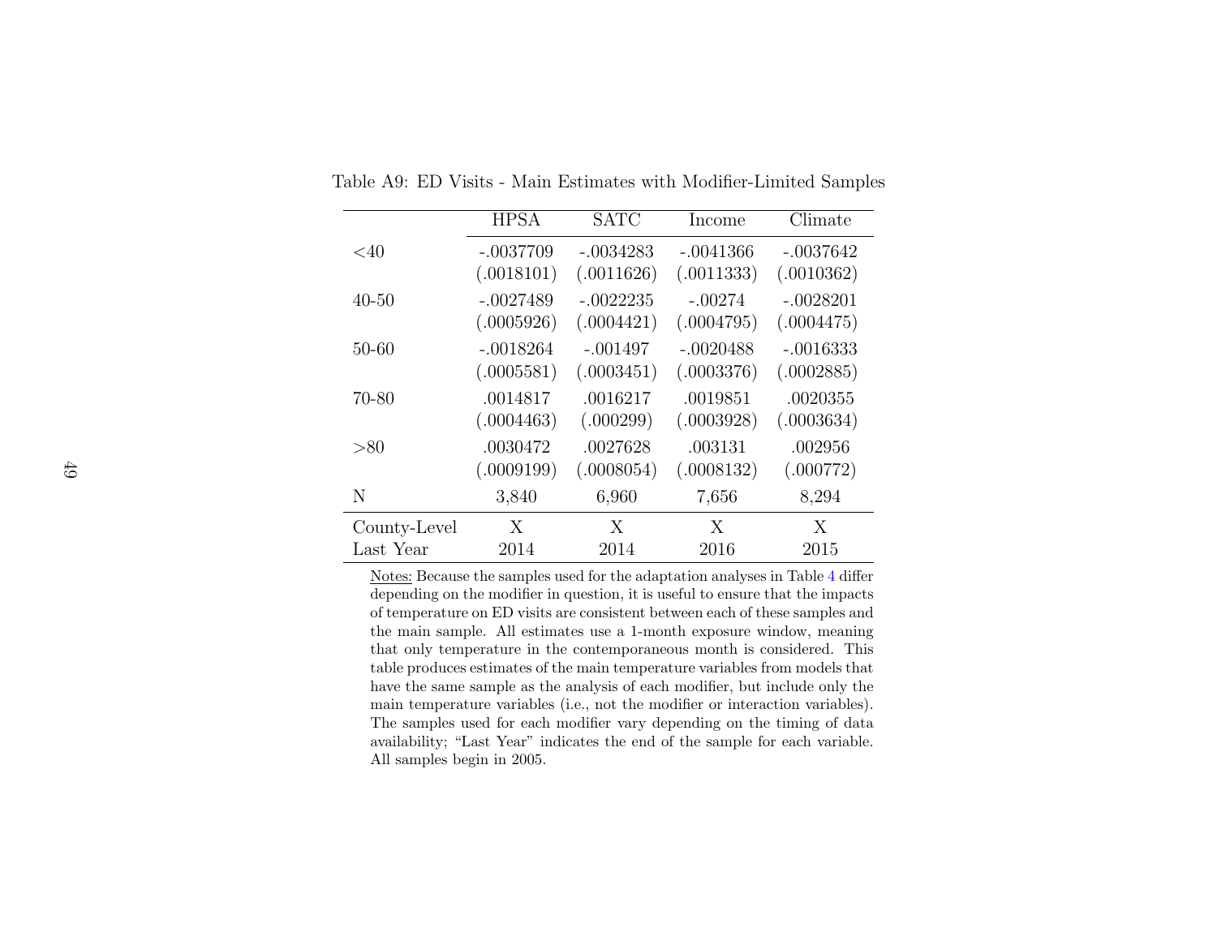Table A9: ED Visits - Main Estimates with Modifier-Limited Samples

| | HPSA | SATC | Income | Climate |
|---|---|---|---|---|
| <40 | -.0037709 | -.0034283 | -.0041366 | -.0037642 |
| | (.0018101) | (.0011626) | (.0011333) | (.0010362) |
| 40-50 | -.0027489 | -.0022235 | -.00274 | -.0028201 |
| | (.0005926) | (.0004421) | (.0004795) | (.0004475) |
| 50-60 | -.0018264 | -.001497 | -.0020488 | -.0016333 |
| | (.0005581) | (.0003451) | (.0003376) | (.0002885) |
| 70-80 | .0014817 | .0016217 | .0019851 | .0020355 |
| | (.0004463) | (.000299) | (.0003928) | (.0003634) |
| >80 | .0030472 | .0027628 | .003131 | .002956 |
| | (.0009199) | (.0008054) | (.0008132) | (.000772) |
| N | 3,840 | 6,960 | 7,656 | 8,294 |
| County-Level | X | X | X | X |
| Last Year | 2014 | 2014 | 2016 | 2015 |

Notes: Because the samples used for the adaptation analyses in Table 4 differ depending on the modifier in question, it is useful to ensure that the impacts of temperature on ED visits are consistent between each of these samples and the main sample. All estimates use a 1-month exposure window, meaning that only temperature in the contemporaneous month is considered. This table produces estimates of the main temperature variables from models that have the same sample as the analysis of each modifier, but include only the main temperature variables (i.e., not the modifier or interaction variables). The samples used for each modifier vary depending on the timing of data availability; "Last Year" indicates the end of the sample for each variable. All samples begin in 2005.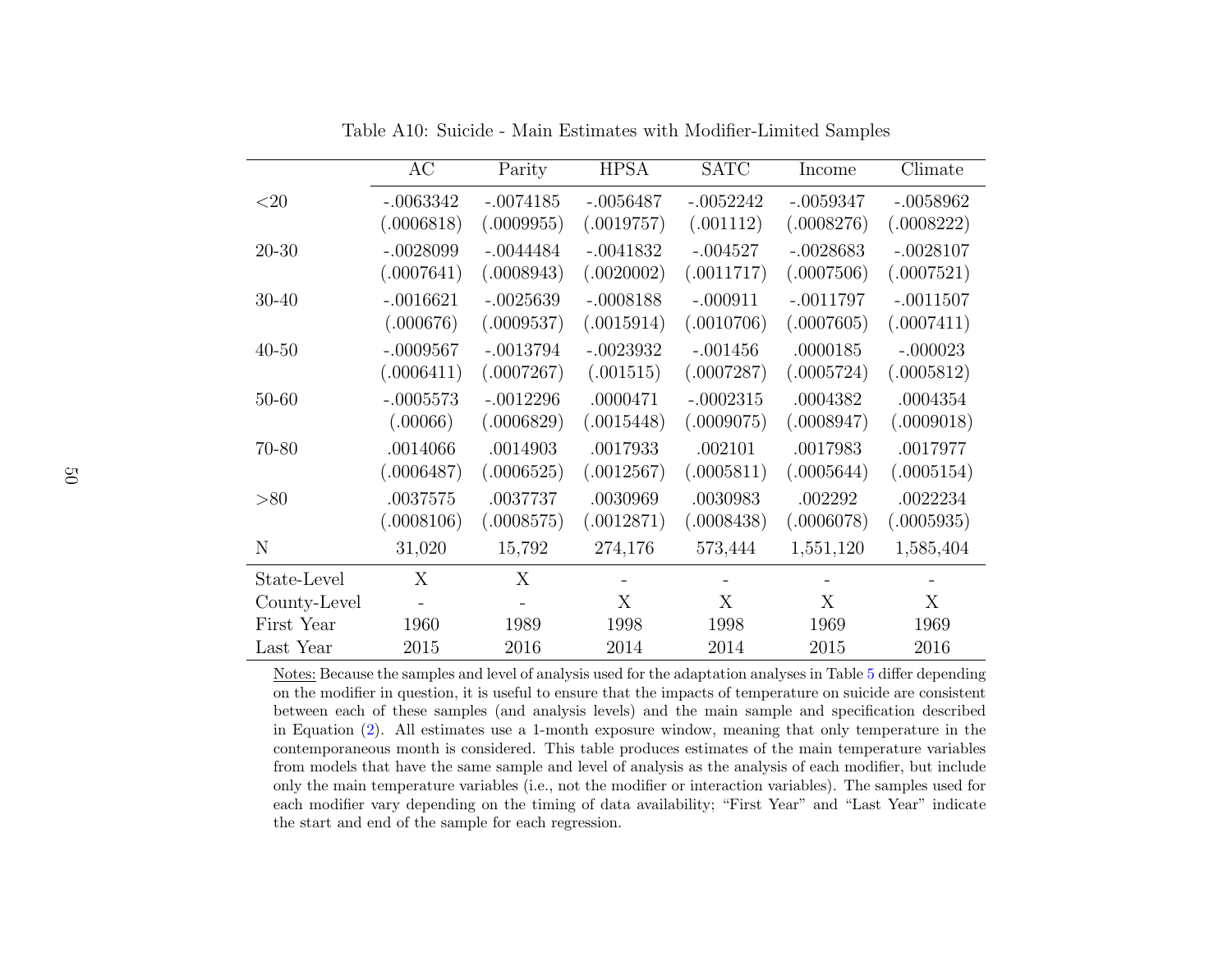Table A10: Suicide - Main Estimates with Modifier-Limited Samples

| | AC | Parity | HPSA | SATC | Income | Climate |
|---|---|---|---|---|---|---|
| <20 | -.0063342 | -.0074185 | -.0056487 | -.0052242 | -.0059347 | -.0058962 |
| | (.0006818) | (.0009955) | (.0019757) | (.001112) | (.0008276) | (.0008222) |
| 20-30 | -.0028099 | -.0044484 | -.0041832 | -.004527 | -.0028683 | -.0028107 |
| | (.0007641) | (.0008943) | (.0020002) | (.0011717) | (.0007506) | (.0007521) |
| 30-40 | -.0016621 | -.0025639 | -.0008188 | -.000911 | -.0011797 | -.0011507 |
| | (.000676) | (.0009537) | (.0015914) | (.0010706) | (.0007605) | (.0007411) |
| 40-50 | -.0009567 | -.0013794 | -.0023932 | -.001456 | .0000185 | -.000023 |
| | (.0006411) | (.0007267) | (.001515) | (.0007287) | (.0005724) | (.0005812) |
| 50-60 | -.0005573 | -.0012296 | .0000471 | -.0002315 | .0004382 | .0004354 |
| | (.00066) | (.0006829) | (.0015448) | (.0009075) | (.0008947) | (.0009018) |
| 70-80 | .0014066 | .0014903 | .0017933 | .002101 | .0017983 | .0017977 |
| | (.0006487) | (.0006525) | (.0012567) | (.0005811) | (.0005644) | (.0005154) |
| >80 | .0037575 | .0037737 | .0030969 | .0030983 | .002292 | .0022234 |
| | (.0008106) | (.0008575) | (.0012871) | (.0008438) | (.0006078) | (.0005935) |
| N | 31,020 | 15,792 | 274,176 | 573,444 | 1,551,120 | 1,585,404 |
| State-Level | X | X | - | - | - | - |
| County-Level | - | - | X | X | X | X |
| First Year | 1960 | 1989 | 1998 | 1998 | 1969 | 1969 |
| Last Year | 2015 | 2016 | 2014 | 2014 | 2015 | 2016 |

Notes: Because the samples and level of analysis used for the adaptation analyses in Table 5 differ depending on the modifier in question, it is useful to ensure that the impacts of temperature on suicide are consistent between each of these samples (and analysis levels) and the main sample and specification described in Equation (2). All estimates use a 1-month exposure window, meaning that only temperature in the contemporaneous month is considered. This table produces estimates of the main temperature variables from models that have the same sample and level of analysis as the analysis of each modifier, but include only the main temperature variables (i.e., not the modifier or interaction variables). The samples used for each modifier vary depending on the timing of data availability; "First Year" and "Last Year" indicate the start and end of the sample for each regression.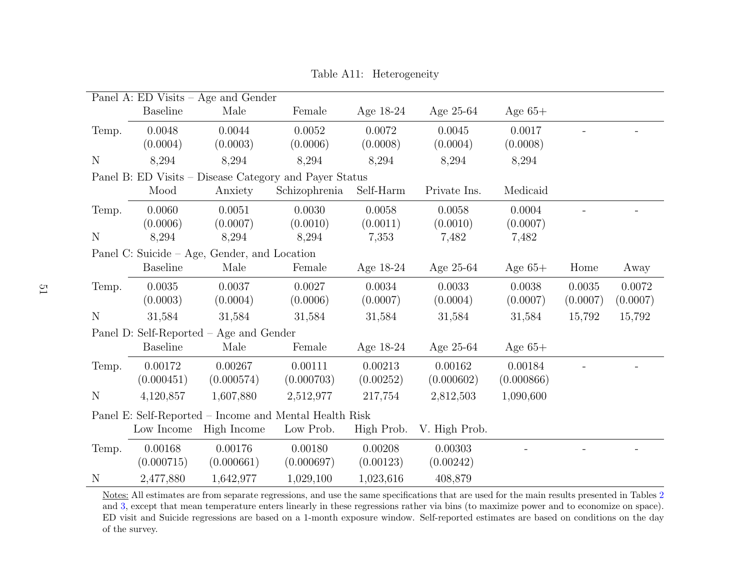Table A11: Heterogeneity

| Panel A: ED Visits – Age and Gender | | | | | | | | |
|---|---|---|---|---|---|---|---|---|
| | Baseline | Male | Female | Age 18-24 | Age 25-64 | Age 65+ | | |
| Temp. | 0.0048 | 0.0044 | 0.0052 | 0.0072 | 0.0045 | 0.0017 | - | - |
| | (0.0004) | (0.0003) | (0.0006) | (0.0008) | (0.0004) | (0.0008) | | |
| N | 8,294 | 8,294 | 8,294 | 8,294 | 8,294 | 8,294 | | |
| **Panel B: ED Visits – Disease Category and Payer Status** | | | | | | | | |
| | Mood | Anxiety | Schizophrenia | Self-Harm | Private Ins. | Medicaid | | |
| Temp. | 0.0060 | 0.0051 | 0.0030 | 0.0058 | 0.0058 | 0.0004 | - | - |
| | (0.0006) | (0.0007) | (0.0010) | (0.0011) | (0.0010) | (0.0007) | | |
| N | 8,294 | 8,294 | 8,294 | 7,353 | 7,482 | 7,482 | | |
| **Panel C: Suicide – Age, Gender, and Location** | | | | | | | | |
| | Baseline | Male | Female | Age 18-24 | Age 25-64 | Age 65+ | Home | Away |
| Temp. | 0.0035 | 0.0037 | 0.0027 | 0.0034 | 0.0033 | 0.0038 | 0.0035 | 0.0072 |
| | (0.0003) | (0.0004) | (0.0006) | (0.0007) | (0.0004) | (0.0007) | (0.0007) | (0.0007) |
| N | 31,584 | 31,584 | 31,584 | 31,584 | 31,584 | 31,584 | 15,792 | 15,792 |
| **Panel D: Self-Reported – Age and Gender** | | | | | | | | |
| | Baseline | Male | Female | Age 18-24 | Age 25-64 | Age 65+ | | |
| Temp. | 0.00172 | 0.00267 | 0.00111 | 0.00213 | 0.00162 | 0.00184 | - | - |
| | (0.000451) | (0.000574) | (0.000703) | (0.00252) | (0.000602) | (0.000866) | | |
| N | 4,120,857 | 1,607,880 | 2,512,977 | 217,754 | 2,812,503 | 1,090,600 | | |
| **Panel E: Self-Reported – Income and Mental Health Risk** | | | | | | | | |
| | Low Income | High Income | Low Prob. | High Prob. | V. High Prob. | | | |
| Temp. | 0.00168 | 0.00176 | 0.00180 | 0.00208 | 0.00303 | - | - | - |
| | (0.000715) | (0.000661) | (0.000697) | (0.00123) | (0.00242) | | | |
| N | 2,477,880 | 1,642,977 | 1,029,100 | 1,023,616 | 408,879 | | | |

Notes: All estimates are from separate regressions, and use the same specifications that are used for the main results presented in Tables 2 and 3, except that mean temperature enters linearly in these regressions rather via bins (to maximize power and to economize on space). ED visit and Suicide regressions are based on a 1-month exposure window. Self-reported estimates are based on conditions on the day of the survey.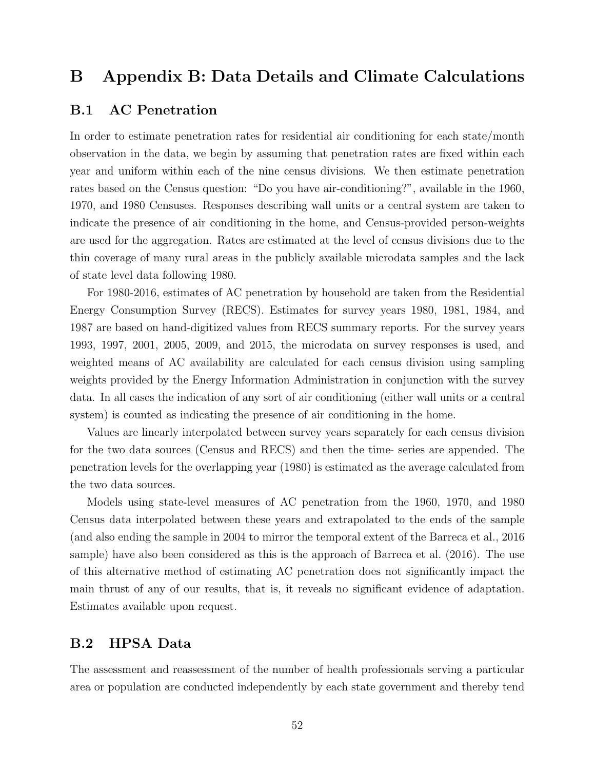# B Appendix B: Data Details and Climate Calculations

## B.1 AC Penetration

In order to estimate penetration rates for residential air conditioning for each state/month observation in the data, we begin by assuming that penetration rates are fixed within each year and uniform within each of the nine census divisions. We then estimate penetration rates based on the Census question: "Do you have air-conditioning?", available in the 1960, 1970, and 1980 Censuses. Responses describing wall units or a central system are taken to indicate the presence of air conditioning in the home, and Census-provided person-weights are used for the aggregation. Rates are estimated at the level of census divisions due to the thin coverage of many rural areas in the publicly available microdata samples and the lack of state level data following 1980.

For 1980-2016, estimates of AC penetration by household are taken from the Residential Energy Consumption Survey (RECS). Estimates for survey years 1980, 1981, 1984, and 1987 are based on hand-digitized values from RECS summary reports. For the survey years 1993, 1997, 2001, 2005, 2009, and 2015, the microdata on survey responses is used, and weighted means of AC availability are calculated for each census division using sampling weights provided by the Energy Information Administration in conjunction with the survey data. In all cases the indication of any sort of air conditioning (either wall units or a central system) is counted as indicating the presence of air conditioning in the home.

Values are linearly interpolated between survey years separately for each census division for the two data sources (Census and RECS) and then the time- series are appended. The penetration levels for the overlapping year (1980) is estimated as the average calculated from the two data sources.

Models using state-level measures of AC penetration from the 1960, 1970, and 1980 Census data interpolated between these years and extrapolated to the ends of the sample (and also ending the sample in 2004 to mirror the temporal extent of the Barreca et al., 2016 sample) have also been considered as this is the approach of Barreca et al. (2016). The use of this alternative method of estimating AC penetration does not significantly impact the main thrust of any of our results, that is, it reveals no significant evidence of adaptation. Estimates available upon request.

## B.2 HPSA Data

The assessment and reassessment of the number of health professionals serving a particular area or population are conducted independently by each state government and thereby tend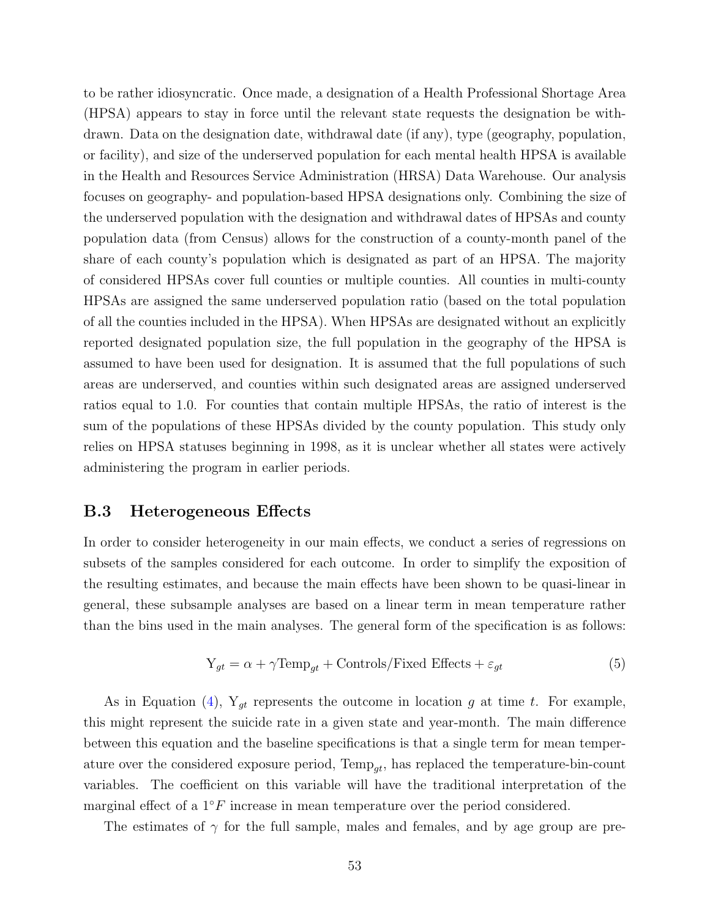to be rather idiosyncratic. Once made, a designation of a Health Professional Shortage Area (HPSA) appears to stay in force until the relevant state requests the designation be withdrawn. Data on the designation date, withdrawal date (if any), type (geography, population, or facility), and size of the underserved population for each mental health HPSA is available in the Health and Resources Service Administration (HRSA) Data Warehouse. Our analysis focuses on geography- and population-based HPSA designations only. Combining the size of the underserved population with the designation and withdrawal dates of HPSAs and county population data (from Census) allows for the construction of a county-month panel of the share of each county's population which is designated as part of an HPSA. The majority of considered HPSAs cover full counties or multiple counties. All counties in multi-county HPSAs are assigned the same underserved population ratio (based on the total population of all the counties included in the HPSA). When HPSAs are designated without an explicitly reported designated population size, the full population in the geography of the HPSA is assumed to have been used for designation. It is assumed that the full populations of such areas are underserved, and counties within such designated areas are assigned underserved ratios equal to 1.0. For counties that contain multiple HPSAs, the ratio of interest is the sum of the populations of these HPSAs divided by the county population. This study only relies on HPSA statuses beginning in 1998, as it is unclear whether all states were actively administering the program in earlier periods.

## B.3 Heterogeneous Effects

In order to consider heterogeneity in our main effects, we conduct a series of regressions on subsets of the samples considered for each outcome. In order to simplify the exposition of the resulting estimates, and because the main effects have been shown to be quasi-linear in general, these subsample analyses are based on a linear term in mean temperature rather than the bins used in the main analyses. The general form of the specification is as follows:

$$\text{Y}_{gt} = \alpha + \gamma \text{Temp}_{gt} + \text{Controls/Fixed Effects} + \varepsilon_{gt} \tag{5}$$

As in Equation (4), $\text{Y}_{gt}$ represents the outcome in location $g$ at time $t$. For example, this might represent the suicide rate in a given state and year-month. The main difference between this equation and the baseline specifications is that a single term for mean temperature over the considered exposure period, $\text{Temp}_{gt}$, has replaced the temperature-bin-count variables. The coefficient on this variable will have the traditional interpretation of the marginal effect of a $1°F$ increase in mean temperature over the period considered.

The estimates of $\gamma$ for the full sample, males and females, and by age group are pre-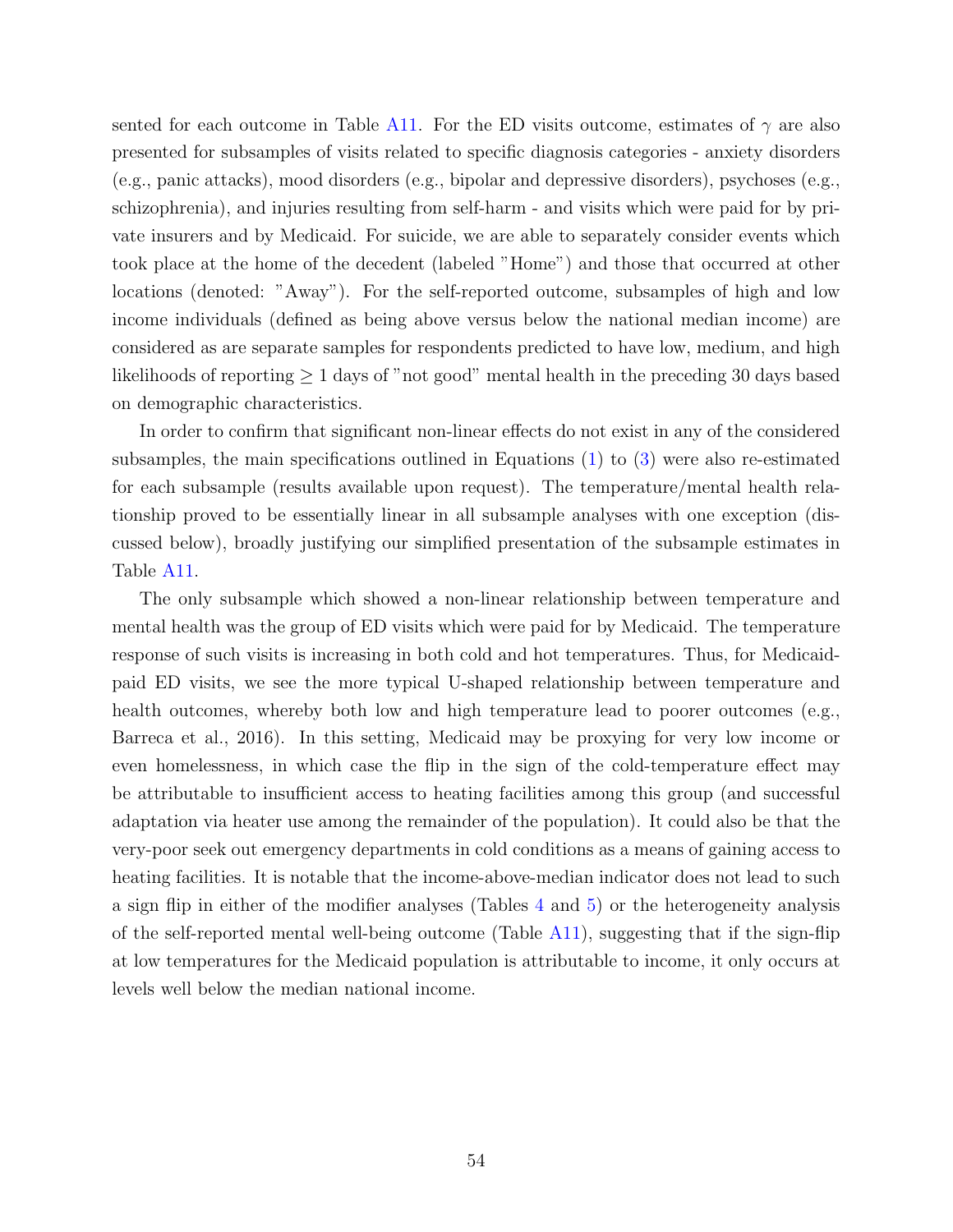sented for each outcome in Table A11. For the ED visits outcome, estimates of $\gamma$ are also presented for subsamples of visits related to specific diagnosis categories - anxiety disorders (e.g., panic attacks), mood disorders (e.g., bipolar and depressive disorders), psychoses (e.g., schizophrenia), and injuries resulting from self-harm - and visits which were paid for by private insurers and by Medicaid. For suicide, we are able to separately consider events which took place at the home of the decedent (labeled "Home") and those that occurred at other locations (denoted: "Away"). For the self-reported outcome, subsamples of high and low income individuals (defined as being above versus below the national median income) are considered as are separate samples for respondents predicted to have low, medium, and high likelihoods of reporting $\geq 1$ days of "not good" mental health in the preceding 30 days based on demographic characteristics.

In order to confirm that significant non-linear effects do not exist in any of the considered subsamples, the main specifications outlined in Equations (1) to (3) were also re-estimated for each subsample (results available upon request). The temperature/mental health relationship proved to be essentially linear in all subsample analyses with one exception (discussed below), broadly justifying our simplified presentation of the subsample estimates in Table A11.

The only subsample which showed a non-linear relationship between temperature and mental health was the group of ED visits which were paid for by Medicaid. The temperature response of such visits is increasing in both cold and hot temperatures. Thus, for Medicaid-paid ED visits, we see the more typical U-shaped relationship between temperature and health outcomes, whereby both low and high temperature lead to poorer outcomes (e.g., Barreca et al., 2016). In this setting, Medicaid may be proxying for very low income or even homelessness, in which case the flip in the sign of the cold-temperature effect may be attributable to insufficient access to heating facilities among this group (and successful adaptation via heater use among the remainder of the population). It could also be that the very-poor seek out emergency departments in cold conditions as a means of gaining access to heating facilities. It is notable that the income-above-median indicator does not lead to such a sign flip in either of the modifier analyses (Tables 4 and 5) or the heterogeneity analysis of the self-reported mental well-being outcome (Table A11), suggesting that if the sign-flip at low temperatures for the Medicaid population is attributable to income, it only occurs at levels well below the median national income.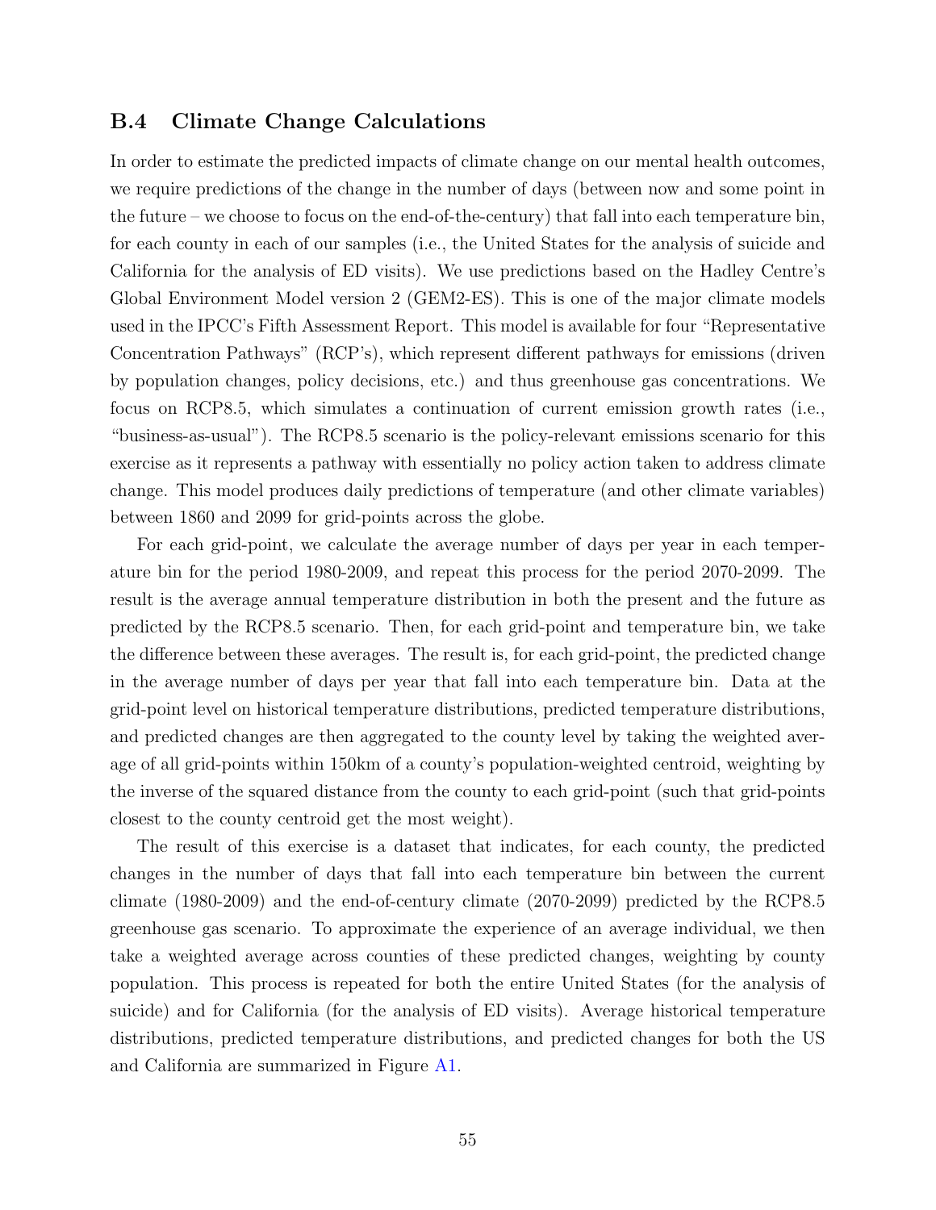## B.4 Climate Change Calculations

In order to estimate the predicted impacts of climate change on our mental health outcomes, we require predictions of the change in the number of days (between now and some point in the future – we choose to focus on the end-of-the-century) that fall into each temperature bin, for each county in each of our samples (i.e., the United States for the analysis of suicide and California for the analysis of ED visits). We use predictions based on the Hadley Centre's Global Environment Model version 2 (GEM2-ES). This is one of the major climate models used in the IPCC's Fifth Assessment Report. This model is available for four "Representative Concentration Pathways" (RCP's), which represent different pathways for emissions (driven by population changes, policy decisions, etc.) and thus greenhouse gas concentrations. We focus on RCP8.5, which simulates a continuation of current emission growth rates (i.e., "business-as-usual"). The RCP8.5 scenario is the policy-relevant emissions scenario for this exercise as it represents a pathway with essentially no policy action taken to address climate change. This model produces daily predictions of temperature (and other climate variables) between 1860 and 2099 for grid-points across the globe.

For each grid-point, we calculate the average number of days per year in each temperature bin for the period 1980-2009, and repeat this process for the period 2070-2099. The result is the average annual temperature distribution in both the present and the future as predicted by the RCP8.5 scenario. Then, for each grid-point and temperature bin, we take the difference between these averages. The result is, for each grid-point, the predicted change in the average number of days per year that fall into each temperature bin. Data at the grid-point level on historical temperature distributions, predicted temperature distributions, and predicted changes are then aggregated to the county level by taking the weighted average of all grid-points within 150km of a county's population-weighted centroid, weighting by the inverse of the squared distance from the county to each grid-point (such that grid-points closest to the county centroid get the most weight).

The result of this exercise is a dataset that indicates, for each county, the predicted changes in the number of days that fall into each temperature bin between the current climate (1980-2009) and the end-of-century climate (2070-2099) predicted by the RCP8.5 greenhouse gas scenario. To approximate the experience of an average individual, we then take a weighted average across counties of these predicted changes, weighting by county population. This process is repeated for both the entire United States (for the analysis of suicide) and for California (for the analysis of ED visits). Average historical temperature distributions, predicted temperature distributions, and predicted changes for both the US and California are summarized in Figure A1.